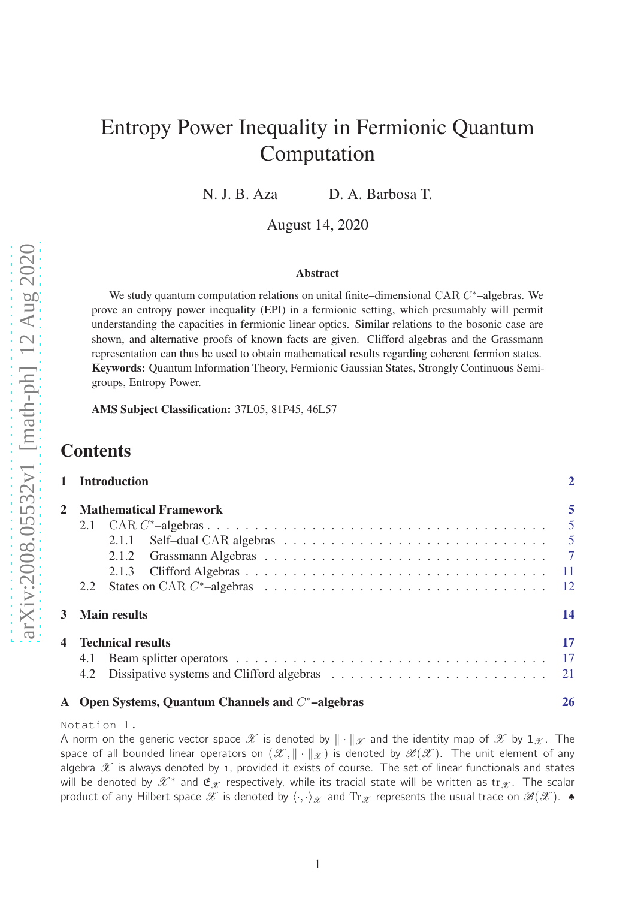# Entropy Power Inequality in Fermionic Quantum Computation

N. J. B. Aza D. A. Barbosa T.

August 14, 2020

### Abstract

We study quantum computation relations on unital finite–dimensional $\mathrm{CAR}$ $C^*$–algebras. We prove an entropy power inequality (EPI) in a fermionic setting, which presumably will permit understanding the capacities in fermionic linear optics. Similar relations to the bosonic case are shown, and alternative proofs of known facts are given. Clifford algebras and the Grassmann representation can thus be used to obtain mathematical results regarding coherent fermion states.

**Keywords:** Quantum Information Theory, Fermionic Gaussian States, Strongly Continuous Semigroups, Entropy Power.

**AMS Subject Classification:** 37L05, 81P45, 46L57

## Contents

1 **Introduction** 2

2 **Mathematical Framework** 5
- 2.1 $\mathrm{CAR}$ $C^*$–algebras 5
  - 2.1.1 Self–dual $\mathrm{CAR}$ algebras 5
  - 2.1.2 Grassmann Algebras 7
  - 2.1.3 Clifford Algebras 11
- 2.2 States on $\mathrm{CAR}$ $C^*$–algebras 12

3 **Main results** 14

4 **Technical results** 17
- 4.1 Beam splitter operators 17
- 4.2 Dissipative systems and Clifford algebras 21

A **Open Systems, Quantum Channels and $C^*$–algebras** 26

Notation 1.
A norm on the generic vector space $\mathscr{X}$ is denoted by $\|\cdot\|_{\mathscr{X}}$ and the identity map of $\mathscr{X}$ by $\mathbf{1}_{\mathscr{X}}$. The space of all bounded linear operators on $(\mathscr{X}, \|\cdot\|_{\mathscr{X}})$ is denoted by $\mathscr{B}(\mathscr{X})$. The unit element of any algebra $\mathscr{X}$ is always denoted by $\mathfrak{1}$, provided it exists of course. The set of linear functionals and states will be denoted by $\mathscr{X}^*$ and $\mathfrak{E}_{\mathscr{X}}$ respectively, while its tracial state will be written as $\mathrm{tr}_{\mathscr{X}}$. The scalar product of any Hilbert space $\mathscr{X}$ is denoted by $\langle\cdot,\cdot\rangle_{\mathscr{X}}$ and $\mathrm{Tr}_{\mathscr{X}}$ represents the usual trace on $\mathscr{B}(\mathscr{X})$. ♣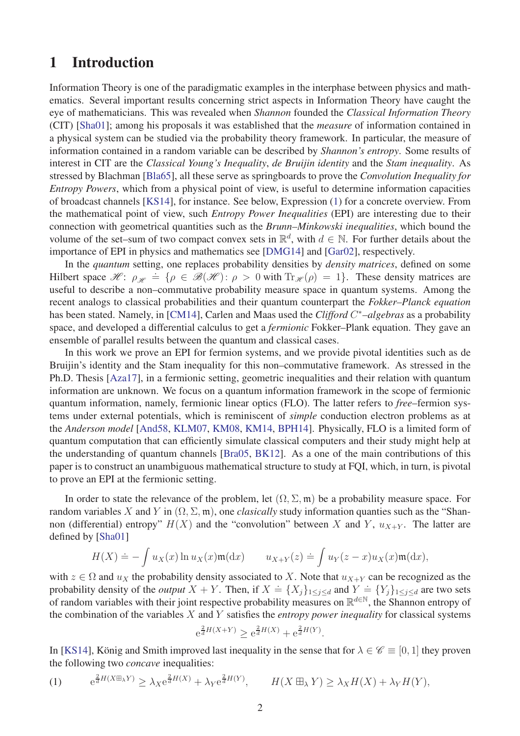# 1 Introduction

Information Theory is one of the paradigmatic examples in the interphase between physics and mathematics. Several important results concerning strict aspects in Information Theory have caught the eye of mathematicians. This was revealed when *Shannon* founded the *Classical Information Theory* (CIT) [Sha01]; among his proposals it was established that the *measure* of information contained in a physical system can be studied via the probability theory framework. In particular, the measure of information contained in a random variable can be described by *Shannon's entropy*. Some results of interest in CIT are the *Classical Young's Inequality*, *de Bruijin identity* and the *Stam inequality*. As stressed by Blachman [Bla65], all these serve as springboards to prove the *Convolution Inequality for Entropy Powers*, which from a physical point of view, is useful to determine information capacities of broadcast channels [KS14], for instance. See below, Expression (1) for a concrete overview. From the mathematical point of view, such *Entropy Power Inequalities* (EPI) are interesting due to their connection with geometrical quantities such as the *Brunn–Minkowski inequalities*, which bound the volume of the set–sum of two compact convex sets in $\mathbb{R}^d$, with $d \in \mathbb{N}$. For further details about the importance of EPI in physics and mathematics see [DMG14] and [Gar02], respectively.

In the *quantum* setting, one replaces probability densities by *density matrices*, defined on some Hilbert space $\mathscr{H}$: $\rho_{\mathscr{H}} \doteq \{\rho \in \mathscr{B}(\mathscr{H}) \colon \rho > 0 \text{ with } \mathrm{Tr}_{\mathscr{H}}(\rho) = 1\}$. These density matrices are useful to describe a non–commutative probability measure space in quantum systems. Among the recent analogs to classical probabilities and their quantum counterpart the *Fokker–Planck equation* has been stated. Namely, in [CM14], Carlen and Maas used the *Clifford* $C^*$*–algebras* as a probability space, and developed a differential calculus to get a *fermionic* Fokker–Plank equation. They gave an ensemble of parallel results between the quantum and classical cases.

In this work we prove an EPI for fermion systems, and we provide pivotal identities such as de Bruijin's identity and the Stam inequality for this non–commutative framework. As stressed in the Ph.D. Thesis [Aza17], in a fermionic setting, geometric inequalities and their relation with quantum information are unknown. We focus on a quantum information framework in the scope of fermionic quantum information, namely, fermionic linear optics (FLO). The latter refers to *free*–fermion systems under external potentials, which is reminiscent of *simple* conduction electron problems as at the *Anderson model* [And58, KLM07, KM08, KM14, BPH14]. Physically, FLO is a limited form of quantum computation that can efficiently simulate classical computers and their study might help at the understanding of quantum channels [Bra05, BK12]. As a one of the main contributions of this paper is to construct an unambiguous mathematical structure to study at FQI, which, in turn, is pivotal to prove an EPI at the fermionic setting.

In order to state the relevance of the problem, let $(\Omega, \Sigma, \mathfrak{m})$ be a probability measure space. For random variables $X$ and $Y$ in $(\Omega, \Sigma, \mathfrak{m})$, one *clasically* study information quanties such as the "Shannon (differential) entropy" $H(X)$ and the "convolution" between $X$ and $Y$, $u_{X+Y}$. The latter are defined by [Sha01]

$$H(X) \doteq -\int u_X(x) \ln u_X(x) \mathfrak{m}(\mathrm{d}x) \qquad u_{X+Y}(z) \doteq \int u_Y(z-x) u_X(x) \mathfrak{m}(\mathrm{d}x),$$

with $z \in \Omega$ and $u_X$ the probability density associated to $X$. Note that $u_{X+Y}$ can be recognized as the probability density of the *output* $X + Y$. Then, if $X \doteq \{X_j\}_{1 \le j \le d}$ and $Y \doteq \{Y_j\}_{1 \le j \le d}$ are two sets of random variables with their joint respective probability measures on $\mathbb{R}^{d \in \mathbb{N}}$, the Shannon entropy of the combination of the variables $X$ and $Y$ satisfies the *entropy power inequality* for classical systems

$$\mathrm{e}^{\frac{2}{d} H(X+Y)} \ge \mathrm{e}^{\frac{2}{d} H(X)} + \mathrm{e}^{\frac{2}{d} H(Y)}.$$

In [KS14], König and Smith improved last inequality in the sense that for $\lambda \in \mathscr{C} \equiv [0,1]$ they proven the following two *concave* inequalities:

$$\text{(1)} \qquad \mathrm{e}^{\frac{2}{d} H(X \boxplus_\lambda Y)} \ge \lambda_X \mathrm{e}^{\frac{2}{d} H(X)} + \lambda_Y \mathrm{e}^{\frac{2}{d} H(Y)}, \qquad H(X \boxplus_\lambda Y) \ge \lambda_X H(X) + \lambda_Y H(Y),$$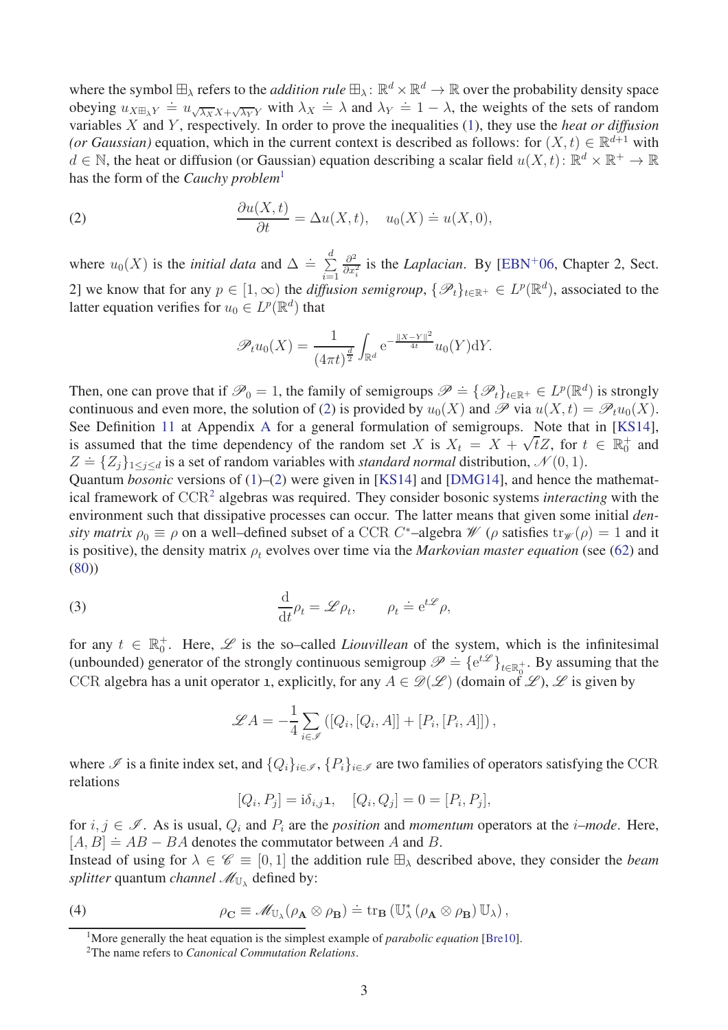where the symbol $\boxplus_\lambda$ refers to the *addition rule* $\boxplus_\lambda \colon \mathbb{R}^d \times \mathbb{R}^d \to \mathbb{R}$ over the probability density space obeying $u_{X \boxplus_\lambda Y} \doteq u_{\sqrt{\lambda_X} X + \sqrt{\lambda_Y} Y}$ with $\lambda_X \doteq \lambda$ and $\lambda_Y \doteq 1 - \lambda$, the weights of the sets of random variables $X$ and $Y$, respectively. In order to prove the inequalities (1), they use the *heat or diffusion (or Gaussian)* equation, which in the current context is described as follows: for $(X,t) \in \mathbb{R}^{d+1}$ with $d \in \mathbb{N}$, the heat or diffusion (or Gaussian) equation describing a scalar field $u(X,t) \colon \mathbb{R}^d \times \mathbb{R}^+ \to \mathbb{R}$ has the form of the *Cauchy problem*[1]

$$
\frac{\partial u(X,t)}{\partial t} = \Delta u(X,t), \quad u_0(X) \doteq u(X,0), \tag{2}
$$

where $u_0(X)$ is the *initial data* and $\Delta \doteq \sum_{i=1}^{d} \frac{\partial^2}{\partial x_i^2}$ is the *Laplacian*. By [EBN+06, Chapter 2, Sect. 2] we know that for any $p \in [1, \infty)$ the *diffusion semigroup*, $\{\mathscr{P}_t\}_{t \in \mathbb{R}^+} \in L^p(\mathbb{R}^d)$, associated to the latter equation verifies for $u_0 \in L^p(\mathbb{R}^d)$ that

$$
\mathscr{P}_t u_0(X) = \frac{1}{(4\pi t)^{\frac{d}{2}}} \int_{\mathbb{R}^d} \mathrm{e}^{-\frac{\|X-Y\|^2}{4t}} u_0(Y) \mathrm{d}Y.
$$

Then, one can prove that if $\mathscr{P}_0 = 1$, the family of semigroups $\mathscr{P} \doteq \{\mathscr{P}_t\}_{t \in \mathbb{R}^+} \in L^p(\mathbb{R}^d)$ is strongly continuous and even more, the solution of (2) is provided by $u_0(X)$ and $\mathscr{P}$ via $u(X,t) = \mathscr{P}_t u_0(X)$. See Definition 11 at Appendix A for a general formulation of semigroups. Note that in [KS14], is assumed that the time dependency of the random set $X$ is $X_t = X + \sqrt{t} Z$, for $t \in \mathbb{R}_0^+$ and $Z \doteq \{Z_j\}_{1 \le j \le d}$ is a set of random variables with *standard normal* distribution, $\mathscr{N}(0,1)$.
Quantum *bosonic* versions of (1)–(2) were given in [KS14] and [DMG14], and hence the mathematical framework of CCR[2] algebras was required. They consider bosonic systems *interacting* with the environment such that dissipative processes can occur. The latter means that given some initial *density matrix* $\rho_0 \equiv \rho$ on a well–defined subset of a CCR $C^*$–algebra $\mathscr{W}$ ($\rho$ satisfies $\mathrm{tr}_{\mathscr{W}}(\rho) = 1$ and it is positive), the density matrix $\rho_t$ evolves over time via the *Markovian master equation* (see (62) and (80))

$$
\frac{\mathrm{d}}{\mathrm{d}t} \rho_t = \mathscr{L} \rho_t, \qquad \rho_t \doteq \mathrm{e}^{t\mathscr{L}} \rho, \tag{3}
$$

for any $t \in \mathbb{R}_0^+$. Here, $\mathscr{L}$ is the so–called *Liouvillean* of the system, which is the infinitesimal (unbounded) generator of the strongly continuous semigroup $\mathscr{P} \doteq \{\mathrm{e}^{t\mathscr{L}}\}_{t \in \mathbb{R}_0^+}$. By assuming that the CCR algebra has a unit operator $\mathbb{1}$, explicitly, for any $A \in \mathscr{D}(\mathscr{L})$ (domain of $\mathscr{L}$), $\mathscr{L}$ is given by

$$
\mathscr{L} A = -\frac{1}{4} \sum_{i \in \mathscr{I}} \left( [Q_i, [Q_i, A]] + [P_i, [P_i, A]] \right),
$$

where $\mathscr{I}$ is a finite index set, and $\{Q_i\}_{i \in \mathscr{I}}$, $\{P_i\}_{i \in \mathscr{I}}$ are two families of operators satisfying the CCR relations

$$
[Q_i, P_j] = \mathrm{i}\delta_{i,j} \mathbb{1}, \quad [Q_i, Q_j] = 0 = [P_i, P_j],
$$

for $i, j \in \mathscr{I}$. As is usual, $Q_i$ and $P_i$ are the *position* and *momentum* operators at the $i$–*mode*. Here, $[A, B] \doteq AB - BA$ denotes the commutator between $A$ and $B$.
Instead of using for $\lambda \in \mathscr{C} \equiv [0,1]$ the addition rule $\boxplus_\lambda$ described above, they consider the *beam splitter* quantum *channel* $\mathscr{M}_{\mathbb{U}_\lambda}$ defined by:

$$
\rho_{\mathbf{C}} \equiv \mathscr{M}_{\mathbb{U}_\lambda}(\rho_{\mathbf{A}} \otimes \rho_{\mathbf{B}}) \doteq \mathrm{tr}_{\mathbf{B}} \left( \mathbb{U}_\lambda^* \left( \rho_{\mathbf{A}} \otimes \rho_{\mathbf{B}} \right) \mathbb{U}_\lambda \right), \tag{4}
$$

[1] More generally the heat equation is the simplest example of *parabolic equation* [Bre10].

[2] The name refers to *Canonical Commutation Relations*.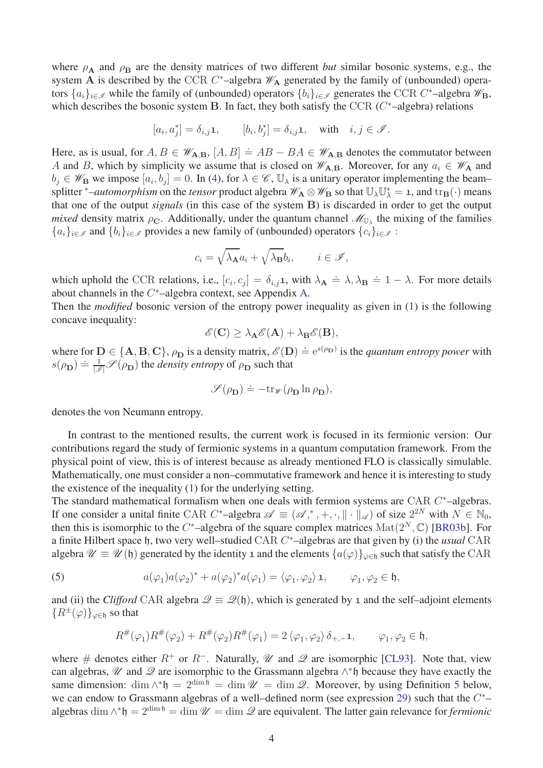where $\rho_{\mathbf{A}}$ and $\rho_{\mathbf{B}}$ are the density matrices of two different *but* similar bosonic systems, e.g., the system $\mathbf{A}$ is described by the CCR $C^*$–algebra $\mathscr{W}_{\mathbf{A}}$ generated by the family of (unbounded) operators $\{a_i\}_{i\in\mathscr{I}}$ while the family of (unbounded) operators $\{b_i\}_{i\in\mathscr{I}}$ generates the CCR $C^*$–algebra $\mathscr{W}_{\mathbf{B}}$, which describes the bosonic system $\mathbf{B}$. In fact, they both satisfy the CCR ($C^*$–algebra) relations

$$[a_i, a_j^*] = \delta_{i,j}\mathbf{1}, \qquad [b_i, b_j^*] = \delta_{i,j}\mathbf{1}, \quad \text{with} \quad i,j \in \mathscr{I}.$$

Here, as is usual, for $A, B \in \mathscr{W}_{\mathbf{A},\mathbf{B}}$, $[A,B] \doteq AB - BA \in \mathscr{W}_{\mathbf{A},\mathbf{B}}$ denotes the commutator between $A$ and $B$, which by simplicity we assume that is closed on $\mathscr{W}_{\mathbf{A},\mathbf{B}}$. Moreover, for any $a_i \in \mathscr{W}_{\mathbf{A}}$ and $b_j \in \mathscr{W}_{\mathbf{B}}$ we impose $[a_i, b_j] = 0$. In (4), for $\lambda \in \mathscr{C}$, $\mathbb{U}_\lambda$ is a unitary operator implementing the beam–splitter $^*$–*automorphism* on the *tensor* product algebra $\mathscr{W}_{\mathbf{A}} \otimes \mathscr{W}_{\mathbf{B}}$ so that $\mathbb{U}_\lambda \mathbb{U}_\lambda^* = \mathbf{1}$, and $\mathrm{tr}_{\mathbf{B}}(\cdot)$ means that one of the output *signals* (in this case of the system $\mathbf{B}$) is discarded in order to get the output *mixed* density matrix $\rho_{\mathbf{C}}$. Additionally, under the quantum channel $\mathscr{M}_{\mathbb{U}_\lambda}$ the mixing of the families $\{a_i\}_{i\in\mathscr{I}}$ and $\{b_i\}_{i\in\mathscr{I}}$ provides a new family of (unbounded) operators $\{c_i\}_{i\in\mathscr{I}}$ :

$$c_i = \sqrt{\lambda_{\mathbf{A}}}a_i + \sqrt{\lambda_{\mathbf{B}}}b_i, \qquad i \in \mathscr{I},$$

which uphold the CCR relations, i.e., $[c_i, c_j] = \delta_{i,j}\mathbf{1}$, with $\lambda_{\mathbf{A}} \doteq \lambda, \lambda_{\mathbf{B}} \doteq 1-\lambda$. For more details about channels in the $C^*$–algebra context, see Appendix A.

Then the *modified* bosonic version of the entropy power inequality as given in (1) is the following concave inequality:

$$\mathscr{E}(\mathbf{C}) \geq \lambda_{\mathbf{A}}\mathscr{E}(\mathbf{A}) + \lambda_{\mathbf{B}}\mathscr{E}(\mathbf{B}),$$

where for $\mathbf{D} \in \{\mathbf{A}, \mathbf{B}, \mathbf{C}\}$, $\rho_{\mathbf{D}}$ is a density matrix, $\mathscr{E}(\mathbf{D}) \doteq \mathrm{e}^{s(\rho_{\mathbf{D}})}$ is the *quantum entropy power* with $s(\rho_{\mathbf{D}}) \doteq \frac{1}{|\mathscr{I}|}\mathscr{S}(\rho_{\mathbf{D}})$ the *density entropy* of $\rho_{\mathbf{D}}$ such that

$$\mathscr{S}(\rho_{\mathbf{D}}) \doteq -\mathrm{tr}_{\mathscr{W}}(\rho_{\mathbf{D}} \ln \rho_{\mathbf{D}}),$$

denotes the von Neumann entropy.

In contrast to the mentioned results, the current work is focused in its fermionic version: Our contributions regard the study of fermionic systems in a quantum computation framework. From the physical point of view, this is of interest because as already mentioned FLO is classically simulable. Mathematically, one must consider a non–commutative framework and hence it is interesting to study the existence of the inequality (1) for the underlying setting.

The standard mathematical formalism when one deals with fermion systems are CAR $C^*$–algebras. If one consider a unital finite CAR $C^*$–algebra $\mathscr{A} \equiv (\mathscr{A}, ^*, +, \cdot, \|\cdot\|_{\mathscr{A}})$ of size $2^{2N}$ with $N \in \mathbb{N}_0$, then this is isomorphic to the $C^*$–algebra of the square complex matrices $\mathrm{Mat}(2^N, \mathbb{C})$ [BR03b]. For a finite Hilbert space $\mathfrak{h}$, two very well–studied CAR $C^*$–algebras are that given by (i) the *usual* CAR algebra $\mathscr{U} \equiv \mathscr{U}(\mathfrak{h})$ generated by the identity $\mathbf{1}$ and the elements $\{a(\varphi)\}_{\varphi\in\mathfrak{h}}$ such that satisfy the CAR

$$a(\varphi_1)a(\varphi_2)^* + a(\varphi_2)^* a(\varphi_1) = \langle \varphi_1, \varphi_2 \rangle \mathbf{1}, \qquad \varphi_1, \varphi_2 \in \mathfrak{h}, \tag{5}$$

and (ii) the *Clifford* CAR algebra $\mathscr{Q} \equiv \mathscr{Q}(\mathfrak{h})$, which is generated by $\mathbf{1}$ and the self–adjoint elements $\{R^{\pm}(\varphi)\}_{\varphi\in\mathfrak{h}}$ so that

$$R^{\#}(\varphi_1)R^{\#}(\varphi_2) + R^{\#}(\varphi_2)R^{\#}(\varphi_1) = 2\langle \varphi_1, \varphi_2 \rangle \delta_{+,-}\mathbf{1}, \qquad \varphi_1, \varphi_2 \in \mathfrak{h},$$

where $\#$ denotes either $R^+$ or $R^-$. Naturally, $\mathscr{U}$ and $\mathscr{Q}$ are isomorphic [CL93]. Note that, view can algebras, $\mathscr{U}$ and $\mathscr{Q}$ are isomorphic to the Grassmann algebra $\wedge^*\mathfrak{h}$ because they have exactly the same dimension: $\dim \wedge^*\mathfrak{h} = 2^{\dim \mathfrak{h}} = \dim \mathscr{U} = \dim \mathscr{Q}$. Moreover, by using Definition 5 below, we can endow to Grassmann algebras of a well–defined norm (see expression 29) such that the $C^*$–algebras $\dim \wedge^*\mathfrak{h} = 2^{\dim \mathfrak{h}} = \dim \mathscr{U} = \dim \mathscr{Q}$ are equivalent. The latter gain relevance for *fermionic*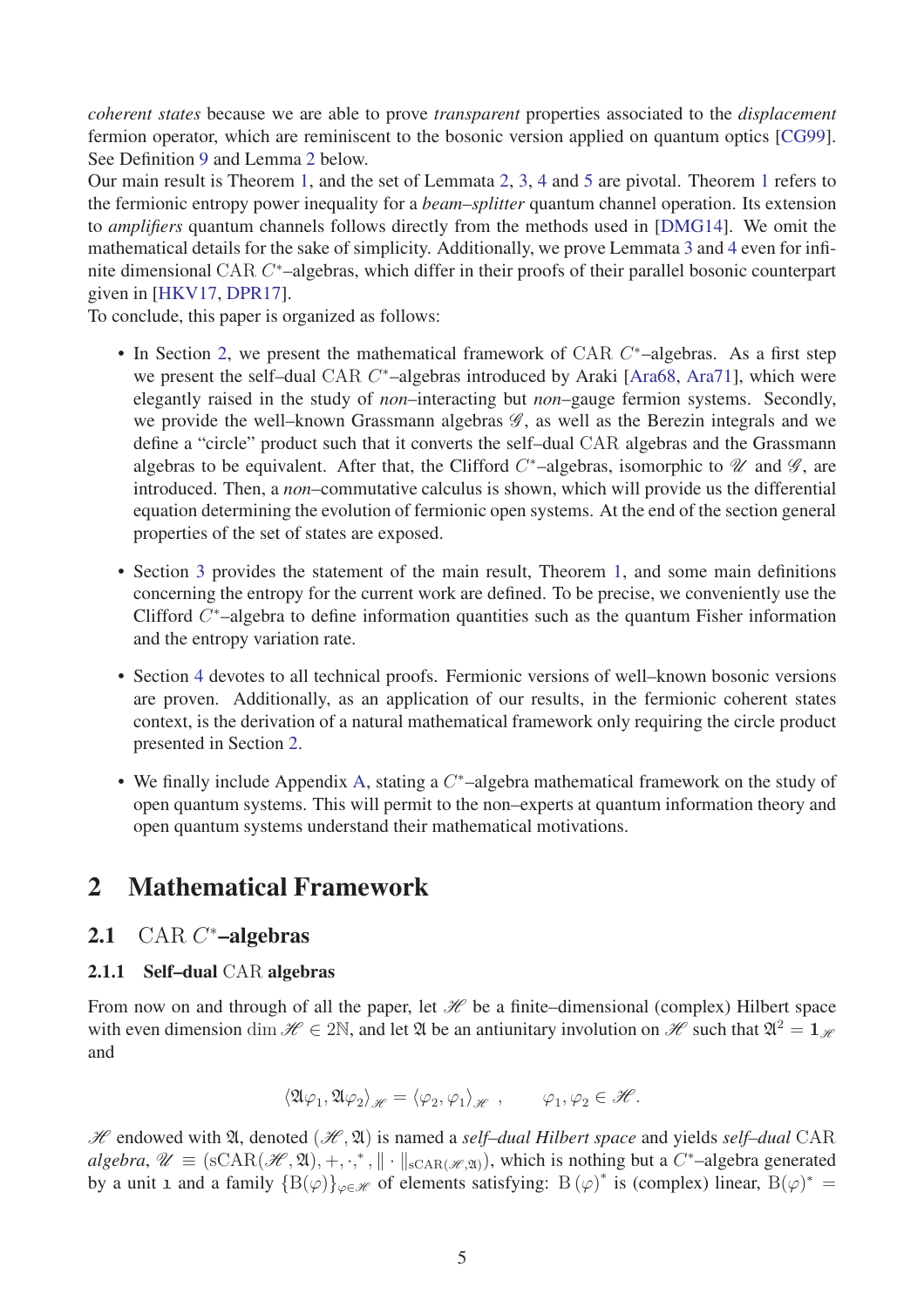*coherent states* because we are able to prove *transparent* properties associated to the *displacement* fermion operator, which are reminiscent to the bosonic version applied on quantum optics [CG99]. See Definition 9 and Lemma 2 below.

Our main result is Theorem 1, and the set of Lemmata 2, 3, 4 and 5 are pivotal. Theorem 1 refers to the fermionic entropy power inequality for a *beam–splitter* quantum channel operation. Its extension to *amplifiers* quantum channels follows directly from the methods used in [DMG14]. We omit the mathematical details for the sake of simplicity. Additionally, we prove Lemmata 3 and 4 even for infinite dimensional CAR $C^*$–algebras, which differ in their proofs of their parallel bosonic counterpart given in [HKV17, DPR17].

To conclude, this paper is organized as follows:

- In Section 2, we present the mathematical framework of CAR $C^*$–algebras. As a first step we present the self–dual CAR $C^*$–algebras introduced by Araki [Ara68, Ara71], which were elegantly raised in the study of *non*–interacting but *non*–gauge fermion systems. Secondly, we provide the well–known Grassmann algebras $\mathscr{G}$, as well as the Berezin integrals and we define a "circle" product such that it converts the self–dual CAR algebras and the Grassmann algebras to be equivalent. After that, the Clifford $C^*$–algebras, isomorphic to $\mathscr{U}$ and $\mathscr{G}$, are introduced. Then, a *non*–commutative calculus is shown, which will provide us the differential equation determining the evolution of fermionic open systems. At the end of the section general properties of the set of states are exposed.
- Section 3 provides the statement of the main result, Theorem 1, and some main definitions concerning the entropy for the current work are defined. To be precise, we conveniently use the Clifford $C^*$–algebra to define information quantities such as the quantum Fisher information and the entropy variation rate.
- Section 4 devotes to all technical proofs. Fermionic versions of well–known bosonic versions are proven. Additionally, as an application of our results, in the fermionic coherent states context, is the derivation of a natural mathematical framework only requiring the circle product presented in Section 2.
- We finally include Appendix A, stating a $C^*$–algebra mathematical framework on the study of open quantum systems. This will permit to the non–experts at quantum information theory and open quantum systems understand their mathematical motivations.

## 2 Mathematical Framework

### 2.1 CAR $C^*$–algebras

#### 2.1.1 Self–dual CAR algebras

From now on and through of all the paper, let $\mathscr{H}$ be a finite–dimensional (complex) Hilbert space with even dimension $\dim \mathscr{H} \in 2\mathbb{N}$, and let $\mathfrak{A}$ be an antiunitary involution on $\mathscr{H}$ such that $\mathfrak{A}^2 = \mathbf{1}_{\mathscr{H}}$ and

$$
\langle \mathfrak{A}\varphi_1, \mathfrak{A}\varphi_2 \rangle_{\mathscr{H}} = \langle \varphi_2, \varphi_1 \rangle_{\mathscr{H}} \ , \qquad \varphi_1, \varphi_2 \in \mathscr{H} .
$$

$\mathscr{H}$ endowed with $\mathfrak{A}$, denoted $(\mathscr{H}, \mathfrak{A})$ is named a *self–dual Hilbert space* and yields *self–dual* CAR *algebra*, $\mathscr{U} \equiv (\mathrm{sCAR}(\mathscr{H}, \mathfrak{A}), +, \cdot, ^*, \| \cdot \|_{\mathrm{sCAR}(\mathscr{H},\mathfrak{A})})$, which is nothing but a $C^*$–algebra generated by a unit $\mathbb{1}$ and a family $\{\mathrm{B}(\varphi)\}_{\varphi \in \mathscr{H}}$ of elements satisfying: $\mathrm{B}(\varphi)^*$ is (complex) linear, $\mathrm{B}(\varphi)^* =$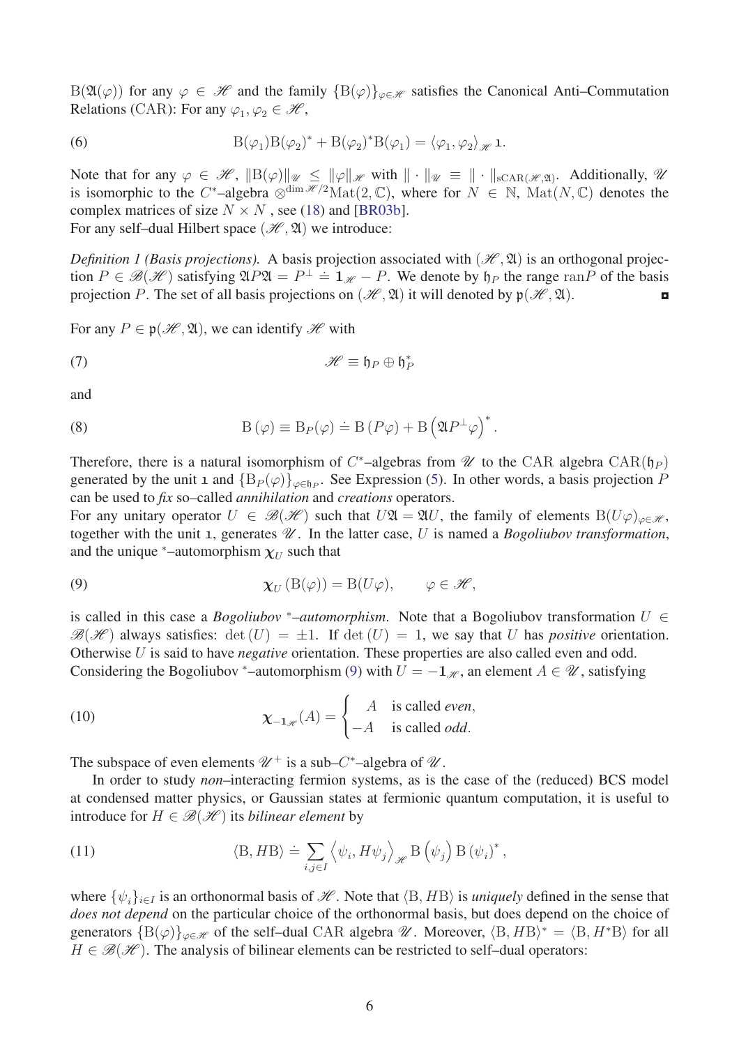$\mathrm{B}(\mathfrak{A}(\varphi))$ for any $\varphi \in \mathscr{H}$ and the family $\{\mathrm{B}(\varphi)\}_{\varphi\in\mathscr{H}}$ satisfies the Canonical Anti–Commutation Relations (CAR): For any $\varphi_1, \varphi_2 \in \mathscr{H}$,

$$\mathrm{B}(\varphi_1)\mathrm{B}(\varphi_2)^* + \mathrm{B}(\varphi_2)^*\mathrm{B}(\varphi_1) = \langle \varphi_1, \varphi_2 \rangle_{\mathscr{H}} \mathbf{1}. \tag{6}$$

Note that for any $\varphi \in \mathscr{H}$, $\|\mathrm{B}(\varphi)\|_{\mathscr{U}} \leq \|\varphi\|_{\mathscr{H}}$ with $\|\cdot\|_{\mathscr{U}} \equiv \|\cdot\|_{\mathrm{sCAR}(\mathscr{H},\mathfrak{A})}$. Additionally, $\mathscr{U}$ is isomorphic to the $C^*$–algebra $\otimes^{\dim \mathscr{H}/2}\mathrm{Mat}(2,\mathbb{C})$, where for $N \in \mathbb{N}$, $\mathrm{Mat}(N,\mathbb{C})$ denotes the complex matrices of size $N \times N$ , see (18) and [BR03b].
For any self–dual Hilbert space $(\mathscr{H},\mathfrak{A})$ we introduce:

*Definition 1 (Basis projections).* A basis projection associated with $(\mathscr{H},\mathfrak{A})$ is an orthogonal projection $P \in \mathscr{B}(\mathscr{H})$ satisfying $\mathfrak{A}P\mathfrak{A} = P^\perp \doteq \mathbf{1}_{\mathscr{H}} - P$. We denote by $\mathfrak{h}_P$ the range $\mathrm{ran}P$ of the basis projection $P$. The set of all basis projections on $(\mathscr{H},\mathfrak{A})$ it will denoted by $\mathfrak{p}(\mathscr{H},\mathfrak{A})$. ◘

For any $P \in \mathfrak{p}(\mathscr{H},\mathfrak{A})$, we can identify $\mathscr{H}$ with

$$\mathscr{H} \equiv \mathfrak{h}_P \oplus \mathfrak{h}_P^* \tag{7}$$

and

$$\mathrm{B}(\varphi) \equiv \mathrm{B}_P(\varphi) \doteq \mathrm{B}(P\varphi) + \mathrm{B}\left(\mathfrak{A}P^\perp\varphi\right)^*. \tag{8}$$

Therefore, there is a natural isomorphism of $C^*$–algebras from $\mathscr{U}$ to the CAR algebra $\mathrm{CAR}(\mathfrak{h}_P)$ generated by the unit $\mathbf{1}$ and $\{\mathrm{B}_P(\varphi)\}_{\varphi\in\mathfrak{h}_P}$. See Expression (5). In other words, a basis projection $P$ can be used to *fix* so–called *annihilation* and *creations* operators.
For any unitary operator $U \in \mathscr{B}(\mathscr{H})$ such that $U\mathfrak{A} = \mathfrak{A}U$, the family of elements $\mathrm{B}(U\varphi)_{\varphi\in\mathscr{H}}$, together with the unit $\mathbf{1}$, generates $\mathscr{U}$. In the latter case, $U$ is named a *Bogoliubov transformation*, and the unique $^*$–automorphism $\boldsymbol{\chi}_U$ such that

$$\boldsymbol{\chi}_U(\mathrm{B}(\varphi)) = \mathrm{B}(U\varphi), \qquad \varphi \in \mathscr{H}, \tag{9}$$

is called in this case a *Bogoliubov $^*$–automorphism*. Note that a Bogoliubov transformation $U \in \mathscr{B}(\mathscr{H})$ always satisfies: $\det(U) = \pm 1$. If $\det(U) = 1$, we say that $U$ has *positive* orientation. Otherwise $U$ is said to have *negative* orientation. These properties are also called even and odd.
Considering the Bogoliubov $^*$–automorphism (9) with $U = -\mathbf{1}_{\mathscr{H}}$, an element $A \in \mathscr{U}$, satisfying

$$\boldsymbol{\chi}_{-\mathbf{1}_{\mathscr{H}}}(A) = \begin{cases} A & \text{is called } \textit{even}, \\ -A & \text{is called } \textit{odd}. \end{cases} \tag{10}$$

The subspace of even elements $\mathscr{U}^+$ is a sub–$C^*$–algebra of $\mathscr{U}$.

In order to study *non*–interacting fermion systems, as is the case of the (reduced) BCS model at condensed matter physics, or Gaussian states at fermionic quantum computation, it is useful to introduce for $H \in \mathscr{B}(\mathscr{H})$ its *bilinear element* by

$$\langle \mathrm{B}, H\mathrm{B} \rangle \doteq \sum_{i,j\in I} \left\langle \psi_i, H\psi_j \right\rangle_{\mathscr{H}} \mathrm{B}\left(\psi_j\right) \mathrm{B}\left(\psi_i\right)^*, \tag{11}$$

where $\{\psi_i\}_{i\in I}$ is an orthonormal basis of $\mathscr{H}$. Note that $\langle \mathrm{B}, H\mathrm{B} \rangle$ is *uniquely* defined in the sense that *does not depend* on the particular choice of the orthonormal basis, but does depend on the choice of generators $\{\mathrm{B}(\varphi)\}_{\varphi\in\mathscr{H}}$ of the self–dual CAR algebra $\mathscr{U}$. Moreover, $\langle \mathrm{B}, H\mathrm{B} \rangle^* = \langle \mathrm{B}, H^*\mathrm{B} \rangle$ for all $H \in \mathscr{B}(\mathscr{H})$. The analysis of bilinear elements can be restricted to self–dual operators: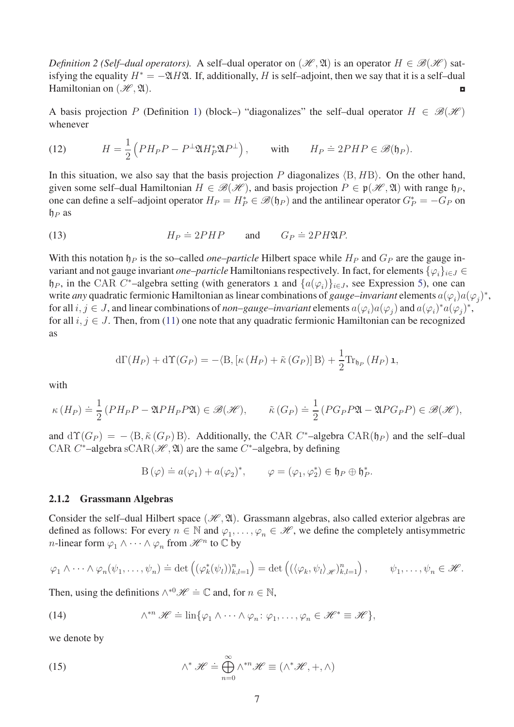*Definition 2 (Self–dual operators).* A self–dual operator on $(\mathscr{H},\mathfrak{A})$ is an operator $H \in \mathscr{B}(\mathscr{H})$ satisfying the equality $H^* = -\mathfrak{A}H\mathfrak{A}$. If, additionally, $H$ is self–adjoint, then we say that it is a self–dual Hamiltonian on $(\mathscr{H},\mathfrak{A})$. ◘

A basis projection $P$ (Definition 1) (block–) "diagonalizes" the self–dual operator $H \in \mathscr{B}(\mathscr{H})$ whenever

$$H = \frac{1}{2}\left(PH_P P - P^{\perp}\mathfrak{A}H_P^*\mathfrak{A}P^{\perp}\right), \qquad \text{with} \qquad H_P \doteq 2PHP \in \mathscr{B}(\mathfrak{h}_P). \tag{12}$$

In this situation, we also say that the basis projection $P$ diagonalizes $\langle \mathrm{B}, H\mathrm{B}\rangle$. On the other hand, given some self–dual Hamiltonian $H \in \mathscr{B}(\mathscr{H})$, and basis projection $P \in \mathfrak{p}(\mathscr{H},\mathfrak{A})$ with range $\mathfrak{h}_P$, one can define a self–adjoint operator $H_P = H_P^* \in \mathscr{B}(\mathfrak{h}_P)$ and the antilinear operator $G_P^* = -G_P$ on $\mathfrak{h}_P$ as

$$H_P \doteq 2PHP \qquad \text{and} \qquad G_P \doteq 2PH\mathfrak{A}P. \tag{13}$$

With this notation $\mathfrak{h}_P$ is the so–called *one–particle* Hilbert space while $H_P$ and $G_P$ are the gauge invariant and not gauge invariant *one–particle* Hamiltonians respectively. In fact, for elements $\{\varphi_i\}_{i\in J} \in \mathfrak{h}_P$, in the CAR $C^*$–algebra setting (with generators $\mathbb{1}$ and $\{a(\varphi_i)\}_{i\in J}$, see Expression 5), one can write *any* quadratic fermionic Hamiltonian as linear combinations of *gauge–invariant* elements $a(\varphi_i)a(\varphi_j)^*$, for all $i,j \in J$, and linear combinations of *non–gauge–invariant* elements $a(\varphi_i)a(\varphi_j)$ and $a(\varphi_i)^*a(\varphi_j)^*$, for all $i,j\in J$. Then, from (11) one note that any quadratic fermionic Hamiltonian can be recognized as

$$\mathrm{d}\Gamma(H_P) + \mathrm{d}\Upsilon(G_P) = -\langle \mathrm{B}, [\kappa(H_P) + \tilde{\kappa}(G_P)]\,\mathrm{B}\rangle + \frac{1}{2}\mathrm{Tr}_{\mathfrak{h}_P}(H_P)\,\mathbb{1},$$

with

$$\kappa(H_P) \doteq \frac{1}{2}\left(PH_P P - \mathfrak{A}PH_P P\mathfrak{A}\right) \in \mathscr{B}(\mathscr{H}), \qquad \tilde{\kappa}(G_P) \doteq \frac{1}{2}\left(PG_P P\mathfrak{A} - \mathfrak{A}PG_P P\right) \in \mathscr{B}(\mathscr{H}),$$

and $\mathrm{d}\Upsilon(G_P) = -\langle \mathrm{B}, \tilde{\kappa}(G_P)\,\mathrm{B}\rangle$. Additionally, the CAR $C^*$–algebra $\mathrm{CAR}(\mathfrak{h}_P)$ and the self–dual CAR $C^*$–algebra $\mathrm{sCAR}(\mathscr{H},\mathfrak{A})$ are the same $C^*$–algebra, by defining

$$\mathrm{B}(\varphi) \doteq a(\varphi_1) + a(\varphi_2)^*, \qquad \varphi = (\varphi_1, \varphi_2^*) \in \mathfrak{h}_P \oplus \mathfrak{h}_P^*.$$

### 2.1.2 Grassmann Algebras

Consider the self–dual Hilbert space $(\mathscr{H},\mathfrak{A})$. Grassmann algebras, also called exterior algebras are defined as follows: For every $n \in \mathbb{N}$ and $\varphi_1,\ldots,\varphi_n \in \mathscr{H}$, we define the completely antisymmetric $n$-linear form $\varphi_1 \wedge \cdots \wedge \varphi_n$ from $\mathscr{H}^n$ to $\mathbb{C}$ by

$$\varphi_1 \wedge \cdots \wedge \varphi_n(\psi_1,\ldots,\psi_n) \doteq \det\left((\varphi_k^*(\psi_l))_{k,l=1}^n\right) = \det\left((\langle \varphi_k, \psi_l\rangle_{\mathscr{H}})_{k,l=1}^n\right), \qquad \psi_1,\ldots,\psi_n \in \mathscr{H}.$$

Then, using the definitions $\wedge^{*0}\mathscr{H} \doteq \mathbb{C}$ and, for $n \in \mathbb{N}$,

$$\wedge^{*n}\,\mathscr{H} \doteq \mathrm{lin}\{\varphi_1 \wedge \cdots \wedge \varphi_n \colon \varphi_1,\ldots,\varphi_n \in \mathscr{H}^* \equiv \mathscr{H}\}, \tag{14}$$

we denote by

$$\wedge^*\,\mathscr{H} \doteq \bigoplus_{n=0}^{\infty} \wedge^{*n}\mathscr{H} \equiv (\wedge^*\mathscr{H}, +, \wedge) \tag{15}$$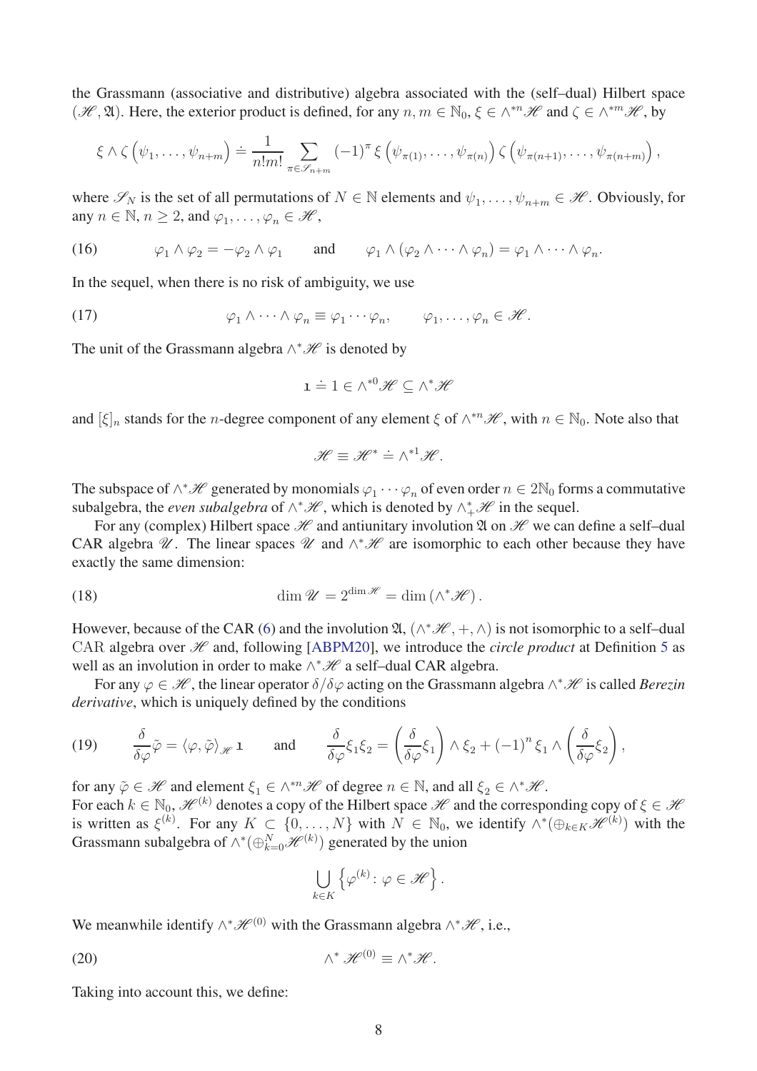the Grassmann (associative and distributive) algebra associated with the (self–dual) Hilbert space $(\mathscr{H}, \mathfrak{A})$. Here, the exterior product is defined, for any $n, m \in \mathbb{N}_0$, $\xi \in \wedge^{*n}\mathscr{H}$ and $\zeta \in \wedge^{*m}\mathscr{H}$, by

$$\xi \wedge \zeta \left(\psi_1, \ldots, \psi_{n+m}\right) \doteq \frac{1}{n!m!} \sum_{\pi \in \mathscr{S}_{n+m}} (-1)^{\pi} \xi\left(\psi_{\pi(1)}, \ldots, \psi_{\pi(n)}\right) \zeta\left(\psi_{\pi(n+1)}, \ldots, \psi_{\pi(n+m)}\right),$$

where $\mathscr{S}_N$ is the set of all permutations of $N \in \mathbb{N}$ elements and $\psi_1, \ldots, \psi_{n+m} \in \mathscr{H}$. Obviously, for any $n \in \mathbb{N}$, $n \geq 2$, and $\varphi_1, \ldots, \varphi_n \in \mathscr{H}$,

$$\varphi_1 \wedge \varphi_2 = -\varphi_2 \wedge \varphi_1 \qquad \text{and} \qquad \varphi_1 \wedge (\varphi_2 \wedge \cdots \wedge \varphi_n) = \varphi_1 \wedge \cdots \wedge \varphi_n. \tag{16}$$

In the sequel, when there is no risk of ambiguity, we use

$$\varphi_1 \wedge \cdots \wedge \varphi_n \equiv \varphi_1 \cdots \varphi_n, \qquad \varphi_1, \ldots, \varphi_n \in \mathscr{H}. \tag{17}$$

The unit of the Grassmann algebra $\wedge^*\mathscr{H}$ is denoted by

$$\mathbb{1} \doteq 1 \in \wedge^{*0}\mathscr{H} \subseteq \wedge^*\mathscr{H}$$

and $[\xi]_n$ stands for the $n$-degree component of any element $\xi$ of $\wedge^{*n}\mathscr{H}$, with $n \in \mathbb{N}_0$. Note also that

$$\mathscr{H} \equiv \mathscr{H}^* \doteq \wedge^{*1}\mathscr{H}.$$

The subspace of $\wedge^*\mathscr{H}$ generated by monomials $\varphi_1 \cdots \varphi_n$ of even order $n \in 2\mathbb{N}_0$ forms a commutative subalgebra, the *even subalgebra* of $\wedge^*\mathscr{H}$, which is denoted by $\wedge^*_+\mathscr{H}$ in the sequel.

For any (complex) Hilbert space $\mathscr{H}$ and antiunitary involution $\mathfrak{A}$ on $\mathscr{H}$ we can define a self–dual CAR algebra $\mathscr{U}$. The linear spaces $\mathscr{U}$ and $\wedge^*\mathscr{H}$ are isomorphic to each other because they have exactly the same dimension:

$$\dim \mathscr{U} = 2^{\dim \mathscr{H}} = \dim\left(\wedge^*\mathscr{H}\right). \tag{18}$$

However, because of the CAR (6) and the involution $\mathfrak{A}$, $(\wedge^*\mathscr{H}, +, \wedge)$ is not isomorphic to a self–dual CAR algebra over $\mathscr{H}$ and, following [ABPM20], we introduce the *circle product* at Definition 5 as well as an involution in order to make $\wedge^*\mathscr{H}$ a self–dual CAR algebra.

For any $\varphi \in \mathscr{H}$, the linear operator $\delta/\delta\varphi$ acting on the Grassmann algebra $\wedge^*\mathscr{H}$ is called *Berezin derivative*, which is uniquely defined by the conditions

$$\frac{\delta}{\delta\varphi}\tilde{\varphi} = \langle \varphi, \tilde{\varphi} \rangle_{\mathscr{H}} \mathbb{1} \qquad \text{and} \qquad \frac{\delta}{\delta\varphi}\xi_1\xi_2 = \left(\frac{\delta}{\delta\varphi}\xi_1\right) \wedge \xi_2 + (-1)^n \xi_1 \wedge \left(\frac{\delta}{\delta\varphi}\xi_2\right), \tag{19}$$

for any $\tilde{\varphi} \in \mathscr{H}$ and element $\xi_1 \in \wedge^{*n}\mathscr{H}$ of degree $n \in \mathbb{N}$, and all $\xi_2 \in \wedge^*\mathscr{H}$.
For each $k \in \mathbb{N}_0$, $\mathscr{H}^{(k)}$ denotes a copy of the Hilbert space $\mathscr{H}$ and the corresponding copy of $\xi \in \mathscr{H}$ is written as $\xi^{(k)}$. For any $K \subset \{0, \ldots, N\}$ with $N \in \mathbb{N}_0$, we identify $\wedge^*(\oplus_{k\in K}\mathscr{H}^{(k)})$ with the Grassmann subalgebra of $\wedge^*(\oplus_{k=0}^N \mathscr{H}^{(k)})$ generated by the union

$$\bigcup_{k\in K} \left\{\varphi^{(k)} \colon \varphi \in \mathscr{H}\right\}.$$

We meanwhile identify $\wedge^*\mathscr{H}^{(0)}$ with the Grassmann algebra $\wedge^*\mathscr{H}$, i.e.,

$$\wedge^* \mathscr{H}^{(0)} \equiv \wedge^*\mathscr{H}. \tag{20}$$

Taking into account this, we define: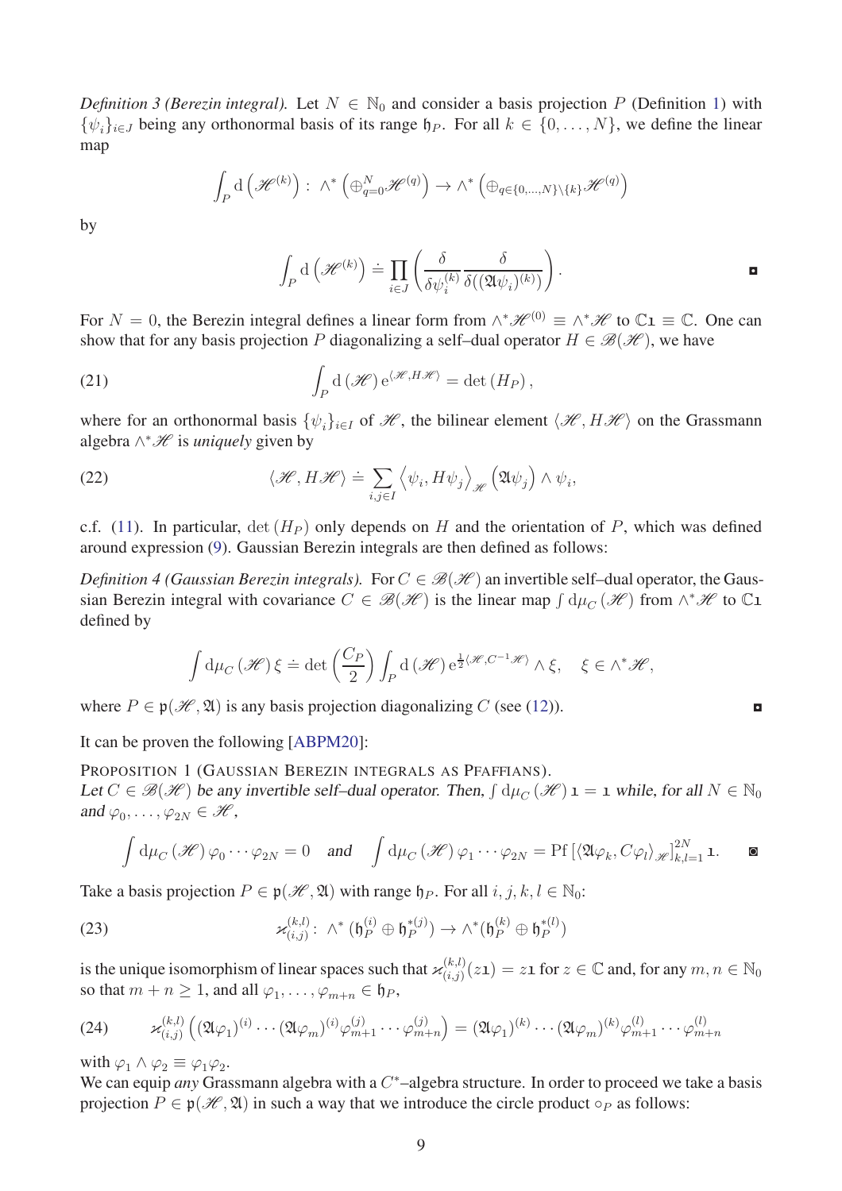*Definition 3 (Berezin integral).* Let $N \in \mathbb{N}_0$ and consider a basis projection $P$ (Definition 1) with $\{\psi_i\}_{i\in J}$ being any orthonormal basis of its range $\mathfrak{h}_P$. For all $k \in \{0, \ldots, N\}$, we define the linear map

$$\int_P \mathrm{d}\left(\mathscr{H}^{(k)}\right) : \wedge^* \left(\oplus_{q=0}^N \mathscr{H}^{(q)}\right) \to \wedge^* \left(\oplus_{q\in\{0,\ldots,N\}\setminus\{k\}} \mathscr{H}^{(q)}\right)$$

by

$$\int_P \mathrm{d}\left(\mathscr{H}^{(k)}\right) \doteq \prod_{i\in J} \left( \frac{\delta}{\delta \psi_i^{(k)}} \frac{\delta}{\delta((\mathfrak{A}\psi_i)^{(k)})} \right).$$

For $N = 0$, the Berezin integral defines a linear form from $\wedge^*\mathscr{H}^{(0)} \equiv \wedge^*\mathscr{H}$ to $\mathbb{C}\mathfrak{1} \equiv \mathbb{C}$. One can show that for any basis projection $P$ diagonalizing a self–dual operator $H \in \mathscr{B}(\mathscr{H})$, we have

$$\int_P \mathrm{d}\left(\mathscr{H}\right) \mathrm{e}^{\langle \mathscr{H}, H\mathscr{H}\rangle} = \det\left(H_P\right), \tag{21}$$

where for an orthonormal basis $\{\psi_i\}_{i\in I}$ of $\mathscr{H}$, the bilinear element $\langle \mathscr{H}, H\mathscr{H}\rangle$ on the Grassmann algebra $\wedge^*\mathscr{H}$ is *uniquely* given by

$$\langle \mathscr{H}, H\mathscr{H}\rangle \doteq \sum_{i,j\in I} \left\langle \psi_i, H\psi_j \right\rangle_{\mathscr{H}} \left(\mathfrak{A}\psi_j\right) \wedge \psi_i, \tag{22}$$

c.f. (11). In particular, $\det\left(H_P\right)$ only depends on $H$ and the orientation of $P$, which was defined around expression (9). Gaussian Berezin integrals are then defined as follows:

*Definition 4 (Gaussian Berezin integrals).* For $C \in \mathscr{B}(\mathscr{H})$ an invertible self–dual operator, the Gaussian Berezin integral with covariance $C \in \mathscr{B}(\mathscr{H})$ is the linear map $\int \mathrm{d}\mu_C\left(\mathscr{H}\right)$ from $\wedge^*\mathscr{H}$ to $\mathbb{C}\mathfrak{1}$ defined by

$$\int \mathrm{d}\mu_C\left(\mathscr{H}\right) \xi \doteq \det\left(\frac{C_P}{2}\right) \int_P \mathrm{d}\left(\mathscr{H}\right) \mathrm{e}^{\frac{1}{2}\langle \mathscr{H}, C^{-1}\mathscr{H}\rangle} \wedge \xi, \quad \xi \in \wedge^*\mathscr{H},$$

where $P \in \mathfrak{p}(\mathscr{H}, \mathfrak{A})$ is any basis projection diagonalizing $C$ (see (12)).

It can be proven the following [ABPM20]:

PROPOSITION 1 (GAUSSIAN BEREZIN INTEGRALS AS PFAFFIANS).
*Let $C \in \mathscr{B}(\mathscr{H})$ be any invertible self–dual operator. Then, $\int \mathrm{d}\mu_C\left(\mathscr{H}\right) \mathfrak{1} = \mathfrak{1}$ while, for all $N \in \mathbb{N}_0$ and $\varphi_0, \ldots, \varphi_{2N} \in \mathscr{H}$,*

$$\int \mathrm{d}\mu_C\left(\mathscr{H}\right) \varphi_0 \cdots \varphi_{2N} = 0 \quad \text{and} \quad \int \mathrm{d}\mu_C\left(\mathscr{H}\right) \varphi_1 \cdots \varphi_{2N} = \mathrm{Pf}\left[\langle \mathfrak{A}\varphi_k, C\varphi_l\rangle_{\mathscr{H}}\right]_{k,l=1}^{2N} \mathfrak{1}.$$

Take a basis projection $P \in \mathfrak{p}(\mathscr{H}, \mathfrak{A})$ with range $\mathfrak{h}_P$. For all $i, j, k, l \in \mathbb{N}_0$:

$$\varkappa_{(i,j)}^{(k,l)} : \wedge^* \left(\mathfrak{h}_P^{(i)} \oplus \mathfrak{h}_P^{*(j)}\right) \to \wedge^* \left(\mathfrak{h}_P^{(k)} \oplus \mathfrak{h}_P^{*(l)}\right) \tag{23}$$

is the unique isomorphism of linear spaces such that $\varkappa_{(i,j)}^{(k,l)}(z\mathfrak{1}) = z\mathfrak{1}$ for $z \in \mathbb{C}$ and, for any $m, n \in \mathbb{N}_0$ so that $m + n \geq 1$, and all $\varphi_1, \ldots, \varphi_{m+n} \in \mathfrak{h}_P$,

$$\varkappa_{(i,j)}^{(k,l)}\left((\mathfrak{A}\varphi_1)^{(i)} \cdots (\mathfrak{A}\varphi_m)^{(i)} \varphi_{m+1}^{(j)} \cdots \varphi_{m+n}^{(j)}\right) = (\mathfrak{A}\varphi_1)^{(k)} \cdots (\mathfrak{A}\varphi_m)^{(k)} \varphi_{m+1}^{(l)} \cdots \varphi_{m+n}^{(l)} \tag{24}$$

with $\varphi_1 \wedge \varphi_2 \equiv \varphi_1\varphi_2$.

We can equip *any* Grassmann algebra with a $C^*$–algebra structure. In order to proceed we take a basis projection $P \in \mathfrak{p}(\mathscr{H}, \mathfrak{A})$ in such a way that we introduce the circle product $\circ_P$ as follows: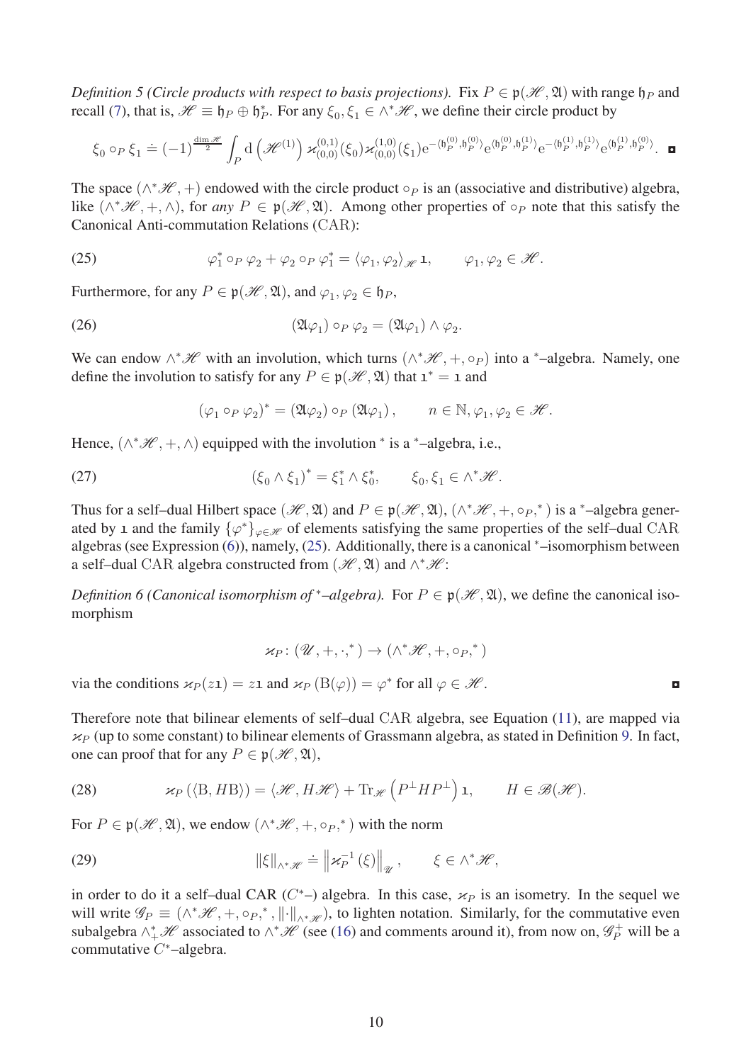*Definition 5 (Circle products with respect to basis projections).* Fix $P \in \mathfrak{p}(\mathscr{H},\mathfrak{A})$ with range $\mathfrak{h}_P$ and recall (7), that is, $\mathscr{H} \equiv \mathfrak{h}_P \oplus \mathfrak{h}_P^*$. For any $\xi_0, \xi_1 \in \wedge^* \mathscr{H}$, we define their circle product by

$$\xi_0 \circ_P \xi_1 \doteq (-1)^{\frac{\dim \mathscr{H}}{2}} \int_P \mathrm{d}\left(\mathscr{H}^{(1)}\right) \varkappa^{(0,1)}_{(0,0)}(\xi_0) \varkappa^{(1,0)}_{(0,0)}(\xi_1) \mathrm{e}^{-\langle \mathfrak{h}_P^{(0)}, \mathfrak{h}_P^{(0)} \rangle} \mathrm{e}^{\langle \mathfrak{h}_P^{(0)}, \mathfrak{h}_P^{(1)} \rangle} \mathrm{e}^{-\langle \mathfrak{h}_P^{(1)}, \mathfrak{h}_P^{(1)} \rangle} \mathrm{e}^{\langle \mathfrak{h}_P^{(1)}, \mathfrak{h}_P^{(0)} \rangle}.$$

The space $(\wedge^* \mathscr{H}, +)$ endowed with the circle product $\circ_P$ is an (associative and distributive) algebra, like $(\wedge^* \mathscr{H}, +, \wedge)$, for *any* $P \in \mathfrak{p}(\mathscr{H},\mathfrak{A})$. Among other properties of $\circ_P$ note that this satisfy the Canonical Anti-commutation Relations (CAR):

$$\varphi_1^* \circ_P \varphi_2 + \varphi_2 \circ_P \varphi_1^* = \langle \varphi_1, \varphi_2 \rangle_{\mathscr{H}} \mathfrak{1}, \qquad \varphi_1, \varphi_2 \in \mathscr{H}. \tag{25}$$

Furthermore, for any $P \in \mathfrak{p}(\mathscr{H},\mathfrak{A})$, and $\varphi_1, \varphi_2 \in \mathfrak{h}_P$,

$$(\mathfrak{A}\varphi_1) \circ_P \varphi_2 = (\mathfrak{A}\varphi_1) \wedge \varphi_2. \tag{26}$$

We can endow $\wedge^* \mathscr{H}$ with an involution, which turns $(\wedge^* \mathscr{H}, +, \circ_P)$ into a $^*$–algebra. Namely, one define the involution to satisfy for any $P \in \mathfrak{p}(\mathscr{H},\mathfrak{A})$ that $\mathfrak{1}^* = \mathfrak{1}$ and

$$(\varphi_1 \circ_P \varphi_2)^* = (\mathfrak{A}\varphi_2) \circ_P (\mathfrak{A}\varphi_1), \qquad n \in \mathbb{N}, \varphi_1, \varphi_2 \in \mathscr{H}.$$

Hence, $(\wedge^* \mathscr{H}, +, \wedge)$ equipped with the involution $^*$ is a $^*$–algebra, i.e.,

$$(\xi_0 \wedge \xi_1)^* = \xi_1^* \wedge \xi_0^*, \qquad \xi_0, \xi_1 \in \wedge^* \mathscr{H}. \tag{27}$$

Thus for a self–dual Hilbert space $(\mathscr{H},\mathfrak{A})$ and $P \in \mathfrak{p}(\mathscr{H},\mathfrak{A})$, $(\wedge^* \mathscr{H}, +, \circ_P, ^*)$ is a $^*$–algebra generated by $\mathfrak{1}$ and the family $\{\varphi^*\}_{\varphi \in \mathscr{H}}$ of elements satisfying the same properties of the self–dual CAR algebras (see Expression (6)), namely, (25). Additionally, there is a canonical $^*$–isomorphism between a self–dual CAR algebra constructed from $(\mathscr{H},\mathfrak{A})$ and $\wedge^* \mathscr{H}$:

*Definition 6 (Canonical isomorphism of $^*$–algebra).* For $P \in \mathfrak{p}(\mathscr{H},\mathfrak{A})$, we define the canonical isomorphism

$$\varkappa_P \colon (\mathscr{U}, +, \cdot, ^*) \to (\wedge^* \mathscr{H}, +, \circ_P, ^*)$$

via the conditions $\varkappa_P(z\mathfrak{1}) = z\mathfrak{1}$ and $\varkappa_P(\mathrm{B}(\varphi)) = \varphi^*$ for all $\varphi \in \mathscr{H}$.

Therefore note that bilinear elements of self–dual CAR algebra, see Equation (11), are mapped via $\varkappa_P$ (up to some constant) to bilinear elements of Grassmann algebra, as stated in Definition 9. In fact, one can proof that for any $P \in \mathfrak{p}(\mathscr{H},\mathfrak{A})$,

$$\varkappa_P(\langle \mathrm{B}, H\mathrm{B} \rangle) = \langle \mathscr{H}, H\mathscr{H} \rangle + \mathrm{Tr}_{\mathscr{H}}\left(P^{\perp} H P^{\perp}\right) \mathfrak{1}, \qquad H \in \mathscr{B}(\mathscr{H}). \tag{28}$$

For $P \in \mathfrak{p}(\mathscr{H},\mathfrak{A})$, we endow $(\wedge^* \mathscr{H}, +, \circ_P, ^*)$ with the norm

$$\|\xi\|_{\wedge^* \mathscr{H}} \doteq \left\| \varkappa_P^{-1}(\xi) \right\|_{\mathscr{U}}, \qquad \xi \in \wedge^* \mathscr{H}, \tag{29}$$

in order to do it a self–dual CAR ($C^*$–) algebra. In this case, $\varkappa_P$ is an isometry. In the sequel we will write $\mathscr{G}_P \equiv (\wedge^* \mathscr{H}, +, \circ_P, ^*, \|\cdot\|_{\wedge^* \mathscr{H}})$, to lighten notation. Similarly, for the commutative even subalgebra $\wedge_+^* \mathscr{H}$ associated to $\wedge^* \mathscr{H}$ (see (16) and comments around it), from now on, $\mathscr{G}_P^+$ will be a commutative $C^*$–algebra.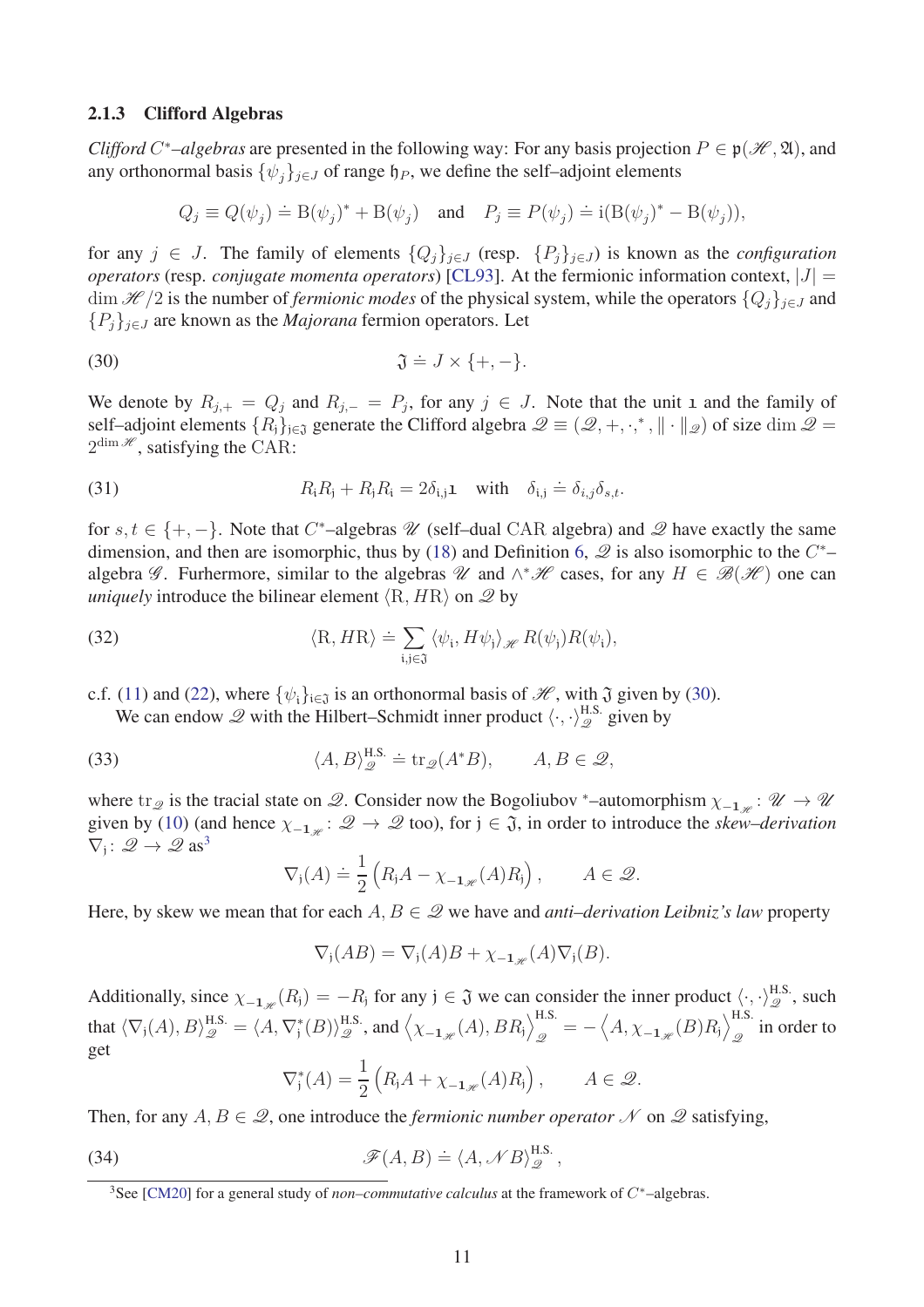### 2.1.3 Clifford Algebras

*Clifford $C^*$–algebras* are presented in the following way: For any basis projection $P \in \mathfrak{p}(\mathscr{H}, \mathfrak{A})$, and any orthonormal basis $\{\psi_j\}_{j\in J}$ of range $\mathfrak{h}_P$, we define the self–adjoint elements

$$Q_j \equiv Q(\psi_j) \doteq \mathrm{B}(\psi_j)^* + \mathrm{B}(\psi_j) \quad \text{and} \quad P_j \equiv P(\psi_j) \doteq \mathrm{i}(\mathrm{B}(\psi_j)^* - \mathrm{B}(\psi_j)),$$

for any $j \in J$. The family of elements $\{Q_j\}_{j\in J}$ (resp. $\{P_j\}_{j\in J}$) is known as the *configuration operators* (resp. *conjugate momenta operators*) [CL93]. At the fermionic information context, $|J| = \dim \mathscr{H}/2$ is the number of *fermionic modes* of the physical system, while the operators $\{Q_j\}_{j\in J}$ and $\{P_j\}_{j\in J}$ are known as the *Majorana* fermion operators. Let

$$\mathfrak{J} \doteq J \times \{+,-\}. \tag{30}$$

We denote by $R_{j,+} = Q_j$ and $R_{j,-} = P_j$, for any $j \in J$. Note that the unit $\mathbb{1}$ and the family of self–adjoint elements $\{R_\mathrm{i}\}_{\mathrm{i}\in\mathfrak{J}}$ generate the Clifford algebra $\mathscr{Q} \equiv (\mathscr{Q}, +, \cdot, ^*, \|\cdot\|_{\mathscr{Q}})$ of size $\dim \mathscr{Q} = 2^{\dim \mathscr{H}}$, satisfying the CAR:

$$R_\mathrm{i} R_\mathrm{j} + R_\mathrm{j} R_\mathrm{i} = 2\delta_{\mathrm{i},\mathrm{j}} \mathbb{1} \quad \text{with} \quad \delta_{\mathrm{i},\mathrm{j}} \doteq \delta_{i,j}\delta_{s,t}. \tag{31}$$

for $s, t \in \{+,-\}$. Note that $C^*$–algebras $\mathscr{U}$ (self–dual CAR algebra) and $\mathscr{Q}$ have exactly the same dimension, and then are isomorphic, thus by (18) and Definition 6, $\mathscr{Q}$ is also isomorphic to the $C^*$–algebra $\mathscr{G}$. Furhermore, similar to the algebras $\mathscr{U}$ and $\wedge^*\mathscr{H}$ cases, for any $H \in \mathscr{B}(\mathscr{H})$ one can *uniquely* introduce the bilinear element $\langle \mathrm{R}, H\mathrm{R}\rangle$ on $\mathscr{Q}$ by

$$\langle \mathrm{R}, H\mathrm{R}\rangle \doteq \sum_{\mathrm{i},\mathrm{j}\in\mathfrak{J}} \langle \psi_\mathrm{i}, H\psi_\mathrm{j}\rangle_{\mathscr{H}} R(\psi_\mathrm{j})R(\psi_\mathrm{i}), \tag{32}$$

c.f. (11) and (22), where $\{\psi_\mathrm{i}\}_{\mathrm{i}\in\mathfrak{J}}$ is an orthonormal basis of $\mathscr{H}$, with $\mathfrak{J}$ given by (30).

We can endow $\mathscr{Q}$ with the Hilbert–Schmidt inner product $\langle \cdot,\cdot\rangle^{\mathrm{H.S.}}_{\mathscr{Q}}$ given by

$$\langle A, B\rangle^{\mathrm{H.S.}}_{\mathscr{Q}} \doteq \mathrm{tr}_{\mathscr{Q}}(A^*B), \qquad A, B \in \mathscr{Q}, \tag{33}$$

where $\mathrm{tr}_{\mathscr{Q}}$ is the tracial state on $\mathscr{Q}$. Consider now the Bogoliubov $^*$–automorphism $\chi_{-\mathbf{1}_{\mathscr{H}}} : \mathscr{U} \to \mathscr{U}$ given by (10) (and hence $\chi_{-\mathbf{1}_{\mathscr{H}}} : \mathscr{Q} \to \mathscr{Q}$ too), for $\mathrm{j} \in \mathfrak{J}$, in order to introduce the *skew–derivation* $\nabla_\mathrm{j} : \mathscr{Q} \to \mathscr{Q}$ as[3]

$$\nabla_\mathrm{j}(A) \doteq \frac{1}{2}\left(R_\mathrm{j} A - \chi_{-\mathbf{1}_{\mathscr{H}}}(A) R_\mathrm{j}\right), \qquad A \in \mathscr{Q}.$$

Here, by skew we mean that for each $A, B \in \mathscr{Q}$ we have and *anti–derivation Leibniz's law* property

$$\nabla_\mathrm{j}(AB) = \nabla_\mathrm{j}(A)B + \chi_{-\mathbf{1}_{\mathscr{H}}}(A)\nabla_\mathrm{j}(B).$$

Additionally, since $\chi_{-\mathbf{1}_{\mathscr{H}}}(R_\mathrm{j}) = -R_\mathrm{j}$ for any $\mathrm{j} \in \mathfrak{J}$ we can consider the inner product $\langle\cdot,\cdot\rangle^{\mathrm{H.S.}}_{\mathscr{Q}}$, such that $\langle \nabla_\mathrm{j}(A), B\rangle^{\mathrm{H.S.}}_{\mathscr{Q}} = \langle A, \nabla^*_\mathrm{j}(B)\rangle^{\mathrm{H.S.}}_{\mathscr{Q}}$, and $\left\langle \chi_{-\mathbf{1}_{\mathscr{H}}}(A), BR_\mathrm{j}\right\rangle^{\mathrm{H.S.}}_{\mathscr{Q}} = -\left\langle A, \chi_{-\mathbf{1}_{\mathscr{H}}}(B)R_\mathrm{j}\right\rangle^{\mathrm{H.S.}}_{\mathscr{Q}}$ in order to get

$$\nabla^*_\mathrm{j}(A) = \frac{1}{2}\left(R_\mathrm{j} A + \chi_{-\mathbf{1}_{\mathscr{H}}}(A) R_\mathrm{j}\right), \qquad A \in \mathscr{Q}.$$

Then, for any $A, B \in \mathscr{Q}$, one introduce the *fermionic number operator* $\mathscr{N}$ on $\mathscr{Q}$ satisfying,

$$\mathscr{F}(A, B) \doteq \langle A, \mathscr{N} B\rangle^{\mathrm{H.S.}}_{\mathscr{Q}}, \tag{34}$$

---

[3] See [CM20] for a general study of *non–commutative calculus* at the framework of $C^*$–algebras.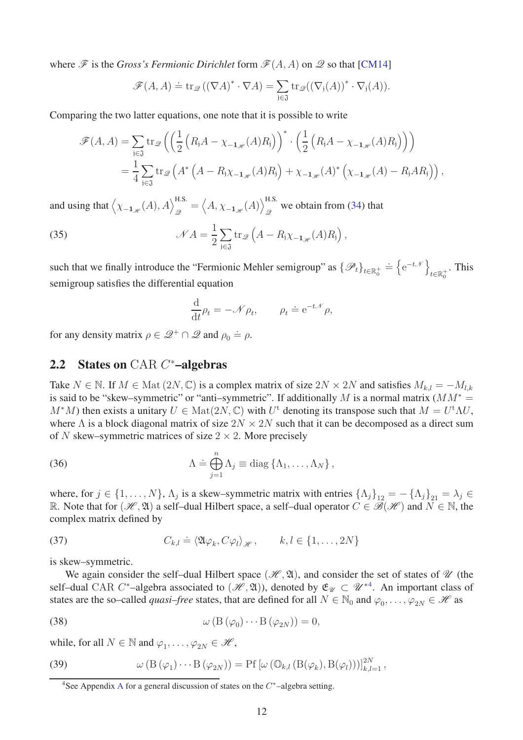where $\mathscr{F}$ is the *Gross's Fermionic Dirichlet* form $\mathscr{F}(A, A)$ on $\mathscr{Q}$ so that [CM14]

$$\mathscr{F}(A, A) \doteq \operatorname{tr}_{\mathscr{Q}}\left((\nabla A)^* \cdot \nabla A\right) = \sum_{\mathfrak{j}\in\mathfrak{J}} \operatorname{tr}_{\mathscr{Q}}((\nabla_{\mathfrak{j}}(A))^* \cdot \nabla_{\mathfrak{j}}(A)).$$

Comparing the two latter equations, one note that it is possible to write

$$\begin{aligned}
\mathscr{F}(A, A) &= \sum_{\mathfrak{j}\in\mathfrak{J}} \operatorname{tr}_{\mathscr{Q}}\left(\left(\frac{1}{2}\left(R_{\mathfrak{j}}A - \chi_{-\mathbf{1}_{\mathscr{H}}}(A)R_{\mathfrak{j}}\right)\right)^* \cdot \left(\frac{1}{2}\left(R_{\mathfrak{j}}A - \chi_{-\mathbf{1}_{\mathscr{H}}}(A)R_{\mathfrak{j}}\right)\right)\right) \\
&= \frac{1}{4}\sum_{\mathfrak{j}\in\mathfrak{J}} \operatorname{tr}_{\mathscr{Q}}\left(A^*\left(A - R_{\mathfrak{j}}\chi_{-\mathbf{1}_{\mathscr{H}}}(A)R_{\mathfrak{j}}\right) + \chi_{-\mathbf{1}_{\mathscr{H}}}(A)^*\left(\chi_{-\mathbf{1}_{\mathscr{H}}}(A) - R_{\mathfrak{j}}AR_{\mathfrak{j}}\right)\right),
\end{aligned}$$

and using that $\left\langle \chi_{-\mathbf{1}_{\mathscr{H}}}(A), A\right\rangle_{\mathscr{Q}}^{\text{H.S.}} = \left\langle A, \chi_{-\mathbf{1}_{\mathscr{H}}}(A)\right\rangle_{\mathscr{Q}}^{\text{H.S.}}$ we obtain from (34) that

$$\mathscr{N}A = \frac{1}{2}\sum_{\mathfrak{j}\in\mathfrak{J}} \operatorname{tr}_{\mathscr{Q}}\left(A - R_{\mathfrak{j}}\chi_{-\mathbf{1}_{\mathscr{H}}}(A)R_{\mathfrak{j}}\right), \tag{35}$$

such that we finally introduce the "Fermionic Mehler semigroup" as $\{\mathscr{P}_t\}_{t\in\mathbb{R}_0^+} \doteq \left\{\mathrm{e}^{-t\mathscr{N}}\right\}_{t\in\mathbb{R}_0^+}$. This semigroup satisfies the differential equation

$$\frac{\mathrm{d}}{\mathrm{d}t}\rho_t = -\mathscr{N}\rho_t, \qquad \rho_t \doteq \mathrm{e}^{-t\mathscr{N}}\rho,$$

for any density matrix $\rho \in \mathscr{Q}^+ \cap \mathscr{Q}$ and $\rho_0 \doteq \rho$.

## 2.2 States on CAR $C^*$–algebras

Take $N \in \mathbb{N}$. If $M \in \operatorname{Mat}(2N, \mathbb{C})$ is a complex matrix of size $2N \times 2N$ and satisfies $M_{k,l} = -M_{l,k}$ is said to be "skew–symmetric" or "anti–symmetric". If additionally $M$ is a normal matrix ($MM^* = M^*M$) then exists a unitary $U \in \operatorname{Mat}(2N, \mathbb{C})$ with $U^{\mathrm{t}}$ denoting its transpose such that $M = U^{\mathrm{t}}\Lambda U$, where $\Lambda$ is a block diagonal matrix of size $2N \times 2N$ such that it can be decomposed as a direct sum of $N$ skew–symmetric matrices of size $2 \times 2$. More precisely

$$\Lambda \doteq \bigoplus_{j=1}^{n} \Lambda_j \equiv \operatorname{diag}\{\Lambda_1, \ldots, \Lambda_N\}, \tag{36}$$

where, for $j \in \{1, \ldots, N\}$, $\Lambda_j$ is a skew–symmetric matrix with entries $\{\Lambda_j\}_{12} = -\{\Lambda_j\}_{21} = \lambda_j \in \mathbb{R}$. Note that for $(\mathscr{H}, \mathfrak{A})$ a self–dual Hilbert space, a self–dual operator $C \in \mathscr{B}(\mathscr{H})$ and $N \in \mathbb{N}$, the complex matrix defined by

$$C_{k,l} \doteq \langle \mathfrak{A}\varphi_k, C\varphi_l\rangle_{\mathscr{H}}, \qquad k, l \in \{1, \ldots, 2N\} \tag{37}$$

is skew–symmetric.

We again consider the self–dual Hilbert space $(\mathscr{H}, \mathfrak{A})$, and consider the set of states of $\mathscr{U}$ (the self–dual CAR $C^*$–algebra associated to $(\mathscr{H}, \mathfrak{A})$), denoted by $\mathfrak{E}_{\mathscr{U}} \subset \mathscr{U}^*$[4]. An important class of states are the so–called *quasi–free* states, that are defined for all $N \in \mathbb{N}_0$ and $\varphi_0, \ldots, \varphi_{2N} \in \mathscr{H}$ as

$$\omega\left(\mathrm{B}\left(\varphi_0\right) \cdots \mathrm{B}\left(\varphi_{2N}\right)\right) = 0, \tag{38}$$

while, for all $N \in \mathbb{N}$ and $\varphi_1, \ldots, \varphi_{2N} \in \mathscr{H}$,

$$\omega\left(\mathrm{B}\left(\varphi_1\right) \cdots \mathrm{B}\left(\varphi_{2N}\right)\right) = \operatorname{Pf}\left[\omega\left(\mathbb{O}_{k,l}\left(\mathrm{B}(\varphi_k), \mathrm{B}(\varphi_l)\right)\right)\right]_{k,l=1}^{2N}, \tag{39}$$

[4] See Appendix A for a general discussion of states on the $C^*$–algebra setting.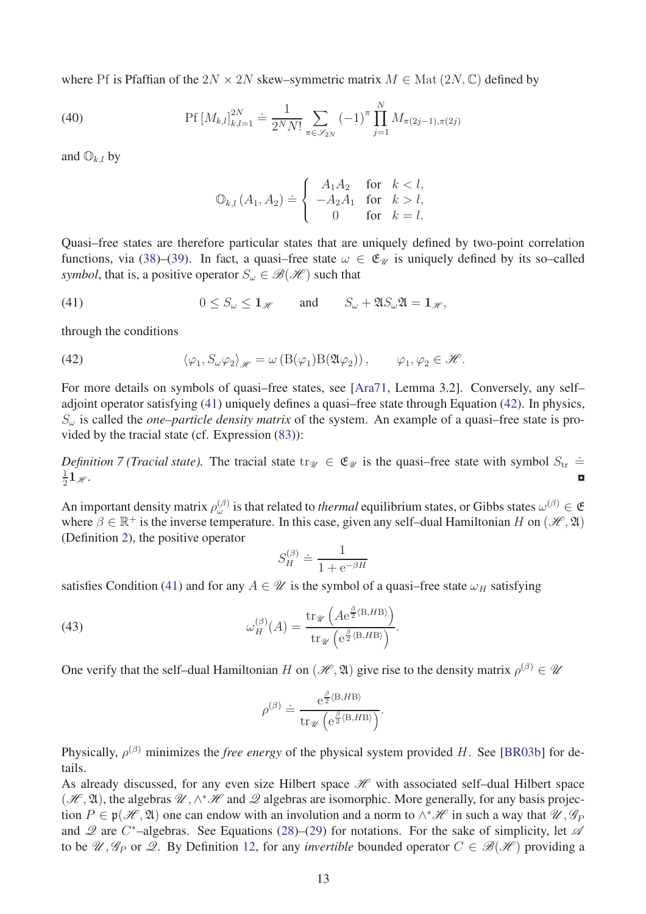where Pf is Pfaffian of the $2N \times 2N$ skew–symmetric matrix $M \in \mathrm{Mat}\,(2N, \mathbb{C})$ defined by

$$\mathrm{Pf}\,[M_{k,l}]_{k,l=1}^{2N} \doteq \frac{1}{2^N N!} \sum_{\pi \in \mathscr{S}_{2N}} (-1)^\pi \prod_{j=1}^{N} M_{\pi(2j-1),\pi(2j)} \tag{40}$$

and $\mathbb{O}_{k,l}$ by

$$\mathbb{O}_{k,l}\,(A_1, A_2) \doteq \begin{cases} A_1 A_2 & \text{for} \quad k < l, \\ -A_2 A_1 & \text{for} \quad k > l, \\ 0 & \text{for} \quad k = l. \end{cases}$$

Quasi–free states are therefore particular states that are uniquely defined by two-point correlation functions, via (38)–(39). In fact, a quasi–free state $\omega \in \mathfrak{E}_{\mathscr{U}}$ is uniquely defined by its so–called *symbol*, that is, a positive operator $S_\omega \in \mathscr{B}(\mathscr{H})$ such that

$$0 \leq S_\omega \leq \mathbf{1}_{\mathscr{H}} \qquad \text{and} \qquad S_\omega + \mathfrak{A} S_\omega \mathfrak{A} = \mathbf{1}_{\mathscr{H}}, \tag{41}$$

through the conditions

$$\langle \varphi_1, S_\omega \varphi_2 \rangle_{\mathscr{H}} = \omega\,(\mathrm{B}(\varphi_1)\mathrm{B}(\mathfrak{A}\varphi_2)), \qquad \varphi_1, \varphi_2 \in \mathscr{H}. \tag{42}$$

For more details on symbols of quasi–free states, see [Ara71, Lemma 3.2]. Conversely, any self–adjoint operator satisfying (41) uniquely defines a quasi–free state through Equation (42). In physics, $S_\omega$ is called the *one–particle density matrix* of the system. An example of a quasi–free state is provided by the tracial state (cf. Expression (83)):

*Definition 7 (Tracial state).* The tracial state $\mathrm{tr}_{\mathscr{U}} \in \mathfrak{E}_{\mathscr{U}}$ is the quasi–free state with symbol $S_{\mathrm{tr}} \doteq \frac{1}{2}\mathbf{1}_{\mathscr{H}}$. ◘

An important density matrix $\rho_\omega^{(\beta)}$ is that related to *thermal* equilibrium states, or Gibbs states $\omega^{(\beta)} \in \mathfrak{E}$ where $\beta \in \mathbb{R}^+$ is the inverse temperature. In this case, given any self–dual Hamiltonian $H$ on $(\mathscr{H}, \mathfrak{A})$ (Definition 2), the positive operator

$$S_H^{(\beta)} \doteq \frac{1}{1 + \mathrm{e}^{-\beta H}}$$

satisfies Condition (41) and for any $A \in \mathscr{U}$ is the symbol of a quasi–free state $\omega_H$ satisfying

$$\omega_H^{(\beta)}(A) = \frac{\mathrm{tr}_{\mathscr{U}}\left(A \mathrm{e}^{\frac{\beta}{2}\langle \mathrm{B}, H\mathrm{B}\rangle}\right)}{\mathrm{tr}_{\mathscr{U}}\left(\mathrm{e}^{\frac{\beta}{2}\langle \mathrm{B}, H\mathrm{B}\rangle}\right)}. \tag{43}$$

One verify that the self–dual Hamiltonian $H$ on $(\mathscr{H}, \mathfrak{A})$ give rise to the density matrix $\rho^{(\beta)} \in \mathscr{U}$

$$\rho^{(\beta)} \doteq \frac{\mathrm{e}^{\frac{\beta}{2}\langle \mathrm{B}, H\mathrm{B}\rangle}}{\mathrm{tr}_{\mathscr{U}}\left(\mathrm{e}^{\frac{\beta}{2}\langle \mathrm{B}, H\mathrm{B}\rangle}\right)}.$$

Physically, $\rho^{(\beta)}$ minimizes the *free energy* of the physical system provided $H$. See [BR03b] for details.

As already discussed, for any even size Hilbert space $\mathscr{H}$ with associated self–dual Hilbert space $(\mathscr{H}, \mathfrak{A})$, the algebras $\mathscr{U}$, $\wedge^*\mathscr{H}$ and $\mathscr{Q}$ algebras are isomorphic. More generally, for any basis projection $P \in \mathfrak{p}(\mathscr{H}, \mathfrak{A})$ one can endow with an involution and a norm to $\wedge^*\mathscr{H}$ in such a way that $\mathscr{U}, \mathscr{G}_P$ and $\mathscr{Q}$ are $C^*$–algebras. See Equations (28)–(29) for notations. For the sake of simplicity, let $\mathscr{A}$ to be $\mathscr{U}, \mathscr{G}_P$ or $\mathscr{Q}$. By Definition 12, for any *invertible* bounded operator $C \in \mathscr{B}(\mathscr{H})$ providing a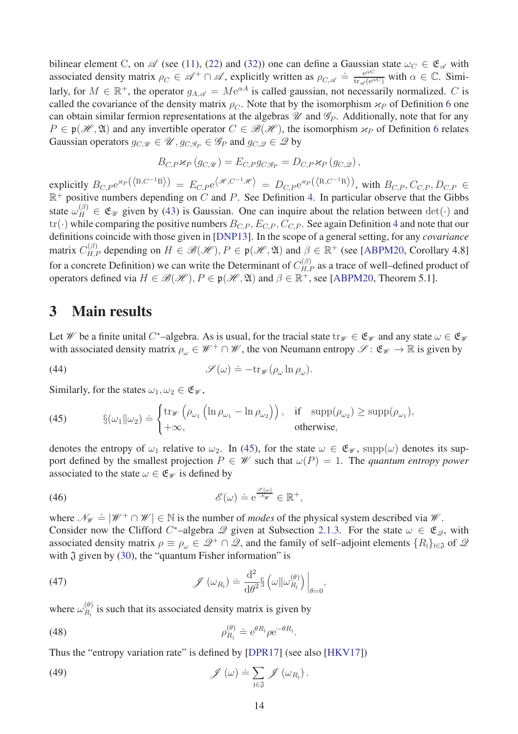bilinear element C, on $\mathscr{A}$ (see (11), (22) and (32)) one can define a Gaussian state $\omega_C \in \mathfrak{E}_{\mathscr{A}}$ with associated density matrix $\rho_C \in \mathscr{A}^+ \cap \mathscr{A}$, explicitly written as $\rho_{C,\mathscr{A}} \doteq \frac{\mathrm{e}^{\alpha \mathrm{C}}}{\mathrm{tr}_{\mathscr{A}}(\mathrm{e}^{\alpha \mathrm{C}})}$ with $\alpha \in \mathbb{C}$. Similarly, for $M \in \mathbb{R}^+$, the operator $g_{A,\mathscr{A}} = M\mathrm{e}^{\alpha A}$ is called gaussian, not necessarily normalized. $C$ is called the covariance of the density matrix $\rho_C$. Note that by the isomorphism $\varkappa_P$ of Definition 6 one can obtain similar fermion representations at the algebras $\mathscr{U}$ and $\mathscr{G}_P$. Additionally, note that for any $P \in \mathfrak{p}(\mathscr{H}, \mathfrak{A})$ and any invertible operator $C \in \mathscr{B}(\mathscr{H})$, the isomorphism $\varkappa_P$ of Definition 6 relates Gaussian operators $g_{C,\mathscr{U}} \in \mathscr{U}, g_{C,\mathscr{G}_P} \in \mathscr{G}_P$ and $g_{C,\mathscr{Q}} \in \mathscr{Q}$ by

$$B_{C,P}\varkappa_P\left(g_{C,\mathscr{U}}\right) = E_{C,P}\, g_{C,\mathscr{G}_P} = D_{C,P}\varkappa_P\left(g_{C,\mathscr{Q}}\right),$$

explicitly $B_{C,P}\mathrm{e}^{\varkappa_P\left(\langle \mathrm{B}, C^{-1}\mathrm{B}\rangle\right)} = E_{C,P}\mathrm{e}^{\langle \mathscr{H}, C^{-1}\mathscr{H}\rangle} = D_{C,P}\mathrm{e}^{\varkappa_P\left(\langle \mathrm{R}, C^{-1}\mathrm{R}\rangle\right)}$, with $B_{C,P}, C_{C,P}, D_{C,P} \in \mathbb{R}^+$ positive numbers depending on $C$ and $P$. See Definition 4. In particular observe that the Gibbs state $\omega_H^{(\beta)} \in \mathfrak{E}_{\mathscr{U}}$ given by (43) is Gaussian. One can inquire about the relation between $\det(\cdot)$ and $\mathrm{tr}(\cdot)$ while comparing the positive numbers $B_{C,P}, E_{C,P}, C_{C,P}$. See again Definition 4 and note that our definitions coincide with those given in [DNP13]. In the scope of a general setting, for any *covariance* matrix $C_{H,P}^{(\beta)}$ depending on $H \in \mathscr{B}(\mathscr{H})$, $P \in \mathfrak{p}(\mathscr{H}, \mathfrak{A})$ and $\beta \in \mathbb{R}^+$ (see [ABPM20, Corollary 4.8] for a concrete Definition) we can write the Determinant of $C_{H,P}^{(\beta)}$ as a trace of well–defined product of operators defined via $H \in \mathscr{B}(\mathscr{H})$, $P \in \mathfrak{p}(\mathscr{H}, \mathfrak{A})$ and $\beta \in \mathbb{R}^+$, see [ABPM20, Theorem 5.1].

## 3 Main results

Let $\mathscr{W}$ be a finite unital $C^*$–algebra. As is usual, for the tracial state $\mathrm{tr}_{\mathscr{W}} \in \mathfrak{E}_{\mathscr{W}}$ and any state $\omega \in \mathfrak{E}_{\mathscr{W}}$ with associated density matrix $\rho_\omega \in \mathscr{W}^+ \cap \mathscr{W}$, the von Neumann entropy $\mathscr{S}\colon \mathfrak{E}_{\mathscr{W}} \to \mathbb{R}$ is given by

$$\mathscr{S}(\omega) \doteq -\mathrm{tr}_{\mathscr{W}}(\rho_\omega \ln \rho_\omega). \tag{44}$$

Similarly, for the states $\omega_1, \omega_2 \in \mathfrak{E}_{\mathscr{W}}$,

$$\S(\omega_1 \| \omega_2) \doteq \begin{cases} \mathrm{tr}_{\mathscr{W}}\left(\rho_{\omega_1}\left(\ln \rho_{\omega_1} - \ln \rho_{\omega_2}\right)\right), & \text{if} \quad \mathrm{supp}(\rho_{\omega_2}) \geq \mathrm{supp}(\rho_{\omega_1}), \\ +\infty, & \text{otherwise}, \end{cases} \tag{45}$$

denotes the entropy of $\omega_1$ relative to $\omega_2$. In (45), for the state $\omega \in \mathfrak{E}_{\mathscr{W}}$, $\mathrm{supp}(\omega)$ denotes its support defined by the smallest projection $P \in \mathscr{W}$ such that $\omega(P) = 1$. The *quantum entropy power* associated to the state $\omega \in \mathfrak{E}_{\mathscr{W}}$ is defined by

$$\mathscr{E}(\omega) \doteq \mathrm{e}^{\frac{\mathscr{S}(\omega)}{\mathscr{N}_{\mathscr{W}}}} \in \mathbb{R}^+, \tag{46}$$

where $\mathscr{N}_{\mathscr{W}} \doteq |\mathscr{W}^+ \cap \mathscr{W}| \in \mathbb{N}$ is the number of *modes* of the physical system described via $\mathscr{W}$.
Consider now the Clifford $C^*$–algebra $\mathscr{Q}$ given at Subsection 2.1.3. For the state $\omega \in \mathfrak{E}_{\mathscr{Q}}$, with associated density matrix $\rho \equiv \rho_\omega \in \mathscr{Q}^+ \cap \mathscr{Q}$, and the family of self–adjoint elements $\{R_{\mathfrak{j}}\}_{\mathfrak{j} \in \mathfrak{J}}$ of $\mathscr{Q}$ with $\mathfrak{J}$ given by (30), the "quantum Fisher information" is

$$\mathscr{J}\left(\omega_{R_{\mathfrak{j}}}\right) \doteq \frac{\mathrm{d}^2}{\mathrm{d}\theta^2} \S\left(\omega \| \omega_{R_{\mathfrak{j}}}^{(\theta)}\right)\bigg|_{\theta=0}, \tag{47}$$

where $\omega_{R_{\mathfrak{j}}}^{(\theta)}$ is such that its associated density matrix is given by

$$\rho_{R_{\mathfrak{j}}}^{(\theta)} \doteq \mathrm{e}^{\theta R_{\mathfrak{j}}} \rho\, \mathrm{e}^{-\theta R_{\mathfrak{j}}}. \tag{48}$$

Thus the "entropy variation rate" is defined by [DPR17] (see also [HKV17])

$$\mathscr{J}\left(\omega\right) \doteq \sum_{\mathfrak{j} \in \mathfrak{J}} \mathscr{J}\left(\omega_{R_{\mathfrak{j}}}\right). \tag{49}$$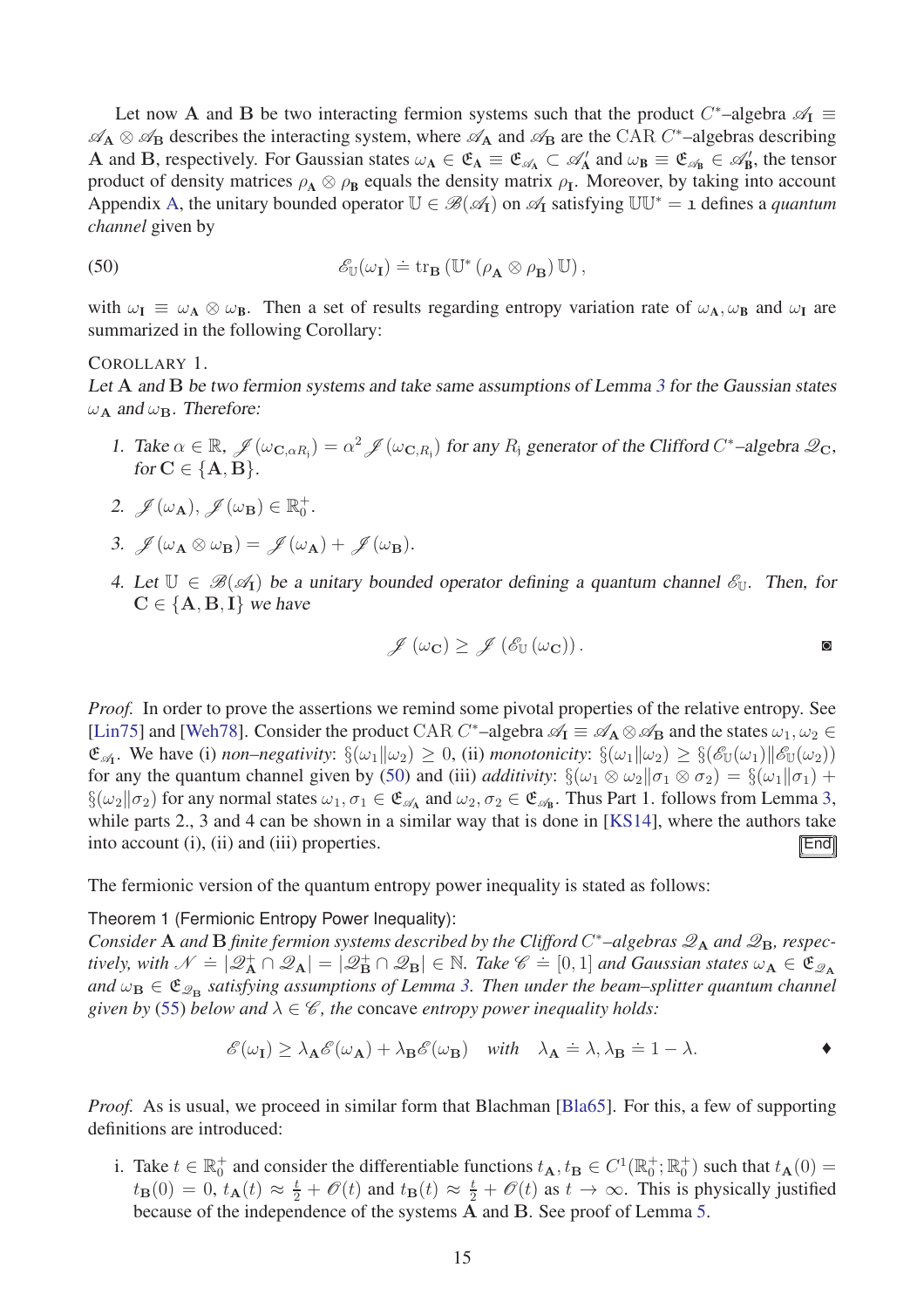Let now $\mathbf{A}$ and $\mathbf{B}$ be two interacting fermion systems such that the product $C^*$–algebra $\mathscr{A}_{\mathbf{I}} \equiv \mathscr{A}_{\mathbf{A}} \otimes \mathscr{A}_{\mathbf{B}}$ describes the interacting system, where $\mathscr{A}_{\mathbf{A}}$ and $\mathscr{A}_{\mathbf{B}}$ are the $\mathrm{CAR}$ $C^*$–algebras describing $\mathbf{A}$ and $\mathbf{B}$, respectively. For Gaussian states $\omega_{\mathbf{A}} \in \mathfrak{E}_{\mathbf{A}} \equiv \mathfrak{E}_{\mathscr{A}_{\mathbf{A}}} \subset \mathscr{A}_{\mathbf{A}}'$ and $\omega_{\mathbf{B}} \equiv \mathfrak{E}_{\mathscr{A}_{\mathbf{B}}} \in \mathscr{A}_{\mathbf{B}}'$, the tensor product of density matrices $\rho_{\mathbf{A}} \otimes \rho_{\mathbf{B}}$ equals the density matrix $\rho_{\mathbf{I}}$. Moreover, by taking into account Appendix A, the unitary bounded operator $\mathbb{U} \in \mathscr{B}(\mathscr{A}_{\mathbf{I}})$ on $\mathscr{A}_{\mathbf{I}}$ satisfying $\mathbb{U}\mathbb{U}^* = \mathbb{1}$ defines a *quantum channel* given by

$$\mathscr{E}_{\mathbb{U}}(\omega_{\mathbf{I}}) \doteq \mathrm{tr}_{\mathbf{B}}\left(\mathbb{U}^*\left(\rho_{\mathbf{A}} \otimes \rho_{\mathbf{B}}\right)\mathbb{U}\right), \tag{50}$$

with $\omega_{\mathbf{I}} \equiv \omega_{\mathbf{A}} \otimes \omega_{\mathbf{B}}$. Then a set of results regarding entropy variation rate of $\omega_{\mathbf{A}}, \omega_{\mathbf{B}}$ and $\omega_{\mathbf{I}}$ are summarized in the following Corollary:

COROLLARY 1.
*Let $\mathbf{A}$ and $\mathbf{B}$ be two fermion systems and take same assumptions of Lemma 3 for the Gaussian states $\omega_{\mathbf{A}}$ and $\omega_{\mathbf{B}}$. Therefore:*

1. *Take $\alpha \in \mathbb{R}$, $\mathscr{J}(\omega_{\mathbf{C},\alpha R_{\mathrm{j}}}) = \alpha^2 \mathscr{J}(\omega_{\mathbf{C},R_{\mathrm{j}}})$ for any $R_{\mathrm{j}}$ generator of the Clifford $C^*$–algebra $\mathscr{Q}_{\mathbf{C}}$, for $\mathbf{C} \in \{\mathbf{A}, \mathbf{B}\}$.*
2. *$\mathscr{J}(\omega_{\mathbf{A}}), \mathscr{J}(\omega_{\mathbf{B}}) \in \mathbb{R}_0^+$.*
3. *$\mathscr{J}(\omega_{\mathbf{A}} \otimes \omega_{\mathbf{B}}) = \mathscr{J}(\omega_{\mathbf{A}}) + \mathscr{J}(\omega_{\mathbf{B}})$.*
4. *Let $\mathbb{U} \in \mathscr{B}(\mathscr{A}_{\mathbf{I}})$ be a unitary bounded operator defining a quantum channel $\mathscr{E}_{\mathbb{U}}$. Then, for $\mathbf{C} \in \{\mathbf{A}, \mathbf{B}, \mathbf{I}\}$ we have*

$$\mathscr{J}(\omega_{\mathbf{C}}) \geq \mathscr{J}(\mathscr{E}_{\mathbb{U}}(\omega_{\mathbf{C}})).$$

◙

*Proof.* In order to prove the assertions we remind some pivotal properties of the relative entropy. See [Lin75] and [Weh78]. Consider the product $\mathrm{CAR}$ $C^*$–algebra $\mathscr{A}_{\mathbf{I}} \equiv \mathscr{A}_{\mathbf{A}} \otimes \mathscr{A}_{\mathbf{B}}$ and the states $\omega_1, \omega_2 \in \mathfrak{E}_{\mathscr{A}_{\mathbf{I}}}$. We have (i) *non–negativity*: $\S(\omega_1 \| \omega_2) \geq 0$, (ii) *monotonicity*: $\S(\omega_1 \| \omega_2) \geq \S(\mathscr{E}_{\mathbb{U}}(\omega_1) \| \mathscr{E}_{\mathbb{U}}(\omega_2))$ for any the quantum channel given by (50) and (iii) *additivity*: $\S(\omega_1 \otimes \omega_2 \| \sigma_1 \otimes \sigma_2) = \S(\omega_1 \| \sigma_1) + \S(\omega_2 \| \sigma_2)$ for any normal states $\omega_1, \sigma_1 \in \mathfrak{E}_{\mathscr{A}_{\mathbf{A}}}$ and $\omega_2, \sigma_2 \in \mathfrak{E}_{\mathscr{A}_{\mathbf{B}}}$. Thus Part 1. follows from Lemma 3, while parts 2., 3 and 4 can be shown in a similar way that is done in [KS14], where the authors take into account (i), (ii) and (iii) properties. End

The fermionic version of the quantum entropy power inequality is stated as follows:

Theorem 1 (Fermionic Entropy Power Inequality):
*Consider $\mathbf{A}$ and $\mathbf{B}$ finite fermion systems described by the Clifford $C^*$–algebras $\mathscr{Q}_{\mathbf{A}}$ and $\mathscr{Q}_{\mathbf{B}}$, respectively, with $\mathscr{N} \doteq |\mathscr{Q}_{\mathbf{A}}^+ \cap \mathscr{Q}_{\mathbf{A}}| = |\mathscr{Q}_{\mathbf{B}}^+ \cap \mathscr{Q}_{\mathbf{B}}| \in \mathbb{N}$. Take $\mathscr{C} \doteq [0,1]$ and Gaussian states $\omega_{\mathbf{A}} \in \mathfrak{E}_{\mathscr{Q}_{\mathbf{A}}}$ and $\omega_{\mathbf{B}} \in \mathfrak{E}_{\mathscr{Q}_{\mathbf{B}}}$ satisfying assumptions of Lemma 3. Then under the beam–splitter quantum channel given by (55) below and $\lambda \in \mathscr{C}$, the* concave *entropy power inequality holds:*

$$\mathscr{E}(\omega_{\mathbf{I}}) \geq \lambda_{\mathbf{A}}\mathscr{E}(\omega_{\mathbf{A}}) + \lambda_{\mathbf{B}}\mathscr{E}(\omega_{\mathbf{B}}) \quad \textit{with} \quad \lambda_{\mathbf{A}} \doteq \lambda, \lambda_{\mathbf{B}} \doteq 1 - \lambda.$$

♦

*Proof.* As is usual, we proceed in similar form that Blachman [Bla65]. For this, a few of supporting definitions are introduced:

i. Take $t \in \mathbb{R}_0^+$ and consider the differentiable functions $t_{\mathbf{A}}, t_{\mathbf{B}} \in C^1(\mathbb{R}_0^+; \mathbb{R}_0^+)$ such that $t_{\mathbf{A}}(0) = t_{\mathbf{B}}(0) = 0$, $t_{\mathbf{A}}(t) \approx \frac{t}{2} + \mathscr{O}(t)$ and $t_{\mathbf{B}}(t) \approx \frac{t}{2} + \mathscr{O}(t)$ as $t \to \infty$. This is physically justified because of the independence of the systems $\mathbf{A}$ and $\mathbf{B}$. See proof of Lemma 5.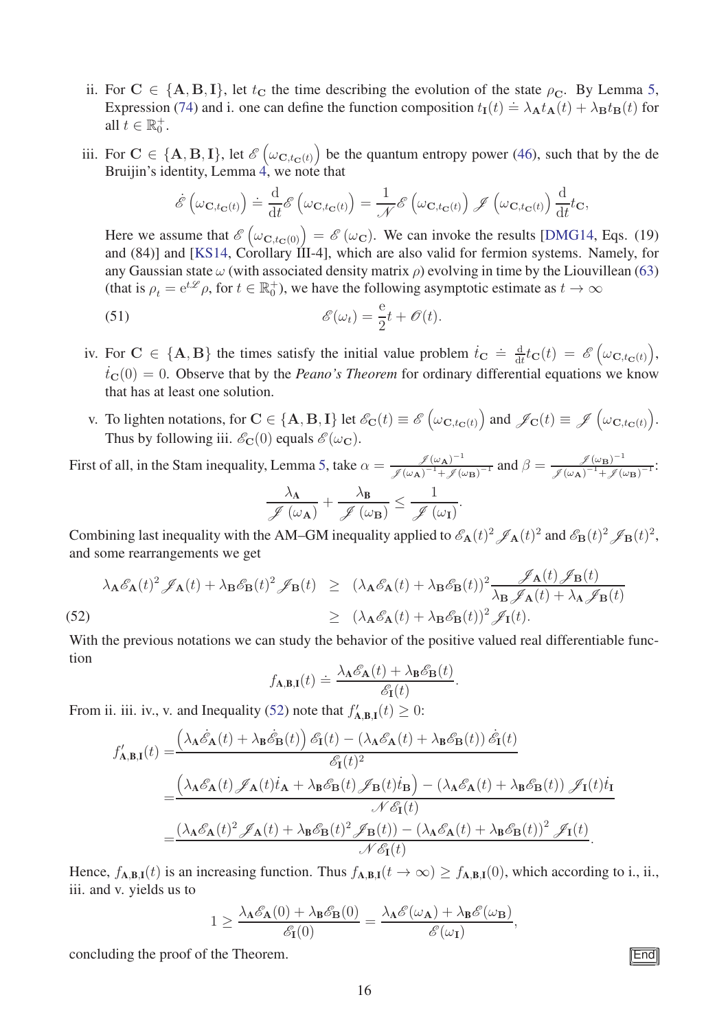ii. For $\mathbf{C} \in \{\mathbf{A}, \mathbf{B}, \mathbf{I}\}$, let $t_{\mathbf{C}}$ the time describing the evolution of the state $\rho_{\mathbf{C}}$. By Lemma 5, Expression (74) and i. one can define the function composition $t_{\mathbf{I}}(t) \doteq \lambda_{\mathbf{A}} t_{\mathbf{A}}(t) + \lambda_{\mathbf{B}} t_{\mathbf{B}}(t)$ for all $t \in \mathbb{R}_0^+$.

iii. For $\mathbf{C} \in \{\mathbf{A}, \mathbf{B}, \mathbf{I}\}$, let $\mathscr{E}\left(\omega_{\mathbf{C}, t_{\mathbf{C}}(t)}\right)$ be the quantum entropy power (46), such that by the de Bruijin's identity, Lemma 4, we note that

$$\dot{\mathscr{E}}\left(\omega_{\mathbf{C}, t_{\mathbf{C}}(t)}\right) \doteq \frac{\mathrm{d}}{\mathrm{d}t} \mathscr{E}\left(\omega_{\mathbf{C}, t_{\mathbf{C}}(t)}\right) = \frac{1}{\mathscr{N}} \mathscr{E}\left(\omega_{\mathbf{C}, t_{\mathbf{C}}(t)}\right) \mathscr{J}\left(\omega_{\mathbf{C}, t_{\mathbf{C}}(t)}\right) \frac{\mathrm{d}}{\mathrm{d}t} t_{\mathbf{C}},$$

Here we assume that $\mathscr{E}\left(\omega_{\mathbf{C}, t_{\mathbf{C}}(0)}\right) = \mathscr{E}\left(\omega_{\mathbf{C}}\right)$. We can invoke the results [DMG14, Eqs. (19) and (84)] and [KS14, Corollary III-4], which are also valid for fermion systems. Namely, for any Gaussian state $\omega$ (with associated density matrix $\rho$) evolving in time by the Liouvillean (63) (that is $\rho_t = \mathrm{e}^{t\mathscr{L}} \rho$, for $t \in \mathbb{R}_0^+$), we have the following asymptotic estimate as $t \to \infty$

$$\mathscr{E}(\omega_t) = \frac{\mathrm{e}}{2} t + \mathscr{O}(t). \tag{51}$$

iv. For $\mathbf{C} \in \{\mathbf{A}, \mathbf{B}\}$ the times satisfy the initial value problem $\dot{t}_{\mathbf{C}} \doteq \frac{\mathrm{d}}{\mathrm{d}t} t_{\mathbf{C}}(t) = \mathscr{E}\left(\omega_{\mathbf{C}, t_{\mathbf{C}}(t)}\right)$, $t_{\mathbf{C}}(0) = 0$. Observe that by the *Peano's Theorem* for ordinary differential equations we know that has at least one solution.

v. To lighten notations, for $\mathbf{C} \in \{\mathbf{A}, \mathbf{B}, \mathbf{I}\}$ let $\mathscr{E}_{\mathbf{C}}(t) \equiv \mathscr{E}\left(\omega_{\mathbf{C}, t_{\mathbf{C}}(t)}\right)$ and $\mathscr{J}_{\mathbf{C}}(t) \equiv \mathscr{J}\left(\omega_{\mathbf{C}, t_{\mathbf{C}}(t)}\right)$. Thus by following iii. $\mathscr{E}_{\mathbf{C}}(0)$ equals $\mathscr{E}(\omega_{\mathbf{C}})$.

First of all, in the Stam inequality, Lemma 5, take $\alpha = \frac{\mathscr{J}(\omega_{\mathbf{A}})^{-1}}{\mathscr{J}(\omega_{\mathbf{A}})^{-1} + \mathscr{J}(\omega_{\mathbf{B}})^{-1}}$ and $\beta = \frac{\mathscr{J}(\omega_{\mathbf{B}})^{-1}}{\mathscr{J}(\omega_{\mathbf{A}})^{-1} + \mathscr{J}(\omega_{\mathbf{B}})^{-1}}$:

$$\frac{\lambda_{\mathbf{A}}}{\mathscr{J}\left(\omega_{\mathbf{A}}\right)} + \frac{\lambda_{\mathbf{B}}}{\mathscr{J}\left(\omega_{\mathbf{B}}\right)} \leq \frac{1}{\mathscr{J}\left(\omega_{\mathbf{I}}\right)}.$$

Combining last inequality with the AM–GM inequality applied to $\mathscr{E}_{\mathbf{A}}(t)^2 \mathscr{J}_{\mathbf{A}}(t)^2$ and $\mathscr{E}_{\mathbf{B}}(t)^2 \mathscr{J}_{\mathbf{B}}(t)^2$, and some rearrangements we get

$$\begin{aligned} \lambda_{\mathbf{A}} \mathscr{E}_{\mathbf{A}}(t)^2 \mathscr{J}_{\mathbf{A}}(t) + \lambda_{\mathbf{B}} \mathscr{E}_{\mathbf{B}}(t)^2 \mathscr{J}_{\mathbf{B}}(t) &\geq (\lambda_{\mathbf{A}} \mathscr{E}_{\mathbf{A}}(t) + \lambda_{\mathbf{B}} \mathscr{E}_{\mathbf{B}}(t))^2 \frac{\mathscr{J}_{\mathbf{A}}(t) \mathscr{J}_{\mathbf{B}}(t)}{\lambda_{\mathbf{B}} \mathscr{J}_{\mathbf{A}}(t) + \lambda_{\mathbf{A}} \mathscr{J}_{\mathbf{B}}(t)} \\ &\geq (\lambda_{\mathbf{A}} \mathscr{E}_{\mathbf{A}}(t) + \lambda_{\mathbf{B}} \mathscr{E}_{\mathbf{B}}(t))^2 \mathscr{J}_{\mathbf{I}}(t). \end{aligned} \tag{52}$$

With the previous notations we can study the behavior of the positive valued real differentiable function

$$f_{\mathbf{A},\mathbf{B},\mathbf{I}}(t) \doteq \frac{\lambda_{\mathbf{A}} \mathscr{E}_{\mathbf{A}}(t) + \lambda_{\mathbf{B}} \mathscr{E}_{\mathbf{B}}(t)}{\mathscr{E}_{\mathbf{I}}(t)}.$$

From ii. iii. iv., v. and Inequality (52) note that $f'_{\mathbf{A},\mathbf{B},\mathbf{I}}(t) \geq 0$:

$$\begin{aligned} f'_{\mathbf{A},\mathbf{B},\mathbf{I}}(t) =& \frac{\left(\lambda_{\mathbf{A}} \dot{\mathscr{E}}_{\mathbf{A}}(t) + \lambda_{\mathbf{B}} \dot{\mathscr{E}}_{\mathbf{B}}(t)\right) \mathscr{E}_{\mathbf{I}}(t) - \left(\lambda_{\mathbf{A}} \mathscr{E}_{\mathbf{A}}(t) + \lambda_{\mathbf{B}} \mathscr{E}_{\mathbf{B}}(t)\right) \dot{\mathscr{E}}_{\mathbf{I}}(t)}{\mathscr{E}_{\mathbf{I}}(t)^2} \\ =& \frac{\left(\lambda_{\mathbf{A}} \mathscr{E}_{\mathbf{A}}(t) \mathscr{J}_{\mathbf{A}}(t) \dot{t}_{\mathbf{A}} + \lambda_{\mathbf{B}} \mathscr{E}_{\mathbf{B}}(t) \mathscr{J}_{\mathbf{B}}(t) \dot{t}_{\mathbf{B}}\right) - \left(\lambda_{\mathbf{A}} \mathscr{E}_{\mathbf{A}}(t) + \lambda_{\mathbf{B}} \mathscr{E}_{\mathbf{B}}(t)\right) \mathscr{J}_{\mathbf{I}}(t) \dot{t}_{\mathbf{I}}}{\mathscr{N} \mathscr{E}_{\mathbf{I}}(t)} \\ =& \frac{\left(\lambda_{\mathbf{A}} \mathscr{E}_{\mathbf{A}}(t)^2 \mathscr{J}_{\mathbf{A}}(t) + \lambda_{\mathbf{B}} \mathscr{E}_{\mathbf{B}}(t)^2 \mathscr{J}_{\mathbf{B}}(t)\right) - \left(\lambda_{\mathbf{A}} \mathscr{E}_{\mathbf{A}}(t) + \lambda_{\mathbf{B}} \mathscr{E}_{\mathbf{B}}(t)\right)^2 \mathscr{J}_{\mathbf{I}}(t)}{\mathscr{N} \mathscr{E}_{\mathbf{I}}(t)}. \end{aligned}$$

Hence, $f_{\mathbf{A},\mathbf{B},\mathbf{I}}(t)$ is an increasing function. Thus $f_{\mathbf{A},\mathbf{B},\mathbf{I}}(t \to \infty) \geq f_{\mathbf{A},\mathbf{B},\mathbf{I}}(0)$, which according to i., ii., iii. and v. yields us to

$$1 \geq \frac{\lambda_{\mathbf{A}} \mathscr{E}_{\mathbf{A}}(0) + \lambda_{\mathbf{B}} \mathscr{E}_{\mathbf{B}}(0)}{\mathscr{E}_{\mathbf{I}}(0)} = \frac{\lambda_{\mathbf{A}} \mathscr{E}(\omega_{\mathbf{A}}) + \lambda_{\mathbf{B}} \mathscr{E}(\omega_{\mathbf{B}})}{\mathscr{E}(\omega_{\mathbf{I}})},$$

concluding the proof of the Theorem. End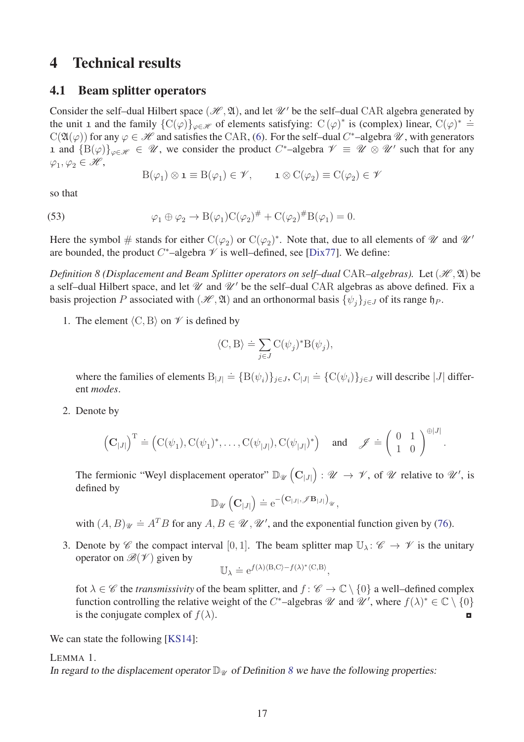# 4 Technical results

## 4.1 Beam splitter operators

Consider the self–dual Hilbert space $(\mathscr{H}, \mathfrak{A})$, and let $\mathscr{U}'$ be the self–dual CAR algebra generated by the unit $\mathbb{1}$ and the family $\{\mathrm{C}(\varphi)\}_{\varphi \in \mathscr{H}}$ of elements satisfying: $\mathrm{C}(\varphi)^*$ is (complex) linear, $\mathrm{C}(\varphi)^* \doteq \mathrm{C}(\mathfrak{A}(\varphi))$ for any $\varphi \in \mathscr{H}$ and satisfies the CAR, (6). For the self–dual $C^*$–algebra $\mathscr{U}$, with generators $\mathbb{1}$ and $\{\mathrm{B}(\varphi)\}_{\varphi \in \mathscr{H}} \in \mathscr{U}$, we consider the product $C^*$–algebra $\mathscr{V} \equiv \mathscr{U} \otimes \mathscr{U}'$ such that for any $\varphi_1, \varphi_2 \in \mathscr{H}$,

$$\mathrm{B}(\varphi_1) \otimes \mathbb{1} \equiv \mathrm{B}(\varphi_1) \in \mathscr{V}, \qquad \mathbb{1} \otimes \mathrm{C}(\varphi_2) \equiv \mathrm{C}(\varphi_2) \in \mathscr{V}$$

so that

$$\varphi_1 \oplus \varphi_2 \to \mathrm{B}(\varphi_1)\mathrm{C}(\varphi_2)^{\#} + \mathrm{C}(\varphi_2)^{\#}\mathrm{B}(\varphi_1) = 0. \tag{53}$$

Here the symbol $\#$ stands for either $\mathrm{C}(\varphi_2)$ or $\mathrm{C}(\varphi_2)^*$. Note that, due to all elements of $\mathscr{U}$ and $\mathscr{U}'$ are bounded, the product $C^*$–algebra $\mathscr{V}$ is well–defined, see [Dix77]. We define:

*Definition 8 (Displacement and Beam Splitter operators on self–dual* CAR*–algebras).* Let $(\mathscr{H}, \mathfrak{A})$ be a self–dual Hilbert space, and let $\mathscr{U}$ and $\mathscr{U}'$ be the self–dual CAR algebras as above defined. Fix a basis projection $P$ associated with $(\mathscr{H}, \mathfrak{A})$ and an orthonormal basis $\{\psi_j\}_{j \in J}$ of its range $\mathfrak{h}_P$.

1. The element $\langle \mathrm{C}, \mathrm{B} \rangle$ on $\mathscr{V}$ is defined by

$$\langle \mathrm{C}, \mathrm{B} \rangle \doteq \sum_{j \in J} \mathrm{C}(\psi_j)^* \mathrm{B}(\psi_j),$$

   where the families of elements $\mathrm{B}_{|J|} \doteq \{\mathrm{B}(\psi_i)\}_{j \in J}$, $\mathrm{C}_{|J|} \doteq \{\mathrm{C}(\psi_i)\}_{j \in J}$ will describe $|J|$ different *modes*.

2. Denote by

$$\left(\mathbf{C}_{|J|}\right)^{\mathrm{T}} \doteq \left(\mathrm{C}(\psi_1), \mathrm{C}(\psi_1)^*, \ldots, \mathrm{C}(\psi_{|J|}), \mathrm{C}(\psi_{|J|})^*\right) \quad \text{and} \quad \mathscr{J} \doteq \begin{pmatrix} 0 & 1 \\ 1 & 0 \end{pmatrix}^{\oplus |J|}.$$

   The fermionic "Weyl displacement operator" $\mathbb{D}_{\mathscr{U}}\left(\mathbf{C}_{|J|}\right) : \mathscr{U} \to \mathscr{V}$, of $\mathscr{U}$ relative to $\mathscr{U}'$, is defined by

$$\mathbb{D}_{\mathscr{U}}\left(\mathbf{C}_{|J|}\right) \doteq \mathrm{e}^{-\left(\mathbf{C}_{|J|}, \mathscr{J}\mathbf{B}_{|J|}\right)_{\mathscr{U}}},$$

   with $(A, B)_{\mathscr{U}} \doteq A^T B$ for any $A, B \in \mathscr{U}, \mathscr{U}'$, and the exponential function given by (76).

3. Denote by $\mathscr{C}$ the compact interval $[0, 1]$. The beam splitter map $\mathbb{U}_\lambda : \mathscr{C} \to \mathscr{V}$ is the unitary operator on $\mathscr{B}(\mathscr{V})$ given by

$$\mathbb{U}_\lambda \doteq \mathrm{e}^{f(\lambda)\langle \mathrm{B}, \mathrm{C} \rangle - f(\lambda)^* \langle \mathrm{C}, \mathrm{B} \rangle},$$

   fot $\lambda \in \mathscr{C}$ the *transmissivity* of the beam splitter, and $f : \mathscr{C} \to \mathbb{C} \setminus \{0\}$ a well–defined complex function controlling the relative weight of the $C^*$–algebras $\mathscr{U}$ and $\mathscr{U}'$, where $f(\lambda)^* \in \mathbb{C} \setminus \{0\}$ is the conjugate complex of $f(\lambda)$. ◘

We can state the following [KS14]:

LEMMA 1.
*In regard to the displacement operator $\mathbb{D}_{\mathscr{U}}$ of Definition 8 we have the following properties:*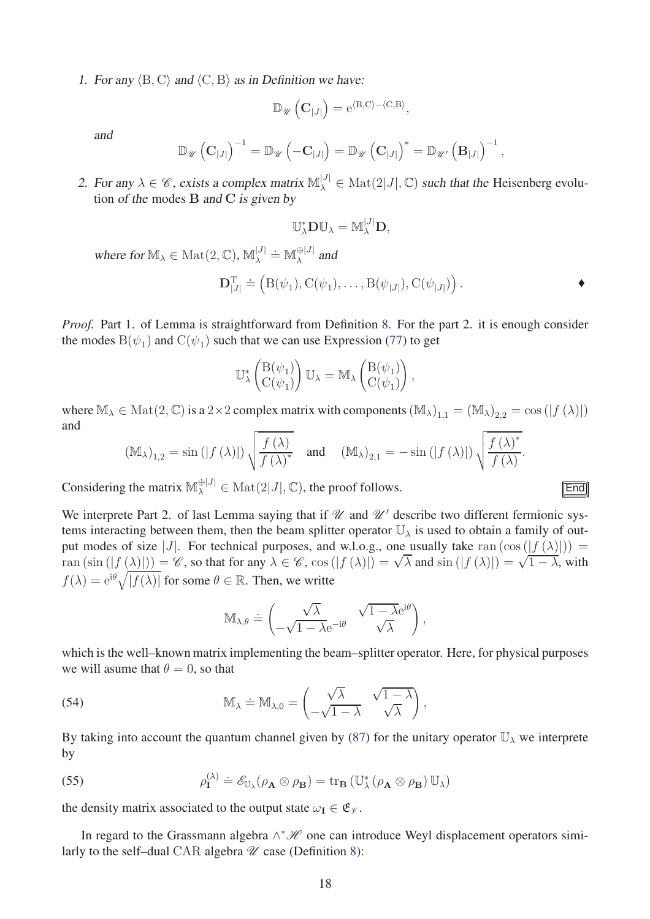1. *For any* $\langle \mathrm{B}, \mathrm{C}\rangle$ *and* $\langle \mathrm{C}, \mathrm{B}\rangle$ *as in Definition we have:*

$$\mathbb{D}_{\mathscr{U}}\left(\mathbf{C}_{|J|}\right) = \mathrm{e}^{\langle \mathrm{B},\mathrm{C}\rangle - \langle \mathrm{C},\mathrm{B}\rangle},$$

*and*

$$\mathbb{D}_{\mathscr{U}}\left(\mathbf{C}_{|J|}\right)^{-1} = \mathbb{D}_{\mathscr{U}}\left(-\mathbf{C}_{|J|}\right) = \mathbb{D}_{\mathscr{U}}\left(\mathbf{C}_{|J|}\right)^{*} = \mathbb{D}_{\mathscr{U}'}\left(\mathbf{B}_{|J|}\right)^{-1},$$

2. *For any* $\lambda \in \mathscr{C}$, *exists a complex matrix* $\mathbb{M}_{\lambda}^{|J|} \in \mathrm{Mat}(2|J|, \mathbb{C})$ *such that the* Heisenberg evolution *of the* modes $\mathbf{B}$ *and* $\mathbf{C}$ *is given by*

$$\mathbb{U}_{\lambda}^{*}\mathbf{D}\mathbb{U}_{\lambda} = \mathbb{M}_{\lambda}^{|J|}\mathbf{D},$$

*where for* $\mathbb{M}_{\lambda} \in \mathrm{Mat}(2, \mathbb{C})$, $\mathbb{M}_{\lambda}^{|J|} \doteq \mathbb{M}_{\lambda}^{\oplus |J|}$ *and*

$$\mathbf{D}_{|J|}^{\mathrm{T}} \doteq \left(\mathrm{B}(\psi_1), \mathrm{C}(\psi_1), \ldots, \mathrm{B}(\psi_{|J|}), \mathrm{C}(\psi_{|J|})\right). \qquad \blacklozenge$$

*Proof.* Part 1. of Lemma is straightforward from Definition 8. For the part 2. it is enough consider the modes $\mathrm{B}(\psi_1)$ and $\mathrm{C}(\psi_1)$ such that we can use Expression (77) to get

$$\mathbb{U}_{\lambda}^{*}\begin{pmatrix}\mathrm{B}(\psi_1)\\ \mathrm{C}(\psi_1)\end{pmatrix}\mathbb{U}_{\lambda} = \mathbb{M}_{\lambda}\begin{pmatrix}\mathrm{B}(\psi_1)\\ \mathrm{C}(\psi_1)\end{pmatrix},$$

where $\mathbb{M}_{\lambda} \in \mathrm{Mat}(2, \mathbb{C})$ is a $2\times 2$ complex matrix with components $(\mathbb{M}_{\lambda})_{1,1} = (\mathbb{M}_{\lambda})_{2,2} = \cos\left(|f(\lambda)|\right)$ and

$$(\mathbb{M}_{\lambda})_{1,2} = \sin\left(|f(\lambda)|\right)\sqrt{\frac{f(\lambda)}{f(\lambda)^{*}}} \quad \text{and} \quad (\mathbb{M}_{\lambda})_{2,1} = -\sin\left(|f(\lambda)|\right)\sqrt{\frac{f(\lambda)^{*}}{f(\lambda)}}.$$

Considering the matrix $\mathbb{M}_{\lambda}^{\oplus |J|} \in \mathrm{Mat}(2|J|, \mathbb{C})$, the proof follows. End

We interprete Part 2. of last Lemma saying that if $\mathscr{U}$ and $\mathscr{U}'$ describe two different fermionic systems interacting between them, then the beam splitter operator $\mathbb{U}_{\lambda}$ is used to obtain a family of output modes of size $|J|$. For technical purposes, and w.l.o.g., one usually take $\mathrm{ran}\left(\cos\left(|f(\lambda)|\right)\right) = \mathrm{ran}\left(\sin\left(|f(\lambda)|\right)\right) = \mathscr{C}$, so that for any $\lambda \in \mathscr{C}$, $\cos\left(|f(\lambda)|\right) = \sqrt{\lambda}$ and $\sin\left(|f(\lambda)|\right) = \sqrt{1-\lambda}$, with $f(\lambda) = \mathrm{e}^{\mathrm{i}\theta}\sqrt{|f(\lambda)|}$ for some $\theta \in \mathbb{R}$. Then, we writte

$$\mathbb{M}_{\lambda,\theta} \doteq \begin{pmatrix}\sqrt{\lambda} & \sqrt{1-\lambda}\,\mathrm{e}^{\mathrm{i}\theta}\\ -\sqrt{1-\lambda}\,\mathrm{e}^{-\mathrm{i}\theta} & \sqrt{\lambda}\end{pmatrix},$$

which is the well–known matrix implementing the beam–splitter operator. Here, for physical purposes we will asume that $\theta = 0$, so that

$$\mathbb{M}_{\lambda} \doteq \mathbb{M}_{\lambda,0} = \begin{pmatrix}\sqrt{\lambda} & \sqrt{1-\lambda}\\ -\sqrt{1-\lambda} & \sqrt{\lambda}\end{pmatrix}, \tag{54}$$

By taking into account the quantum channel given by (87) for the unitary operator $\mathbb{U}_{\lambda}$ we interprete by

$$\rho_{\mathbf{I}}^{(\lambda)} \doteq \mathscr{E}_{\mathbb{U}_{\lambda}}(\rho_{\mathbf{A}} \otimes \rho_{\mathbf{B}}) = \mathrm{tr}_{\mathbf{B}}\left(\mathbb{U}_{\lambda}^{*}\left(\rho_{\mathbf{A}} \otimes \rho_{\mathbf{B}}\right)\mathbb{U}_{\lambda}\right) \tag{55}$$

the density matrix associated to the output state $\omega_{\mathbf{I}} \in \mathfrak{E}_{\mathscr{V}}$.

In regard to the Grassmann algebra $\wedge^{*}\mathscr{H}$ one can introduce Weyl displacement operators similarly to the self–dual $\mathrm{CAR}$ algebra $\mathscr{U}$ case (Definition 8):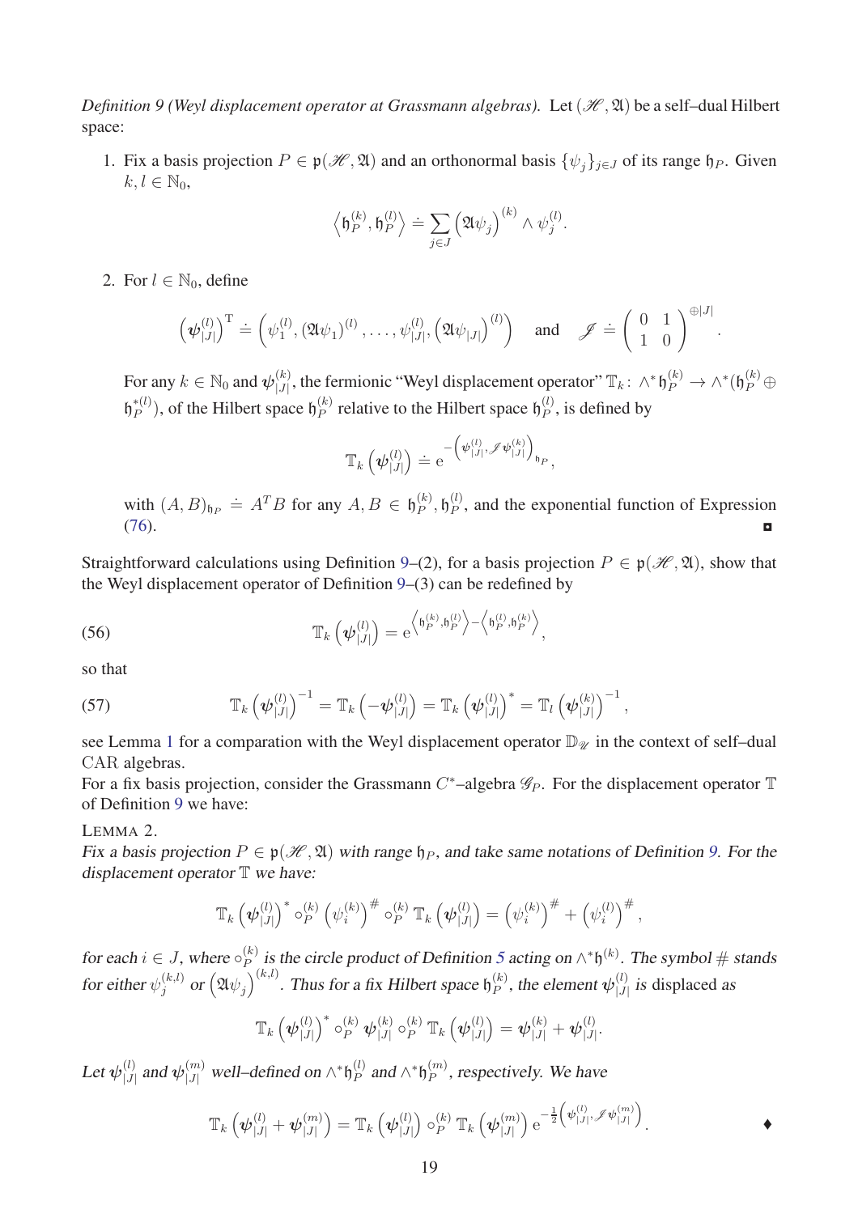*Definition 9 (Weyl displacement operator at Grassmann algebras).* Let $(\mathscr{H}, \mathfrak{A})$ be a self–dual Hilbert space:

1. Fix a basis projection $P \in \mathfrak{p}(\mathscr{H}, \mathfrak{A})$ and an orthonormal basis $\{\psi_j\}_{j\in J}$ of its range $\mathfrak{h}_P$. Given $k, l \in \mathbb{N}_0$,

$$\left\langle \mathfrak{h}_P^{(k)}, \mathfrak{h}_P^{(l)} \right\rangle \doteq \sum_{j\in J} \left(\mathfrak{A}\psi_j\right)^{(k)} \wedge \psi_j^{(l)}.$$

2. For $l \in \mathbb{N}_0$, define

$$\left(\boldsymbol{\psi}_{|J|}^{(l)}\right)^{\mathrm{T}} \doteq \left(\psi_1^{(l)}, (\mathfrak{A}\psi_1)^{(l)}, \ldots, \psi_{|J|}^{(l)}, \left(\mathfrak{A}\psi_{|J|}\right)^{(l)}\right) \quad \text{and} \quad \mathscr{J} \doteq \begin{pmatrix} 0 & 1 \\ 1 & 0 \end{pmatrix}^{\oplus |J|}.$$

For any $k \in \mathbb{N}_0$ and $\boldsymbol{\psi}_{|J|}^{(k)}$, the fermionic "Weyl displacement operator" $\mathbb{T}_k\colon \wedge^* \mathfrak{h}_P^{(k)} \to \wedge^*(\mathfrak{h}_P^{(k)} \oplus \mathfrak{h}_P^{*(l)})$, of the Hilbert space $\mathfrak{h}_P^{(k)}$ relative to the Hilbert space $\mathfrak{h}_P^{(l)}$, is defined by

$$\mathbb{T}_k\left(\boldsymbol{\psi}_{|J|}^{(l)}\right) \doteq \mathrm{e}^{-\left(\boldsymbol{\psi}_{|J|}^{(l)}, \mathscr{J}\boldsymbol{\psi}_{|J|}^{(k)}\right)_{\mathfrak{h}_P}},$$

with $(A, B)_{\mathfrak{h}_P} \doteq A^T B$ for any $A, B \in \mathfrak{h}_P^{(k)}, \mathfrak{h}_P^{(l)}$, and the exponential function of Expression (76). ◘

Straightforward calculations using Definition 9–(2), for a basis projection $P \in \mathfrak{p}(\mathscr{H}, \mathfrak{A})$, show that the Weyl displacement operator of Definition 9–(3) can be redefined by

$$\mathbb{T}_k\left(\boldsymbol{\psi}_{|J|}^{(l)}\right) = \mathrm{e}^{\left\langle \mathfrak{h}_P^{(k)}, \mathfrak{h}_P^{(l)}\right\rangle - \left\langle \mathfrak{h}_P^{(l)}, \mathfrak{h}_P^{(k)}\right\rangle}, \tag{56}$$

so that

$$\mathbb{T}_k\left(\boldsymbol{\psi}_{|J|}^{(l)}\right)^{-1} = \mathbb{T}_k\left(-\boldsymbol{\psi}_{|J|}^{(l)}\right) = \mathbb{T}_k\left(\boldsymbol{\psi}_{|J|}^{(l)}\right)^* = \mathbb{T}_l\left(\boldsymbol{\psi}_{|J|}^{(k)}\right)^{-1}, \tag{57}$$

see Lemma 1 for a comparation with the Weyl displacement operator $\mathbb{D}_{\mathscr{U}}$ in the context of self–dual CAR algebras.

For a fix basis projection, consider the Grassmann $C^*$–algebra $\mathscr{G}_P$. For the displacement operator $\mathbb{T}$ of Definition 9 we have:

LEMMA 2.

*Fix a basis projection $P \in \mathfrak{p}(\mathscr{H}, \mathfrak{A})$ with range $\mathfrak{h}_P$, and take same notations of Definition 9. For the displacement operator $\mathbb{T}$ we have:*

$$\mathbb{T}_k\left(\boldsymbol{\psi}_{|J|}^{(l)}\right)^* \circ_P^{(k)} \left(\psi_i^{(k)}\right)^{\#} \circ_P^{(k)} \mathbb{T}_k\left(\boldsymbol{\psi}_{|J|}^{(l)}\right) = \left(\psi_i^{(k)}\right)^{\#} + \left(\psi_i^{(l)}\right)^{\#},$$

*for each $i \in J$, where $\circ_P^{(k)}$ is the circle product of Definition 5 acting on $\wedge^*\mathfrak{h}^{(k)}$. The symbol $\#$ stands for either $\psi_j^{(k,l)}$ or $\left(\mathfrak{A}\psi_j\right)^{(k,l)}$. Thus for a fix Hilbert space $\mathfrak{h}_P^{(k)}$, the element $\boldsymbol{\psi}_{|J|}^{(l)}$ is displaced as*

$$\mathbb{T}_k\left(\boldsymbol{\psi}_{|J|}^{(l)}\right)^* \circ_P^{(k)} \boldsymbol{\psi}_{|J|}^{(k)} \circ_P^{(k)} \mathbb{T}_k\left(\boldsymbol{\psi}_{|J|}^{(l)}\right) = \boldsymbol{\psi}_{|J|}^{(k)} + \boldsymbol{\psi}_{|J|}^{(l)}.$$

*Let $\boldsymbol{\psi}_{|J|}^{(l)}$ and $\boldsymbol{\psi}_{|J|}^{(m)}$ well–defined on $\wedge^*\mathfrak{h}_P^{(l)}$ and $\wedge^*\mathfrak{h}_P^{(m)}$, respectively. We have*

$$\mathbb{T}_k\left(\boldsymbol{\psi}_{|J|}^{(l)} + \boldsymbol{\psi}_{|J|}^{(m)}\right) = \mathbb{T}_k\left(\boldsymbol{\psi}_{|J|}^{(l)}\right) \circ_P^{(k)} \mathbb{T}_k\left(\boldsymbol{\psi}_{|J|}^{(m)}\right) \mathrm{e}^{-\frac{1}{2}\left(\boldsymbol{\psi}_{|J|}^{(l)}, \mathscr{J}\boldsymbol{\psi}_{|J|}^{(m)}\right)}.$$ ♦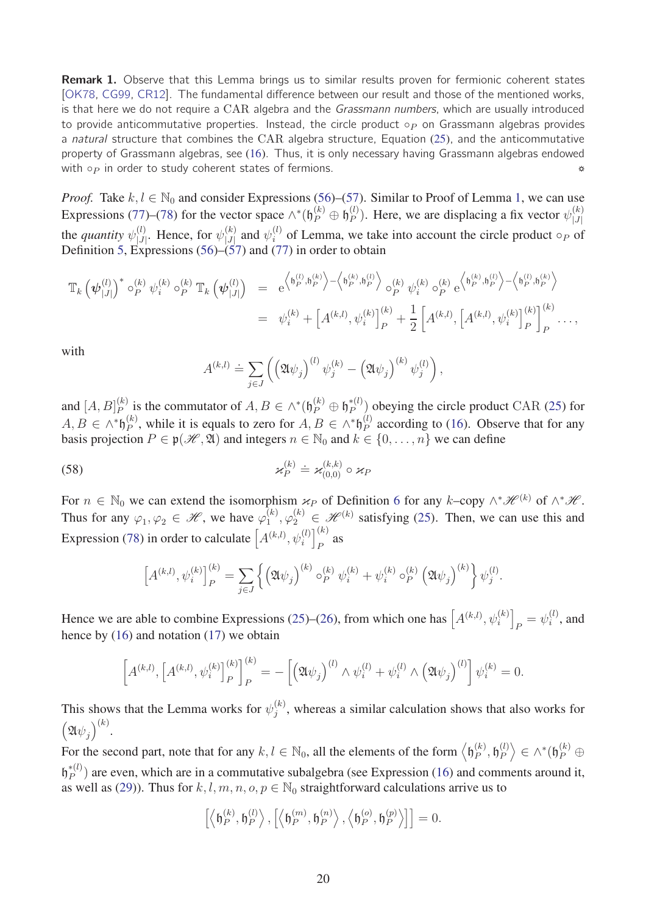**Remark 1.** Observe that this Lemma brings us to similar results proven for fermionic coherent states [OK78, CG99, CR12]. The fundamental difference between our result and those of the mentioned works, is that here we do not require a CAR algebra and the *Grassmann numbers*, which are usually introduced to provide anticommutative properties. Instead, the circle product $\circ_P$ on Grassmann algebras provides a *natural* structure that combines the CAR algebra structure, Equation (25), and the anticommutative property of Grassmann algebras, see (16). Thus, it is only necessary having Grassmann algebras endowed with $\circ_P$ in order to study coherent states of fermions. ☼

*Proof.* Take $k, l \in \mathbb{N}_0$ and consider Expressions (56)–(57). Similar to Proof of Lemma 1, we can use Expressions (77)–(78) for the vector space $\wedge^*(\mathfrak{h}_P^{(k)} \oplus \mathfrak{h}_P^{(l)})$. Here, we are displacing a fix vector $\psi_{|J|}^{(k)}$ the *quantity* $\psi_{|J|}^{(l)}$. Hence, for $\psi_{|J|}^{(k)}$ and $\psi_i^{(l)}$ of Lemma, we take into account the circle product $\circ_P$ of Definition 5, Expressions (56)–(57) and (77) in order to obtain

$$
\begin{aligned}
\mathbb{T}_k\left(\psi_{|J|}^{(l)}\right)^* \circ_P^{(k)} \psi_i^{(k)} \circ_P^{(k)} \mathbb{T}_k\left(\boldsymbol{\psi}_{|J|}^{(l)}\right) &= \mathrm{e}^{\left\langle \mathfrak{h}_P^{(l)}, \mathfrak{h}_P^{(k)} \right\rangle - \left\langle \mathfrak{h}_P^{(k)}, \mathfrak{h}_P^{(l)} \right\rangle} \circ_P^{(k)} \psi_i^{(k)} \circ_P^{(k)} \mathrm{e}^{\left\langle \mathfrak{h}_P^{(k)}, \mathfrak{h}_P^{(l)} \right\rangle - \left\langle \mathfrak{h}_P^{(l)}, \mathfrak{h}_P^{(k)} \right\rangle} \\
&= \psi_i^{(k)} + \left[A^{(k,l)}, \psi_i^{(k)}\right]_P^{(k)} + \frac{1}{2}\left[A^{(k,l)}, \left[A^{(k,l)}, \psi_i^{(k)}\right]_P^{(k)}\right]_P^{(k)} \ldots,
\end{aligned}
$$

with

$$
A^{(k,l)} \doteq \sum_{j \in J}\left(\left(\mathfrak{A}\psi_j\right)^{(l)} \psi_j^{(k)} - \left(\mathfrak{A}\psi_j\right)^{(k)} \psi_j^{(l)}\right),
$$

and $[A, B]_P^{(k)}$ is the commutator of $A, B \in \wedge^*(\mathfrak{h}_P^{(k)} \oplus \mathfrak{h}_P^{*(l)})$ obeying the circle product CAR (25) for $A, B \in \wedge^* \mathfrak{h}_P^{(k)}$, while it is equals to zero for $A, B \in \wedge^* \mathfrak{h}_P^{(l)}$ according to (16). Observe that for any basis projection $P \in \mathfrak{p}(\mathscr{H}, \mathfrak{A})$ and integers $n \in \mathbb{N}_0$ and $k \in \{0, \ldots, n\}$ we can define

$$
\varkappa_P^{(k)} \doteq \varkappa_{(0,0)}^{(k,k)} \circ \varkappa_P \tag{58}
$$

For $n \in \mathbb{N}_0$ we can extend the isomorphism $\varkappa_P$ of Definition 6 for any $k$–copy $\wedge^* \mathscr{H}^{(k)}$ of $\wedge^* \mathscr{H}$. Thus for any $\varphi_1, \varphi_2 \in \mathscr{H}$, we have $\varphi_1^{(k)}, \varphi_2^{(k)} \in \mathscr{H}^{(k)}$ satisfying (25). Then, we can use this and Expression (78) in order to calculate $\left[A^{(k,l)}, \psi_i^{(l)}\right]_P^{(k)}$ as

$$
\left[A^{(k,l)}, \psi_i^{(k)}\right]_P^{(k)} = \sum_{j \in J}\left\{\left(\mathfrak{A}\psi_j\right)^{(k)} \circ_P^{(k)} \psi_i^{(k)} + \psi_i^{(k)} \circ_P^{(k)} \left(\mathfrak{A}\psi_j\right)^{(k)}\right\} \psi_j^{(l)}.
$$

Hence we are able to combine Expressions (25)–(26), from which one has $\left[A^{(k,l)}, \psi_i^{(k)}\right]_P = \psi_i^{(l)}$, and hence by (16) and notation (17) we obtain

$$
\left[A^{(k,l)}, \left[A^{(k,l)}, \psi_i^{(k)}\right]_P^{(k)}\right]_P^{(k)} = -\left[\left(\mathfrak{A}\psi_j\right)^{(l)} \wedge \psi_i^{(l)} + \psi_i^{(l)} \wedge \left(\mathfrak{A}\psi_j\right)^{(l)}\right] \psi_i^{(k)} = 0.
$$

This shows that the Lemma works for $\psi_j^{(k)}$, whereas a similar calculation shows that also works for $\left(\mathfrak{A}\psi_j\right)^{(k)}$.

For the second part, note that for any $k, l \in \mathbb{N}_0$, all the elements of the form $\left\langle \mathfrak{h}_P^{(k)}, \mathfrak{h}_P^{(l)} \right\rangle \in \wedge^*(\mathfrak{h}_P^{(k)} \oplus \mathfrak{h}_P^{*(l)})$ are even, which are in a commutative subalgebra (see Expression (16) and comments around it, as well as (29)). Thus for $k, l, m, n, o, p \in \mathbb{N}_0$ straightforward calculations arrive us to

$$
\left[\left\langle \mathfrak{h}_P^{(k)}, \mathfrak{h}_P^{(l)} \right\rangle, \left[\left\langle \mathfrak{h}_P^{(m)}, \mathfrak{h}_P^{(n)} \right\rangle, \left\langle \mathfrak{h}_P^{(o)}, \mathfrak{h}_P^{(p)} \right\rangle\right]\right] = 0.
$$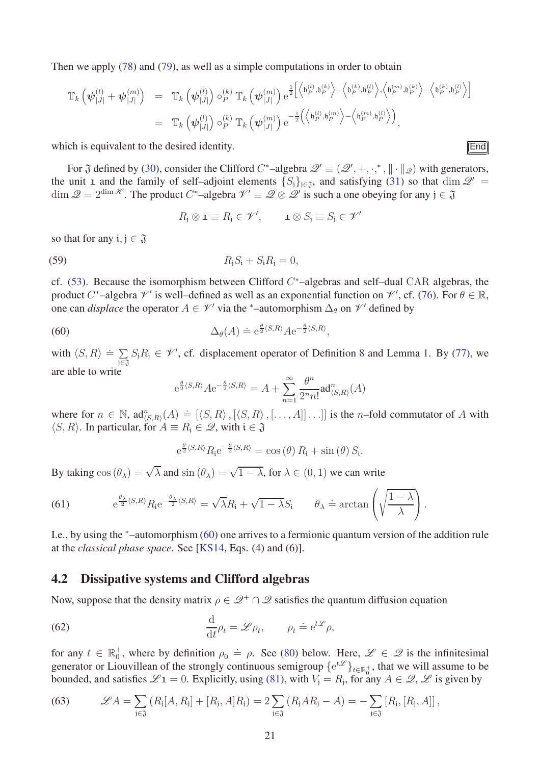Then we apply (78) and (79), as well as a simple computations in order to obtain

$$
\begin{aligned}
\mathbb{T}_k\left(\boldsymbol{\psi}^{(l)}_{|J|}+\boldsymbol{\psi}^{(m)}_{|J|}\right) &= \mathbb{T}_k\left(\boldsymbol{\psi}^{(l)}_{|J|}\right)\circ^{(k)}_P \mathbb{T}_k\left(\boldsymbol{\psi}^{(m)}_{|J|}\right) \mathrm{e}^{\frac{1}{2}\left[\left\langle \mathfrak{h}^{(l)}_P,\mathfrak{h}^{(k)}_P\right\rangle - \left\langle \mathfrak{h}^{(k)}_P,\mathfrak{h}^{(l)}_P\right\rangle, \left\langle \mathfrak{h}^{(m)}_P,\mathfrak{h}^{(k)}_P\right\rangle - \left\langle \mathfrak{h}^{(k)}_P,\mathfrak{h}^{(l)}_P\right\rangle\right]} \\
&= \mathbb{T}_k\left(\boldsymbol{\psi}^{(l)}_{|J|}\right)\circ^{(k)}_P \mathbb{T}_k\left(\boldsymbol{\psi}^{(m)}_{|J|}\right) \mathrm{e}^{-\frac{1}{2}\left(\left\langle \mathfrak{h}^{(l)}_P,\mathfrak{h}^{(m)}_P\right\rangle - \left\langle \mathfrak{h}^{(m)}_P,\mathfrak{h}^{(l)}_P\right\rangle\right)},
\end{aligned}
$$

which is equivalent to the desired identity. End

For $\mathfrak{J}$ defined by (30), consider the Clifford $C^*$–algebra $\mathscr{Q}' \equiv (\mathscr{Q}', +, \cdot, ^*, \|\cdot\|_{\mathscr{Q}})$ with generators, the unit $\mathbf{1}$ and the family of self–adjoint elements $\{S_{\mathrm{j}}\}_{\mathrm{j}\in\mathfrak{J}}$, and satisfying (31) so that $\dim \mathscr{Q}' = \dim \mathscr{Q} = 2^{\dim \mathscr{H}}$. The product $C^*$–algebra $\mathscr{V}' \equiv \mathscr{Q}\otimes\mathscr{Q}'$ is such a one obeying for any $\mathrm{j}\in\mathfrak{J}$

$$
R_{\mathrm{j}}\otimes \mathbf{1} \equiv R_{\mathrm{j}} \in \mathscr{V}', \qquad \mathbf{1}\otimes S_{\mathrm{j}} \equiv S_{\mathrm{j}} \in \mathscr{V}'
$$

so that for any $\mathrm{i},\mathrm{j}\in\mathfrak{J}$

$$
R_{\mathrm{j}}S_{\mathrm{i}} + S_{\mathrm{i}}R_{\mathrm{j}} = 0, \tag{59}
$$

cf. (53). Because the isomorphism between Clifford $C^*$–algebras and self–dual CAR algebras, the product $C^*$–algebra $\mathscr{V}'$ is well–defined as well as an exponential function on $\mathscr{V}'$, cf. (76). For $\theta\in\mathbb{R}$, one can *displace* the operator $A\in\mathscr{V}'$ via the $^*$–automorphism $\Delta_\theta$ on $\mathscr{V}'$ defined by

$$
\Delta_\theta(A) \doteq \mathrm{e}^{\frac{\theta}{2}\langle S,R\rangle} A \mathrm{e}^{-\frac{\theta}{2}\langle S,R\rangle}, \tag{60}
$$

with $\langle S,R\rangle \doteq \sum_{\mathrm{j}\in\mathfrak{J}} S_{\mathrm{j}}R_{\mathrm{j}} \in \mathscr{V}'$, cf. displacement operator of Definition 8 and Lemma 1. By (77), we are able to write

$$
\mathrm{e}^{\frac{\theta}{2}\langle S,R\rangle} A \mathrm{e}^{-\frac{\theta}{2}\langle S,R\rangle} = A + \sum_{n=1}^{\infty}\frac{\theta^n}{2^n n!}\mathrm{ad}^n_{\langle S,R\rangle}(A)
$$

where for $n\in\mathbb{N}$, $\mathrm{ad}^n_{\langle S,R\rangle}(A) \doteq [\langle S,R\rangle, [\langle S,R\rangle, [\ldots, A]]\ldots]]$ is the $n$–fold commutator of $A$ with $\langle S,R\rangle$. In particular, for $A\equiv R_{\mathrm{i}}\in\mathscr{Q}$, with $\mathrm{i}\in\mathfrak{J}$

$$
\mathrm{e}^{\frac{\theta}{2}\langle S,R\rangle} R_{\mathrm{i}} \mathrm{e}^{-\frac{\theta}{2}\langle S,R\rangle} = \cos(\theta)\, R_{\mathrm{i}} + \sin(\theta)\, S_{\mathrm{i}}.
$$

By taking $\cos(\theta_\lambda) = \sqrt{\lambda}$ and $\sin(\theta_\lambda) = \sqrt{1-\lambda}$, for $\lambda\in(0,1)$ we can write

$$
\mathrm{e}^{\frac{\theta_\lambda}{2}\langle S,R\rangle} R_{\mathrm{i}} \mathrm{e}^{-\frac{\theta_\lambda}{2}\langle S,R\rangle} = \sqrt{\lambda}R_{\mathrm{i}} + \sqrt{1-\lambda}S_{\mathrm{i}} \qquad \theta_\lambda \doteq \arctan\left(\sqrt{\frac{1-\lambda}{\lambda}}\right). \tag{61}
$$

I.e., by using the $^*$–automorphism (60) one arrives to a fermionic quantum version of the addition rule at the *classical phase space*. See [KS14, Eqs. (4) and (6)].

## 4.2 Dissipative systems and Clifford algebras

Now, suppose that the density matrix $\rho\in\mathscr{Q}^+\cap\mathscr{Q}$ satisfies the quantum diffusion equation

$$
\frac{\mathrm{d}}{\mathrm{d}t}\rho_t = \mathscr{L}\rho_t, \qquad \rho_t \doteq \mathrm{e}^{t\mathscr{L}}\rho, \tag{62}
$$

for any $t\in\mathbb{R}^+_0$, where by definition $\rho_0 \doteq \rho$. See (80) below. Here, $\mathscr{L}\in\mathscr{Q}$ is the infinitesimal generator or Liouvillean of the strongly continuous semigroup $\{\mathrm{e}^{t\mathscr{L}}\}_{t\in\mathbb{R}^+_0}$, that we will assume to be bounded, and satisfies $\mathscr{L}\mathbf{1} = 0$. Explicitly, using (81), with $V_{\mathrm{j}} = R_{\mathrm{j}}$, for any $A\in\mathscr{Q}$, $\mathscr{L}$ is given by

$$
\mathscr{L}A = \sum_{\mathrm{j}\in\mathfrak{J}}\left(R_{\mathrm{j}}[A,R_{\mathrm{j}}] + [R_{\mathrm{j}},A]R_{\mathrm{j}}\right) = 2\sum_{\mathrm{j}\in\mathfrak{J}}\left(R_{\mathrm{j}}AR_{\mathrm{j}} - A\right) = -\sum_{\mathrm{j}\in\mathfrak{J}}\left[R_{\mathrm{j}},[R_{\mathrm{j}},A]\right], \tag{63}
$$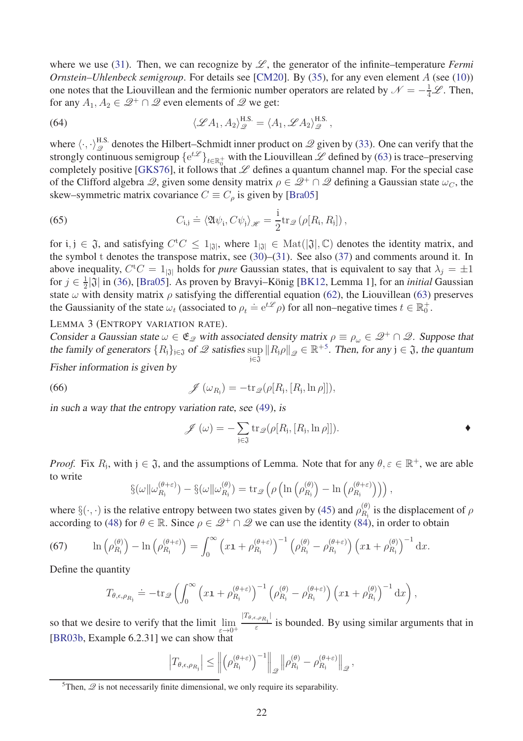where we use (31). Then, we can recognize by $\mathscr{L}$, the generator of the infinite–temperature *Fermi Ornstein–Uhlenbeck semigroup*. For details see [CM20]. By (35), for any even element $A$ (see (10)) one notes that the Liouvillean and the fermionic number operators are related by $\mathscr{N} = -\frac{1}{4}\mathscr{L}$. Then, for any $A_1, A_2 \in \mathscr{Q}^+ \cap \mathscr{Q}$ even elements of $\mathscr{Q}$ we get:

$$
\langle \mathscr{L} A_1, A_2 \rangle^{\mathrm{H.S.}}_{\mathscr{Q}} = \langle A_1, \mathscr{L} A_2 \rangle^{\mathrm{H.S.}}_{\mathscr{Q}} , \tag{64}
$$

where $\langle \cdot, \cdot \rangle^{\mathrm{H.S.}}_{\mathscr{Q}}$ denotes the Hilbert–Schmidt inner product on $\mathscr{Q}$ given by (33). One can verify that the strongly continuous semigroup $\{\mathrm{e}^{t\mathscr{L}}\}_{t\in\mathbb{R}^+_0}$ with the Liouvillean $\mathscr{L}$ defined by (63) is trace–preserving completely positive [GKS76], it follows that $\mathscr{L}$ defines a quantum channel map. For the special case of the Clifford algebra $\mathscr{Q}$, given some density matrix $\rho \in \mathscr{Q}^+ \cap \mathscr{Q}$ defining a Gaussian state $\omega_C$, the skew–symmetric matrix covariance $C \equiv C_\rho$ is given by [Bra05]

$$
C_{\mathrm{i},\mathrm{j}} \doteq \langle \mathfrak{A}\psi_{\mathrm{i}}, C\psi_{\mathrm{j}} \rangle_{\mathscr{H}} = \frac{\mathrm{i}}{2} \mathrm{tr}_{\mathscr{Q}} \left( \rho [R_{\mathrm{i}}, R_{\mathrm{j}}] \right) , \tag{65}
$$

for $\mathrm{i}, \mathrm{j} \in \mathfrak{J}$, and satisfying $C^{\mathrm{t}} C \leq 1_{|\mathfrak{J}|}$, where $1_{|\mathfrak{J}|} \in \mathrm{Mat}(|\mathfrak{J}|, \mathbb{C})$ denotes the identity matrix, and the symbol $\mathrm{t}$ denotes the transpose matrix, see (30)–(31). See also (37) and comments around it. In above inequality, $C^{\mathrm{t}} C = 1_{|\mathfrak{J}|}$ holds for *pure* Gaussian states, that is equivalent to say that $\lambda_j = \pm 1$ for $j \in \frac{1}{2}|\mathfrak{J}|$ in (36), [Bra05]. As proven by Bravyi–König [BK12, Lemma 1], for an *initial* Gaussian state $\omega$ with density matrix $\rho$ satisfying the differential equation (62), the Liouvillean (63) preserves the Gaussianity of the state $\omega_t$ (associated to $\rho_t \doteq \mathrm{e}^{t\mathscr{L}} \rho$) for all non–negative times $t \in \mathbb{R}^+_0$.

LEMMA 3 (ENTROPY VARIATION RATE).
*Consider a Gaussian state $\omega \in \mathfrak{E}_{\mathscr{Q}}$ with associated density matrix $\rho \equiv \rho_\omega \in \mathscr{Q}^+ \cap \mathscr{Q}$. Suppose that the family of generators $\{R_{\mathrm{i}}\}_{\mathrm{i}\in\mathfrak{J}}$ of $\mathscr{Q}$ satisfies $\sup_{\mathrm{j}\in\mathfrak{J}} \|R_{\mathrm{j}}\rho\|_{\mathscr{Q}} \in \mathbb{R}^+$*[5]*. Then, for any $\mathrm{j} \in \mathfrak{J}$, the quantum Fisher information is given by*

$$
\mathscr{J}(\omega_{R_{\mathrm{j}}}) = -\mathrm{tr}_{\mathscr{Q}}(\rho[R_{\mathrm{j}}, [R_{\mathrm{j}}, \ln \rho]]), \tag{66}
$$

*in such a way that the entropy variation rate, see (49), is*

$$
\mathscr{J}(\omega) = -\sum_{\mathrm{j}\in\mathfrak{J}} \mathrm{tr}_{\mathscr{Q}}(\rho[R_{\mathrm{j}}, [R_{\mathrm{j}}, \ln \rho]]). \qquad \blacklozenge
$$

*Proof.* Fix $R_{\mathrm{j}}$, with $\mathrm{j} \in \mathfrak{J}$, and the assumptions of Lemma. Note that for any $\theta, \varepsilon \in \mathbb{R}^+$, we are able to write

$$
\S(\omega \| \omega^{(\theta+\varepsilon)}_{R_{\mathrm{j}}}) - \S(\omega \| \omega^{(\theta)}_{R_{\mathrm{j}}}) = \mathrm{tr}_{\mathscr{Q}} \left( \rho \left( \ln \left( \rho^{(\theta)}_{R_{\mathrm{j}}} \right) - \ln \left( \rho^{(\theta+\varepsilon)}_{R_{\mathrm{j}}} \right) \right) \right) ,
$$

where $\S(\cdot, \cdot)$ is the relative entropy between two states given by (45) and $\rho^{(\theta)}_{R_{\mathrm{j}}}$ is the displacement of $\rho$ according to (48) for $\theta \in \mathbb{R}$. Since $\rho \in \mathscr{Q}^+ \cap \mathscr{Q}$ we can use the identity (84), in order to obtain

$$
\ln \left( \rho^{(\theta)}_{R_{\mathrm{j}}} \right) - \ln \left( \rho^{(\theta+\varepsilon)}_{R_{\mathrm{j}}} \right) = \int_0^\infty \left( x\mathbf{1} + \rho^{(\theta+\varepsilon)}_{R_{\mathrm{j}}} \right)^{-1} \left( \rho^{(\theta)}_{R_{\mathrm{j}}} - \rho^{(\theta+\varepsilon)}_{R_{\mathrm{j}}} \right) \left( x\mathbf{1} + \rho^{(\theta)}_{R_{\mathrm{j}}} \right)^{-1} \mathrm{d}x. \tag{67}
$$

Define the quantity

$$
T_{\theta,\epsilon,\rho_{R_{\mathrm{j}}}} \doteq -\mathrm{tr}_{\mathscr{Q}} \left( \int_0^\infty \left( x\mathbf{1} + \rho^{(\theta+\varepsilon)}_{R_{\mathrm{j}}} \right)^{-1} \left( \rho^{(\theta)}_{R_{\mathrm{j}}} - \rho^{(\theta+\varepsilon)}_{R_{\mathrm{j}}} \right) \left( x\mathbf{1} + \rho^{(\theta)}_{R_{\mathrm{j}}} \right)^{-1} \mathrm{d}x \right) ,
$$

so that we desire to verify that the limit $\lim_{\varepsilon\to 0^+} \frac{|T_{\theta,\epsilon,\rho_{R_{\mathrm{j}}}}|}{\varepsilon}$ is bounded. By using similar arguments that in [BR03b, Example 6.2.31] we can show that

$$
\left| T_{\theta,\epsilon,\rho_{R_{\mathrm{j}}}} \right| \leq \left\| \left( \rho^{(\theta+\varepsilon)}_{R_{\mathrm{j}}} \right)^{-1} \right\|_{\mathscr{Q}} \left\| \rho^{(\theta)}_{R_{\mathrm{j}}} - \rho^{(\theta+\varepsilon)}_{R_{\mathrm{j}}} \right\|_{\mathscr{Q}} ,
$$

[5] Then, $\mathscr{Q}$ is not necessarily finite dimensional, we only require its separability.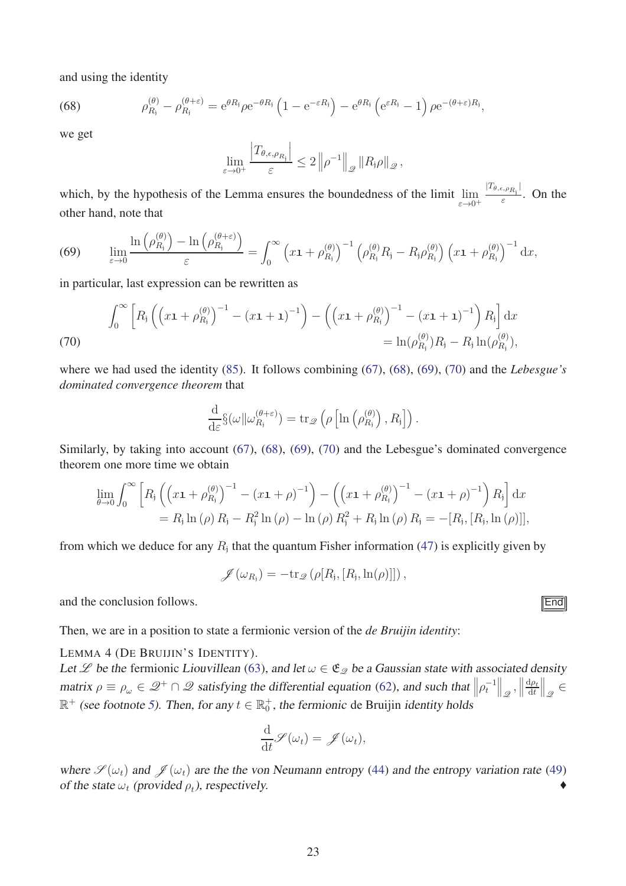and using the identity

$$\rho_{R_{\mathrm{j}}}^{(\theta)} - \rho_{R_{\mathrm{j}}}^{(\theta+\varepsilon)} = \mathrm{e}^{\theta R_{\mathrm{j}}}\rho\mathrm{e}^{-\theta R_{\mathrm{j}}}\left(1 - \mathrm{e}^{-\varepsilon R_{\mathrm{j}}}\right) - \mathrm{e}^{\theta R_{\mathrm{j}}}\left(\mathrm{e}^{\varepsilon R_{\mathrm{j}}} - 1\right)\rho\mathrm{e}^{-(\theta+\varepsilon)R_{\mathrm{j}}}, \tag{68}$$

we get

$$\lim_{\varepsilon\to 0^+}\frac{\left|T_{\theta,\epsilon,\rho_{R_{\mathrm{j}}}}\right|}{\varepsilon} \leq 2\left\|\rho^{-1}\right\|_{\mathscr{Q}}\|R_{\mathrm{j}}\rho\|_{\mathscr{Q}},$$

which, by the hypothesis of the Lemma ensures the boundedness of the limit $\lim_{\varepsilon\to 0^+}\frac{|T_{\theta,\epsilon,\rho_{R_{\mathrm{j}}}}|}{\varepsilon}$. On the other hand, note that

$$\lim_{\varepsilon\to 0}\frac{\ln\left(\rho_{R_{\mathrm{j}}}^{(\theta)}\right) - \ln\left(\rho_{R_{\mathrm{j}}}^{(\theta+\varepsilon)}\right)}{\varepsilon} = \int_0^\infty \left(x\mathbb{1} + \rho_{R_{\mathrm{j}}}^{(\theta)}\right)^{-1}\left(\rho_{R_{\mathrm{j}}}^{(\theta)}R_{\mathrm{j}} - R_{\mathrm{j}}\rho_{R_{\mathrm{j}}}^{(\theta)}\right)\left(x\mathbb{1} + \rho_{R_{\mathrm{j}}}^{(\theta)}\right)^{-1}\mathrm{d}x, \tag{69}$$

in particular, last expression can be rewritten as

$$\begin{aligned}\int_0^\infty \left[R_{\mathrm{j}}\left(\left(x\mathbb{1} + \rho_{R_{\mathrm{j}}}^{(\theta)}\right)^{-1} - (x\mathbb{1}+\mathbb{1})^{-1}\right) - \left(\left(x\mathbb{1} + \rho_{R_{\mathrm{j}}}^{(\theta)}\right)^{-1} - (x\mathbb{1}+\mathbb{1})^{-1}\right)R_{\mathrm{j}}\right]\mathrm{d}x \\ = \ln(\rho_{R_{\mathrm{j}}}^{(\theta)})R_{\mathrm{j}} - R_{\mathrm{j}}\ln(\rho_{R_{\mathrm{j}}}^{(\theta)}),\end{aligned} \tag{70}$$

where we had used the identity (85). It follows combining (67), (68), (69), (70) and the *Lebesgue's dominated convergence theorem* that

$$\frac{\mathrm{d}}{\mathrm{d}\varepsilon}\S(\omega\|\omega_{R_{\mathrm{j}}}^{(\theta+\varepsilon)}) = \mathrm{tr}_{\mathscr{Q}}\left(\rho\left[\ln\left(\rho_{R_{\mathrm{j}}}^{(\theta)}\right), R_{\mathrm{j}}\right]\right).$$

Similarly, by taking into account (67), (68), (69), (70) and the Lebesgue's dominated convergence theorem one more time we obtain

$$\begin{aligned}\lim_{\theta\to 0}\int_0^\infty \left[R_{\mathrm{j}}\left(\left(x\mathbb{1} + \rho_{R_{\mathrm{j}}}^{(\theta)}\right)^{-1} - (x\mathbb{1}+\rho)^{-1}\right) - \left(\left(x\mathbb{1} + \rho_{R_{\mathrm{j}}}^{(\theta)}\right)^{-1} - (x\mathbb{1}+\rho)^{-1}\right)R_{\mathrm{j}}\right]\mathrm{d}x \\ = R_{\mathrm{j}}\ln(\rho)R_{\mathrm{j}} - R_{\mathrm{j}}^2\ln(\rho) - \ln(\rho)R_{\mathrm{j}}^2 + R_{\mathrm{j}}\ln(\rho)R_{\mathrm{j}} = -[R_{\mathrm{j}},[R_{\mathrm{j}},\ln(\rho)]],\end{aligned}$$

from which we deduce for any $R_{\mathrm{j}}$ that the quantum Fisher information (47) is explicitly given by

$$\mathscr{J}(\omega_{R_{\mathrm{j}}}) = -\mathrm{tr}_{\mathscr{Q}}(\rho[R_{\mathrm{j}},[R_{\mathrm{j}},\ln(\rho)]]),$$

and the conclusion follows. End

Then, we are in a position to state a fermionic version of the *de Bruijin identity*:

LEMMA 4 (DE BRUIJIN'S IDENTITY).
*Let $\mathscr{L}$ be the* fermionic *Liouvillean (63), and let $\omega \in \mathfrak{E}_{\mathscr{Q}}$ be a Gaussian state with associated density matrix $\rho \equiv \rho_\omega \in \mathscr{Q}^+ \cap \mathscr{Q}$ satisfying the differential equation (62), and such that $\left\|\rho_t^{-1}\right\|_{\mathscr{Q}}, \left\|\frac{\mathrm{d}\rho_t}{\mathrm{d}t}\right\|_{\mathscr{Q}} \in \mathbb{R}^+$ (see footnote 5). Then, for any $t \in \mathbb{R}_0^+$, the* fermionic *de Bruijin identity holds*

$$\frac{\mathrm{d}}{\mathrm{d}t}\mathscr{S}(\omega_t) = \mathscr{J}(\omega_t),$$

*where $\mathscr{S}(\omega_t)$ and $\mathscr{J}(\omega_t)$ are the the von Neumann entropy (44) and the entropy variation rate (49) of the state $\omega_t$ (provided $\rho_t$), respectively.* ♦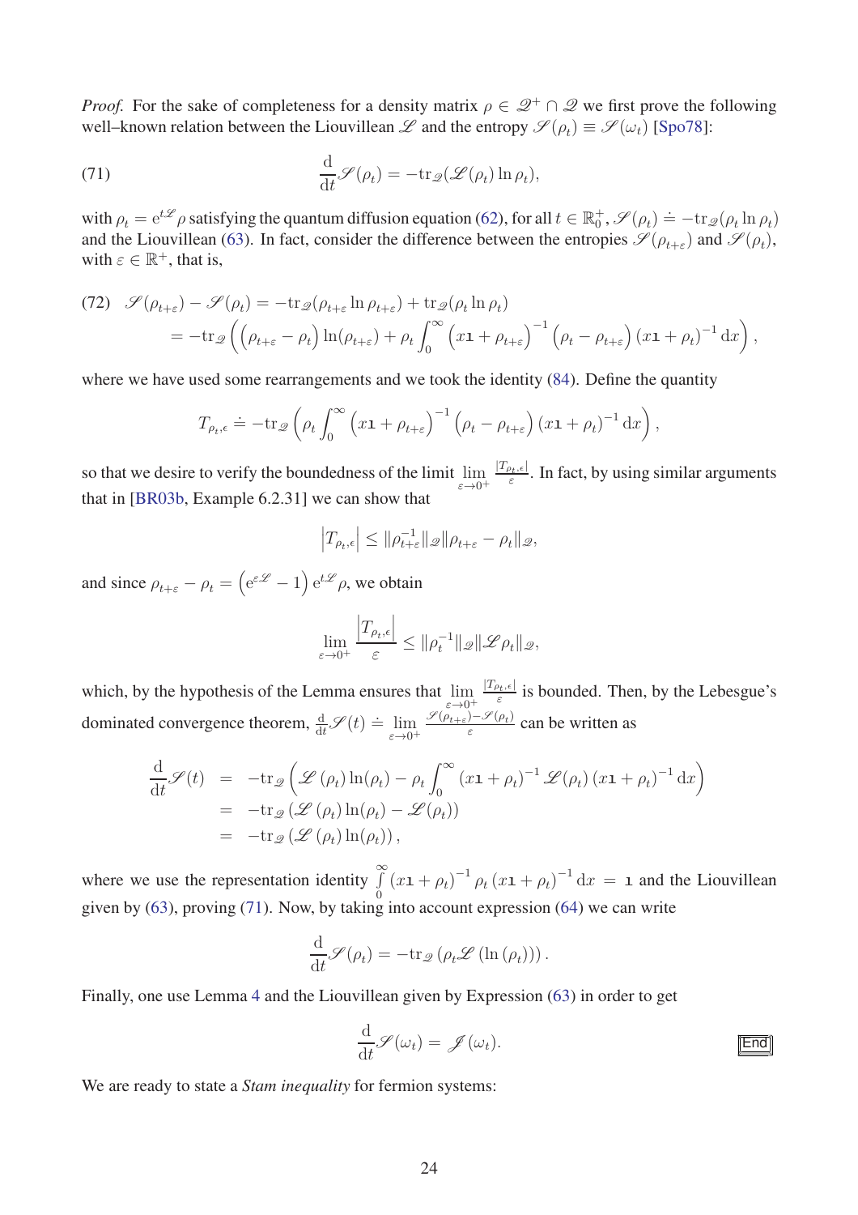*Proof.* For the sake of completeness for a density matrix $\rho \in \mathscr{Q}^+ \cap \mathscr{Q}$ we first prove the following well–known relation between the Liouvillean $\mathscr{L}$ and the entropy $\mathscr{S}(\rho_t) \equiv \mathscr{S}(\omega_t)$ [Spo78]:

$$\text{(71)} \qquad \frac{\mathrm{d}}{\mathrm{d}t}\mathscr{S}(\rho_t) = -\mathrm{tr}_{\mathscr{Q}}(\mathscr{L}(\rho_t)\ln \rho_t),$$

with $\rho_t = \mathrm{e}^{t\mathscr{L}}\rho$ satisfying the quantum diffusion equation (62), for all $t \in \mathbb{R}_0^+$, $\mathscr{S}(\rho_t) \doteq -\mathrm{tr}_{\mathscr{Q}}(\rho_t \ln \rho_t)$ and the Liouvillean (63). In fact, consider the difference between the entropies $\mathscr{S}(\rho_{t+\varepsilon})$ and $\mathscr{S}(\rho_t)$, with $\varepsilon \in \mathbb{R}^+$, that is,

$$\text{(72)} \quad \begin{aligned} \mathscr{S}(\rho_{t+\varepsilon}) - \mathscr{S}(\rho_t) &= -\mathrm{tr}_{\mathscr{Q}}(\rho_{t+\varepsilon}\ln \rho_{t+\varepsilon}) + \mathrm{tr}_{\mathscr{Q}}(\rho_t \ln \rho_t) \\ &= -\mathrm{tr}_{\mathscr{Q}}\left(\left(\rho_{t+\varepsilon} - \rho_t\right)\ln(\rho_{t+\varepsilon}) + \rho_t \int_0^\infty \left(x\mathbf{1} + \rho_{t+\varepsilon}\right)^{-1}\left(\rho_t - \rho_{t+\varepsilon}\right)\left(x\mathbf{1} + \rho_t\right)^{-1}\mathrm{d}x\right), \end{aligned}$$

where we have used some rearrangements and we took the identity (84). Define the quantity

$$T_{\rho_t,\epsilon} \doteq -\mathrm{tr}_{\mathscr{Q}}\left(\rho_t \int_0^\infty \left(x\mathbf{1} + \rho_{t+\epsilon}\right)^{-1}\left(\rho_t - \rho_{t+\varepsilon}\right)\left(x\mathbf{1} + \rho_t\right)^{-1}\mathrm{d}x\right),$$

so that we desire to verify the boundedness of the limit $\lim\limits_{\varepsilon\to 0^+} \frac{|T_{\rho_t,\epsilon}|}{\varepsilon}$. In fact, by using similar arguments that in [BR03b, Example 6.2.31] we can show that

$$\left|T_{\rho_t,\epsilon}\right| \le \|\rho_{t+\varepsilon}^{-1}\|_{\mathscr{Q}}\|\rho_{t+\varepsilon} - \rho_t\|_{\mathscr{Q}},$$

and since $\rho_{t+\varepsilon} - \rho_t = \left(\mathrm{e}^{\varepsilon\mathscr{L}} - 1\right)\mathrm{e}^{t\mathscr{L}}\rho$, we obtain

$$\lim_{\varepsilon\to 0^+} \frac{\left|T_{\rho_t,\epsilon}\right|}{\varepsilon} \le \|\rho_t^{-1}\|_{\mathscr{Q}}\|\mathscr{L}\rho_t\|_{\mathscr{Q}},$$

which, by the hypothesis of the Lemma ensures that $\lim\limits_{\varepsilon\to 0^+}\frac{|T_{\rho_t,\epsilon}|}{\varepsilon}$ is bounded. Then, by the Lebesgue's dominated convergence theorem, $\frac{\mathrm{d}}{\mathrm{d}t}\mathscr{S}(t) \doteq \lim\limits_{\varepsilon\to 0^+}\frac{\mathscr{S}(\rho_{t+\varepsilon})-\mathscr{S}(\rho_t)}{\varepsilon}$ can be written as

$$\begin{aligned} \frac{\mathrm{d}}{\mathrm{d}t}\mathscr{S}(t) &= -\mathrm{tr}_{\mathscr{Q}}\left(\mathscr{L}(\rho_t)\ln(\rho_t) - \rho_t \int_0^\infty (x\mathbf{1} + \rho_t)^{-1}\mathscr{L}(\rho_t)(x\mathbf{1} + \rho_t)^{-1}\mathrm{d}x\right) \\ &= -\mathrm{tr}_{\mathscr{Q}}\left(\mathscr{L}(\rho_t)\ln(\rho_t) - \mathscr{L}(\rho_t)\right) \\ &= -\mathrm{tr}_{\mathscr{Q}}\left(\mathscr{L}(\rho_t)\ln(\rho_t)\right), \end{aligned}$$

where we use the representation identity $\int\limits_0^\infty (x\mathbf{1} + \rho_t)^{-1}\rho_t(x\mathbf{1} + \rho_t)^{-1}\mathrm{d}x = \mathbf{1}$ and the Liouvillean given by (63), proving (71). Now, by taking into account expression (64) we can write

$$\frac{\mathrm{d}}{\mathrm{d}t}\mathscr{S}(\rho_t) = -\mathrm{tr}_{\mathscr{Q}}\left(\rho_t\mathscr{L}\left(\ln(\rho_t)\right)\right).$$

Finally, one use Lemma 4 and the Liouvillean given by Expression (63) in order to get

$$\frac{\mathrm{d}}{\mathrm{d}t}\mathscr{S}(\omega_t) = \mathscr{J}(\omega_t).$$

End

We are ready to state a *Stam inequality* for fermion systems: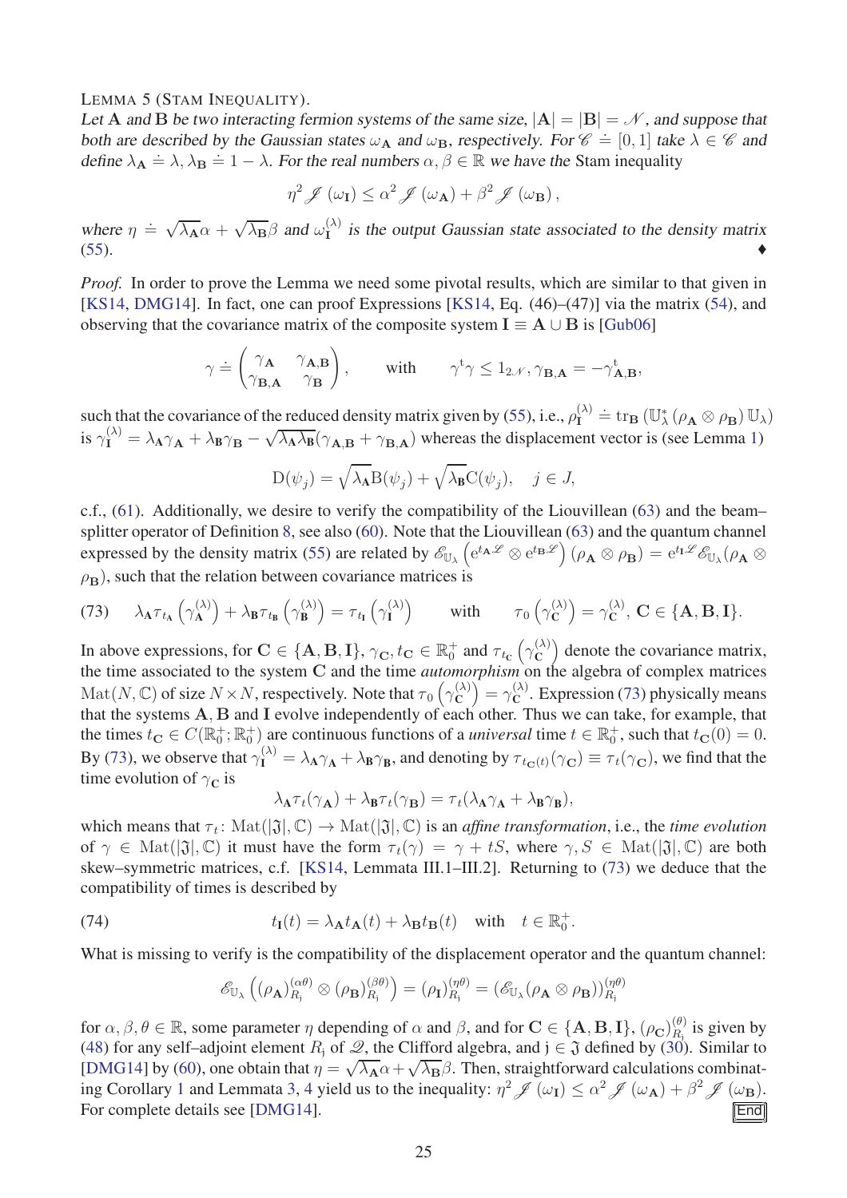Lemma 5 (Stam Inequality).
*Let $\mathbf{A}$ and $\mathbf{B}$ be two interacting fermion systems of the same size, $|\mathbf{A}| = |\mathbf{B}| = \mathscr{N}$, and suppose that both are described by the Gaussian states $\omega_{\mathbf{A}}$ and $\omega_{\mathbf{B}}$, respectively. For $\mathscr{C} \doteq [0,1]$ take $\lambda \in \mathscr{C}$ and define $\lambda_{\mathbf{A}} \doteq \lambda$, $\lambda_{\mathbf{B}} \doteq 1-\lambda$. For the real numbers $\alpha, \beta \in \mathbb{R}$ we have the* Stam *inequality*

$$\eta^2 \mathscr{J}(\omega_{\mathbf{I}}) \leq \alpha^2 \mathscr{J}(\omega_{\mathbf{A}}) + \beta^2 \mathscr{J}(\omega_{\mathbf{B}}),$$

*where $\eta \doteq \sqrt{\lambda_{\mathbf{A}}}\alpha + \sqrt{\lambda_{\mathbf{B}}}\beta$ and $\omega_{\mathbf{I}}^{(\lambda)}$ is the output Gaussian state associated to the density matrix* (55). ♦

*Proof.* In order to prove the Lemma we need some pivotal results, which are similar to that given in [KS14, DMG14]. In fact, one can proof Expressions [KS14, Eq. (46)–(47)] via the matrix (54), and observing that the covariance matrix of the composite system $\mathbf{I} \equiv \mathbf{A} \cup \mathbf{B}$ is [Gub06]

$$\gamma \doteq \begin{pmatrix} \gamma_{\mathbf{A}} & \gamma_{\mathbf{A},\mathbf{B}} \\ \gamma_{\mathbf{B},\mathbf{A}} & \gamma_{\mathbf{B}} \end{pmatrix}, \qquad \text{with} \qquad \gamma^{t}\gamma \leq 1_{2\mathscr{N}}, \gamma_{\mathbf{B},\mathbf{A}} = -\gamma_{\mathbf{A},\mathbf{B}}^{t},$$

such that the covariance of the reduced density matrix given by (55), i.e., $\rho_{\mathbf{I}}^{(\lambda)} \doteq \mathrm{tr}_{\mathbf{B}}\left(\mathbb{U}_{\lambda}^{*}(\rho_{\mathbf{A}} \otimes \rho_{\mathbf{B}})\mathbb{U}_{\lambda}\right)$ is $\gamma_{\mathbf{I}}^{(\lambda)} = \lambda_{\mathbf{A}}\gamma_{\mathbf{A}} + \lambda_{\mathbf{B}}\gamma_{\mathbf{B}} - \sqrt{\lambda_{\mathbf{A}}\lambda_{\mathbf{B}}}(\gamma_{\mathbf{A},\mathbf{B}} + \gamma_{\mathbf{B},\mathbf{A}})$ whereas the displacement vector is (see Lemma 1)

$$\mathrm{D}(\psi_j) = \sqrt{\lambda_{\mathbf{A}}}\mathrm{B}(\psi_j) + \sqrt{\lambda_{\mathbf{B}}}\mathrm{C}(\psi_j), \quad j \in J,$$

c.f., (61). Additionally, we desire to verify the compatibility of the Liouvillean (63) and the beam–splitter operator of Definition 8, see also (60). Note that the Liouvillean (63) and the quantum channel expressed by the density matrix (55) are related by $\mathscr{E}_{\mathbb{U}_{\lambda}}\left(\mathrm{e}^{t_{\mathbf{A}}\mathscr{L}} \otimes \mathrm{e}^{t_{\mathbf{B}}\mathscr{L}}\right)(\rho_{\mathbf{A}} \otimes \rho_{\mathbf{B}}) = \mathrm{e}^{t_{\mathbf{I}}\mathscr{L}}\mathscr{E}_{\mathbb{U}_{\lambda}}(\rho_{\mathbf{A}} \otimes \rho_{\mathbf{B}})$, such that the relation between covariance matrices is

$$\lambda_{\mathbf{A}}\tau_{t_{\mathbf{A}}}\left(\gamma_{\mathbf{A}}^{(\lambda)}\right) + \lambda_{\mathbf{B}}\tau_{t_{\mathbf{B}}}\left(\gamma_{\mathbf{B}}^{(\lambda)}\right) = \tau_{t_{\mathbf{I}}}\left(\gamma_{\mathbf{I}}^{(\lambda)}\right) \qquad \text{with} \qquad \tau_0\left(\gamma_{\mathbf{C}}^{(\lambda)}\right) = \gamma_{\mathbf{C}}^{(\lambda)},\ \mathbf{C} \in \{\mathbf{A},\mathbf{B},\mathbf{I}\}. \tag{73}$$

In above expressions, for $\mathbf{C} \in \{\mathbf{A},\mathbf{B},\mathbf{I}\}$, $\gamma_{\mathbf{C}}, t_{\mathbf{C}} \in \mathbb{R}_0^+$ and $\tau_{t_{\mathbf{C}}}\left(\gamma_{\mathbf{C}}^{(\lambda)}\right)$ denote the covariance matrix, the time associated to the system $\mathbf{C}$ and the time *automorphism* on the algebra of complex matrices $\mathrm{Mat}(N,\mathbb{C})$ of size $N \times N$, respectively. Note that $\tau_0\left(\gamma_{\mathbf{C}}^{(\lambda)}\right) = \gamma_{\mathbf{C}}^{(\lambda)}$. Expression (73) physically means that the systems $\mathbf{A}$, $\mathbf{B}$ and $\mathbf{I}$ evolve independently of each other. Thus we can take, for example, that the times $t_{\mathbf{C}} \in C(\mathbb{R}_0^+;\mathbb{R}_0^+)$ are continuous functions of a *universal* time $t \in \mathbb{R}_0^+$, such that $t_{\mathbf{C}}(0) = 0$. By (73), we observe that $\gamma_{\mathbf{I}}^{(\lambda)} = \lambda_{\mathbf{A}}\gamma_{\mathbf{A}} + \lambda_{\mathbf{B}}\gamma_{\mathbf{B}}$, and denoting by $\tau_{t_{\mathbf{C}}(t)}(\gamma_{\mathbf{C}}) \equiv \tau_t(\gamma_{\mathbf{C}})$, we find that the time evolution of $\gamma_{\mathbf{C}}$ is

$$\lambda_{\mathbf{A}}\tau_t(\gamma_{\mathbf{A}}) + \lambda_{\mathbf{B}}\tau_t(\gamma_{\mathbf{B}}) = \tau_t(\lambda_{\mathbf{A}}\gamma_{\mathbf{A}} + \lambda_{\mathbf{B}}\gamma_{\mathbf{B}}),$$

which means that $\tau_t\colon \mathrm{Mat}(|\mathfrak{J}|,\mathbb{C}) \to \mathrm{Mat}(|\mathfrak{J}|,\mathbb{C})$ is an *affine transformation*, i.e., the *time evolution* of $\gamma \in \mathrm{Mat}(|\mathfrak{J}|,\mathbb{C})$ it must have the form $\tau_t(\gamma) = \gamma + tS$, where $\gamma, S \in \mathrm{Mat}(|\mathfrak{J}|,\mathbb{C})$ are both skew–symmetric matrices, c.f. [KS14, Lemmata III.1–III.2]. Returning to (73) we deduce that the compatibility of times is described by

$$t_{\mathbf{I}}(t) = \lambda_{\mathbf{A}}t_{\mathbf{A}}(t) + \lambda_{\mathbf{B}}t_{\mathbf{B}}(t) \quad \text{with} \quad t \in \mathbb{R}_0^+. \tag{74}$$

What is missing to verify is the compatibility of the displacement operator and the quantum channel:

$$\mathscr{E}_{\mathbb{U}_{\lambda}}\left((\rho_{\mathbf{A}})_{R_{\mathrm{j}}}^{(\alpha\theta)} \otimes (\rho_{\mathbf{B}})_{R_{\mathrm{j}}}^{(\beta\theta)}\right) = (\rho_{\mathbf{I}})_{R_{\mathrm{j}}}^{(\eta\theta)} = \left(\mathscr{E}_{\mathbb{U}_{\lambda}}(\rho_{\mathbf{A}} \otimes \rho_{\mathbf{B}})\right)_{R_{\mathrm{j}}}^{(\eta\theta)}$$

for $\alpha, \beta, \theta \in \mathbb{R}$, some parameter $\eta$ depending of $\alpha$ and $\beta$, and for $\mathbf{C} \in \{\mathbf{A},\mathbf{B},\mathbf{I}\}$, $(\rho_{\mathbf{C}})_{R_{\mathrm{j}}}^{(\theta)}$ is given by (48) for any self–adjoint element $R_{\mathrm{j}}$ of $\mathscr{Q}$, the Clifford algebra, and $\mathrm{j} \in \mathfrak{J}$ defined by (30). Similar to [DMG14] by (60), one obtain that $\eta = \sqrt{\lambda_{\mathbf{A}}}\alpha + \sqrt{\lambda_{\mathbf{B}}}\beta$. Then, straightforward calculations combinating Corollary 1 and Lemmata 3, 4 yield us to the inequality: $\eta^2 \mathscr{J}(\omega_{\mathbf{I}}) \leq \alpha^2 \mathscr{J}(\omega_{\mathbf{A}}) + \beta^2 \mathscr{J}(\omega_{\mathbf{B}})$. For complete details see [DMG14]. End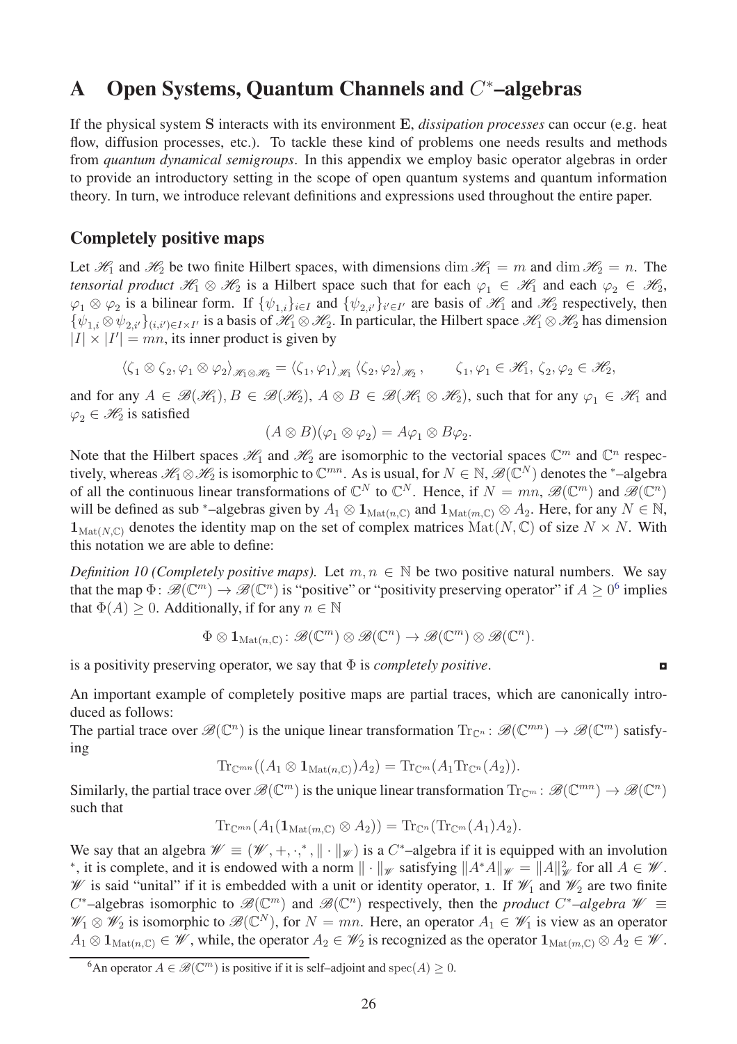# A Open Systems, Quantum Channels and $C^*$–algebras

If the physical system $\mathbf{S}$ interacts with its environment $\mathbf{E}$, *dissipation processes* can occur (e.g. heat flow, diffusion processes, etc.). To tackle these kind of problems one needs results and methods from *quantum dynamical semigroups*. In this appendix we employ basic operator algebras in order to provide an introductory setting in the scope of open quantum systems and quantum information theory. In turn, we introduce relevant definitions and expressions used throughout the entire paper.

## Completely positive maps

Let $\mathscr{H}_1$ and $\mathscr{H}_2$ be two finite Hilbert spaces, with dimensions $\dim \mathscr{H}_1 = m$ and $\dim \mathscr{H}_2 = n$. The *tensorial product* $\mathscr{H}_1 \otimes \mathscr{H}_2$ is a Hilbert space such that for each $\varphi_1 \in \mathscr{H}_1$ and each $\varphi_2 \in \mathscr{H}_2$, $\varphi_1 \otimes \varphi_2$ is a bilinear form. If $\{\psi_{1,i}\}_{i \in I}$ and $\{\psi_{2,i'}\}_{i' \in I'}$ are basis of $\mathscr{H}_1$ and $\mathscr{H}_2$ respectively, then $\{\psi_{1,i} \otimes \psi_{2,i'}\}_{(i,i') \in I \times I'}$ is a basis of $\mathscr{H}_1 \otimes \mathscr{H}_2$. In particular, the Hilbert space $\mathscr{H}_1 \otimes \mathscr{H}_2$ has dimension $|I| \times |I'| = mn$, its inner product is given by

$$\langle \zeta_1 \otimes \zeta_2, \varphi_1 \otimes \varphi_2 \rangle_{\mathscr{H}_1 \otimes \mathscr{H}_2} = \langle \zeta_1, \varphi_1 \rangle_{\mathscr{H}_1} \langle \zeta_2, \varphi_2 \rangle_{\mathscr{H}_2}, \qquad \zeta_1, \varphi_1 \in \mathscr{H}_1,\ \zeta_2, \varphi_2 \in \mathscr{H}_2,$$

and for any $A \in \mathscr{B}(\mathscr{H}_1), B \in \mathscr{B}(\mathscr{H}_2)$, $A \otimes B \in \mathscr{B}(\mathscr{H}_1 \otimes \mathscr{H}_2)$, such that for any $\varphi_1 \in \mathscr{H}_1$ and $\varphi_2 \in \mathscr{H}_2$ is satisfied

$$(A \otimes B)(\varphi_1 \otimes \varphi_2) = A\varphi_1 \otimes B\varphi_2.$$

Note that the Hilbert spaces $\mathscr{H}_1$ and $\mathscr{H}_2$ are isomorphic to the vectorial spaces $\mathbb{C}^m$ and $\mathbb{C}^n$ respectively, whereas $\mathscr{H}_1 \otimes \mathscr{H}_2$ is isomorphic to $\mathbb{C}^{mn}$. As is usual, for $N \in \mathbb{N}$, $\mathscr{B}(\mathbb{C}^N)$ denotes the $^*$–algebra of all the continuous linear transformations of $\mathbb{C}^N$ to $\mathbb{C}^N$. Hence, if $N = mn$, $\mathscr{B}(\mathbb{C}^m)$ and $\mathscr{B}(\mathbb{C}^n)$ will be defined as sub $^*$–algebras given by $A_1 \otimes \mathbf{1}_{\mathrm{Mat}(n,\mathbb{C})}$ and $\mathbf{1}_{\mathrm{Mat}(m,\mathbb{C})} \otimes A_2$. Here, for any $N \in \mathbb{N}$, $\mathbf{1}_{\mathrm{Mat}(N,\mathbb{C})}$ denotes the identity map on the set of complex matrices $\mathrm{Mat}(N, \mathbb{C})$ of size $N \times N$. With this notation we are able to define:

*Definition 10 (Completely positive maps).* Let $m, n \in \mathbb{N}$ be two positive natural numbers. We say that the map $\Phi \colon \mathscr{B}(\mathbb{C}^m) \to \mathscr{B}(\mathbb{C}^n)$ is "positive" or "positivity preserving operator" if $A \geq 0$[6] implies that $\Phi(A) \geq 0$. Additionally, if for any $n \in \mathbb{N}$

$$\Phi \otimes \mathbf{1}_{\mathrm{Mat}(n,\mathbb{C})} \colon \mathscr{B}(\mathbb{C}^m) \otimes \mathscr{B}(\mathbb{C}^n) \to \mathscr{B}(\mathbb{C}^m) \otimes \mathscr{B}(\mathbb{C}^n).$$

is a positivity preserving operator, we say that $\Phi$ is *completely positive*. ◘

An important example of completely positive maps are partial traces, which are canonically introduced as follows:
The partial trace over $\mathscr{B}(\mathbb{C}^n)$ is the unique linear transformation $\mathrm{Tr}_{\mathbb{C}^n} \colon \mathscr{B}(\mathbb{C}^{mn}) \to \mathscr{B}(\mathbb{C}^m)$ satisfying

$$\mathrm{Tr}_{\mathbb{C}^{mn}}((A_1 \otimes \mathbf{1}_{\mathrm{Mat}(n,\mathbb{C})})A_2) = \mathrm{Tr}_{\mathbb{C}^m}(A_1 \mathrm{Tr}_{\mathbb{C}^n}(A_2)).$$

Similarly, the partial trace over $\mathscr{B}(\mathbb{C}^m)$ is the unique linear transformation $\mathrm{Tr}_{\mathbb{C}^m} \colon \mathscr{B}(\mathbb{C}^{mn}) \to \mathscr{B}(\mathbb{C}^n)$ such that

$$\mathrm{Tr}_{\mathbb{C}^{mn}}(A_1(\mathbf{1}_{\mathrm{Mat}(m,\mathbb{C})} \otimes A_2)) = \mathrm{Tr}_{\mathbb{C}^n}(\mathrm{Tr}_{\mathbb{C}^m}(A_1)A_2).$$

We say that an algebra $\mathscr{W} \equiv (\mathscr{W}, +, \cdot, ^*, \|\cdot\|_{\mathscr{W}})$ is a $C^*$–algebra if it is equipped with an involution $^*$, it is complete, and it is endowed with a norm $\|\cdot\|_{\mathscr{W}}$ satisfying $\|A^*A\|_{\mathscr{W}} = \|A\|^2_{\mathscr{W}}$ for all $A \in \mathscr{W}$. $\mathscr{W}$ is said "unital" if it is embedded with a unit or identity operator, $\mathfrak{1}$. If $\mathscr{W}_1$ and $\mathscr{W}_2$ are two finite $C^*$–algebras isomorphic to $\mathscr{B}(\mathbb{C}^m)$ and $\mathscr{B}(\mathbb{C}^n)$ respectively, then the *product $C^*$–algebra* $\mathscr{W} \equiv \mathscr{W}_1 \otimes \mathscr{W}_2$ is isomorphic to $\mathscr{B}(\mathbb{C}^N)$, for $N = mn$. Here, an operator $A_1 \in \mathscr{W}_1$ is view as an operator $A_1 \otimes \mathbf{1}_{\mathrm{Mat}(n,\mathbb{C})} \in \mathscr{W}$, while, the operator $A_2 \in \mathscr{W}_2$ is recognized as the operator $\mathbf{1}_{\mathrm{Mat}(m,\mathbb{C})} \otimes A_2 \in \mathscr{W}$.

[6] An operator $A \in \mathscr{B}(\mathbb{C}^m)$ is positive if it is self–adjoint and $\mathrm{spec}(A) \geq 0$.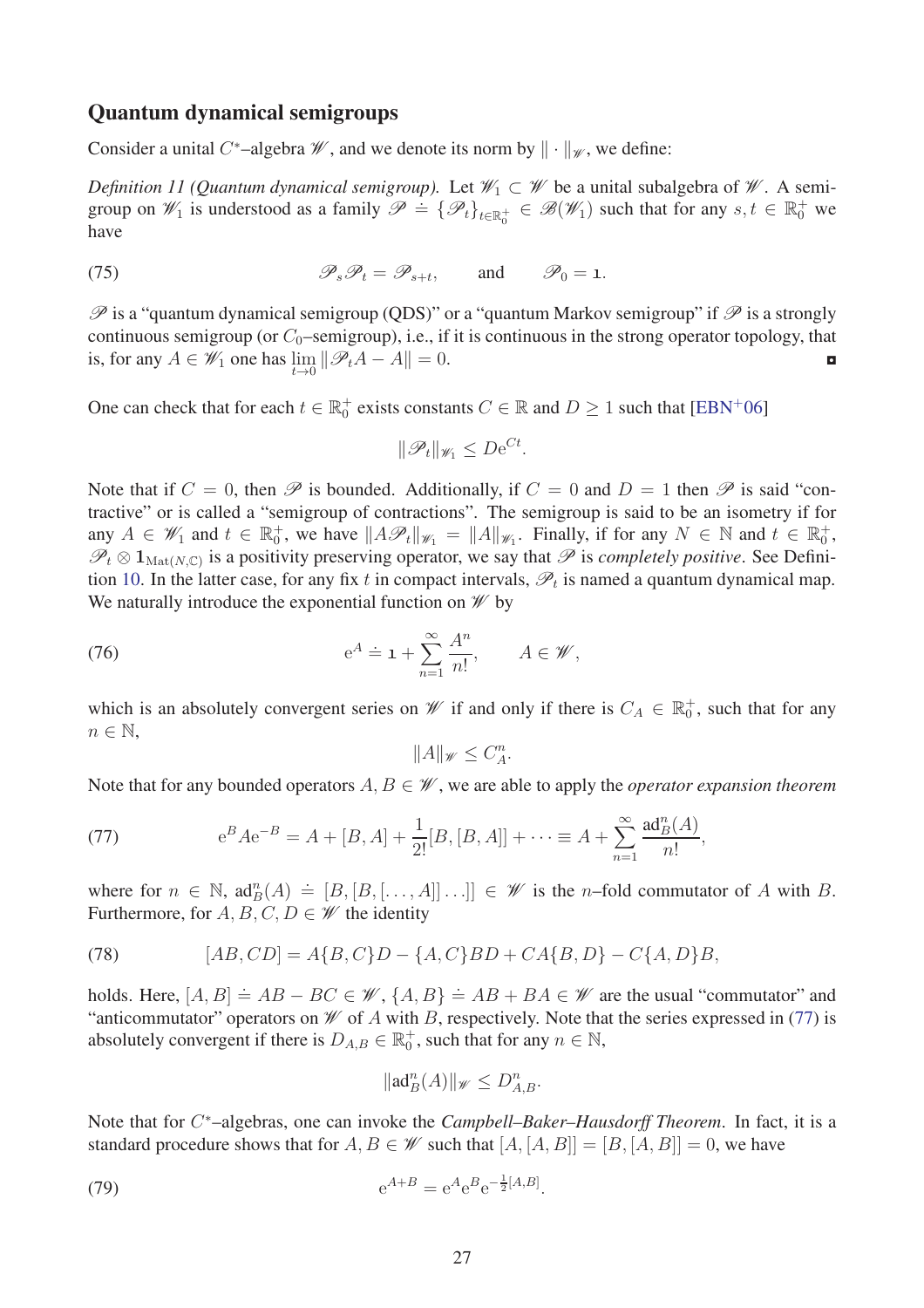## Quantum dynamical semigroups

Consider a unital $C^*$–algebra $\mathscr{W}$, and we denote its norm by $\|\cdot\|_{\mathscr{W}}$, we define:

*Definition 11 (Quantum dynamical semigroup).* Let $\mathscr{W}_1 \subset \mathscr{W}$ be a unital subalgebra of $\mathscr{W}$. A semigroup on $\mathscr{W}_1$ is understood as a family $\mathscr{P} \doteq \{\mathscr{P}_t\}_{t\in\mathbb{R}_0^+} \in \mathscr{B}(\mathscr{W}_1)$ such that for any $s, t \in \mathbb{R}_0^+$ we have

$$\mathscr{P}_s\mathscr{P}_t = \mathscr{P}_{s+t}, \qquad \text{and} \qquad \mathscr{P}_0 = \mathbf{1}. \tag{75}$$

$\mathscr{P}$ is a "quantum dynamical semigroup (QDS)" or a "quantum Markov semigroup" if $\mathscr{P}$ is a strongly continuous semigroup (or $C_0$–semigroup), i.e., if it is continuous in the strong operator topology, that is, for any $A \in \mathscr{W}_1$ one has $\lim_{t\to 0} \|\mathscr{P}_t A - A\| = 0$. ◘

One can check that for each $t \in \mathbb{R}_0^+$ exists constants $C \in \mathbb{R}$ and $D \geq 1$ such that [EBN+06]

$$\|\mathscr{P}_t\|_{\mathscr{W}_1} \leq D\mathrm{e}^{Ct}.$$

Note that if $C = 0$, then $\mathscr{P}$ is bounded. Additionally, if $C = 0$ and $D = 1$ then $\mathscr{P}$ is said "contractive" or is called a "semigroup of contractions". The semigroup is said to be an isometry if for any $A \in \mathscr{W}_1$ and $t \in \mathbb{R}_0^+$, we have $\|A\mathscr{P}_t\|_{\mathscr{W}_1} = \|A\|_{\mathscr{W}_1}$. Finally, if for any $N \in \mathbb{N}$ and $t \in \mathbb{R}_0^+$, $\mathscr{P}_t \otimes \mathbf{1}_{\mathrm{Mat}(N,\mathbb{C})}$ is a positivity preserving operator, we say that $\mathscr{P}$ is *completely positive*. See Definition 10. In the latter case, for any fix $t$ in compact intervals, $\mathscr{P}_t$ is named a quantum dynamical map. We naturally introduce the exponential function on $\mathscr{W}$ by

$$\mathrm{e}^A \doteq \mathbf{1} + \sum_{n=1}^{\infty} \frac{A^n}{n!}, \qquad A \in \mathscr{W}, \tag{76}$$

which is an absolutely convergent series on $\mathscr{W}$ if and only if there is $C_A \in \mathbb{R}_0^+$, such that for any $n \in \mathbb{N}$,

$$\|A\|_{\mathscr{W}} \leq C_A^n.$$

Note that for any bounded operators $A, B \in \mathscr{W}$, we are able to apply the *operator expansion theorem*

$$\mathrm{e}^B A \mathrm{e}^{-B} = A + [B, A] + \frac{1}{2!}[B, [B, A]] + \cdots \equiv A + \sum_{n=1}^{\infty} \frac{\mathrm{ad}_B^n(A)}{n!}, \tag{77}$$

where for $n \in \mathbb{N}$, $\mathrm{ad}_B^n(A) \doteq [B, [B, [\ldots, A]] \ldots]] \in \mathscr{W}$ is the $n$–fold commutator of $A$ with $B$. Furthermore, for $A, B, C, D \in \mathscr{W}$ the identity

$$[AB, CD] = A\{B, C\}D - \{A, C\}BD + CA\{B, D\} - C\{A, D\}B, \tag{78}$$

holds. Here, $[A, B] \doteq AB - BC \in \mathscr{W}$, $\{A, B\} \doteq AB + BA \in \mathscr{W}$ are the usual "commutator" and "anticommutator" operators on $\mathscr{W}$ of $A$ with $B$, respectively. Note that the series expressed in (77) is absolutely convergent if there is $D_{A,B} \in \mathbb{R}_0^+$, such that for any $n \in \mathbb{N}$,

$$\|\mathrm{ad}_B^n(A)\|_{\mathscr{W}} \leq D_{A,B}^n.$$

Note that for $C^*$–algebras, one can invoke the *Campbell–Baker–Hausdorff Theorem*. In fact, it is a standard procedure shows that for $A, B \in \mathscr{W}$ such that $[A, [A, B]] = [B, [A, B]] = 0$, we have

$$\mathrm{e}^{A+B} = \mathrm{e}^A \mathrm{e}^B \mathrm{e}^{-\frac{1}{2}[A,B]}. \tag{79}$$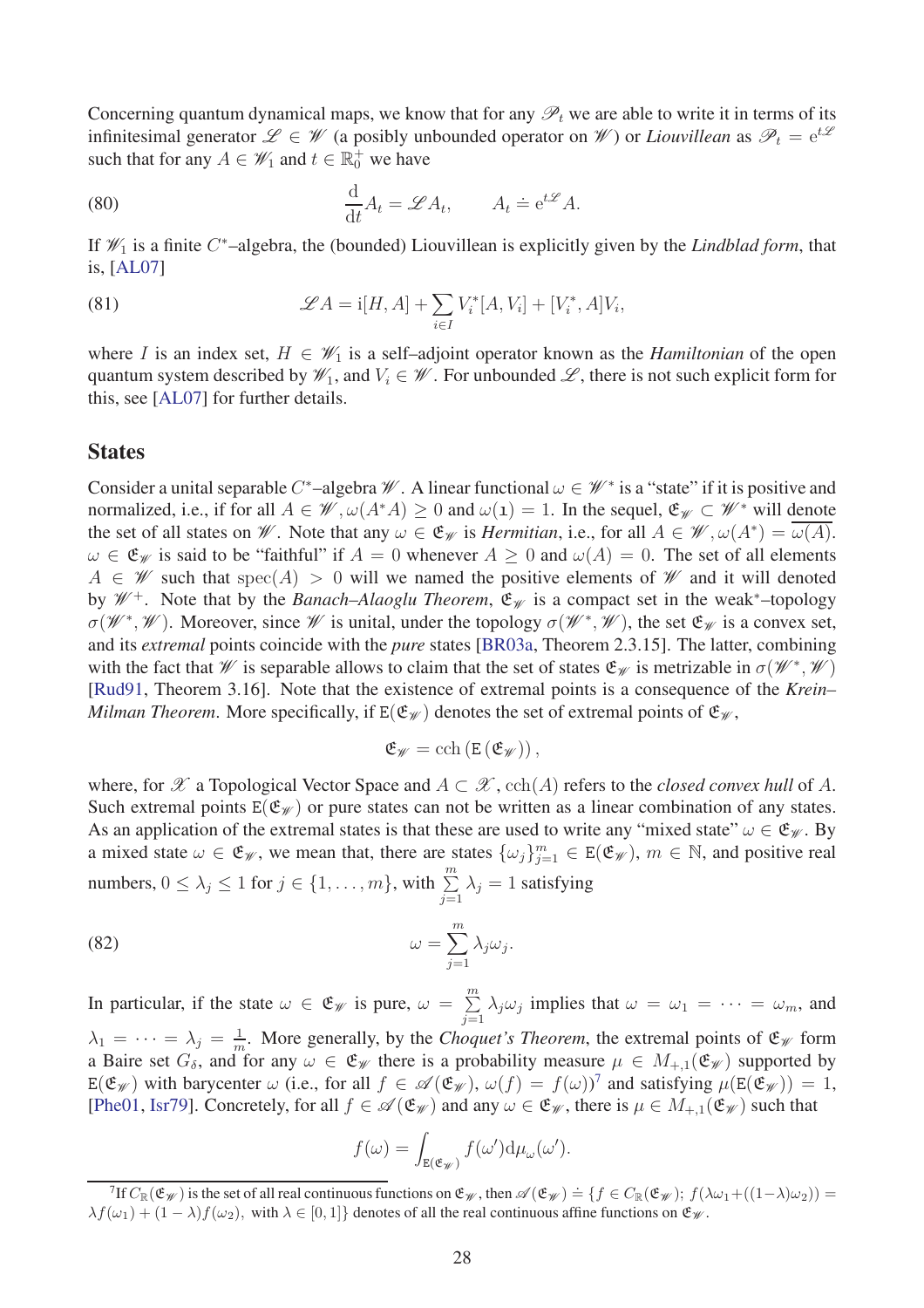Concerning quantum dynamical maps, we know that for any $\mathscr{P}_t$ we are able to write it in terms of its infinitesimal generator $\mathscr{L} \in \mathscr{W}$ (a posibly unbounded operator on $\mathscr{W}$) or *Liouvillean* as $\mathscr{P}_t = \mathrm{e}^{t\mathscr{L}}$ such that for any $A \in \mathscr{W}_1$ and $t \in \mathbb{R}_0^+$ we have

$$\frac{\mathrm{d}}{\mathrm{d}t} A_t = \mathscr{L} A_t, \qquad A_t \doteq \mathrm{e}^{t\mathscr{L}} A. \tag{80}$$

If $\mathscr{W}_1$ is a finite $C^*$–algebra, the (bounded) Liouvillean is explicitly given by the *Lindblad form*, that is, [AL07]

$$\mathscr{L} A = \mathrm{i}[H, A] + \sum_{i \in I} V_i^*[A, V_i] + [V_i^*, A] V_i, \tag{81}$$

where $I$ is an index set, $H \in \mathscr{W}_1$ is a self–adjoint operator known as the *Hamiltonian* of the open quantum system described by $\mathscr{W}_1$, and $V_i \in \mathscr{W}$. For unbounded $\mathscr{L}$, there is not such explicit form for this, see [AL07] for further details.

## States

Consider a unital separable $C^*$–algebra $\mathscr{W}$. A linear functional $\omega \in \mathscr{W}^*$ is a "state" if it is positive and normalized, i.e., if for all $A \in \mathscr{W}, \omega(A^*A) \geq 0$ and $\omega(\mathfrak{1}) = 1$. In the sequel, $\mathfrak{E}_{\mathscr{W}} \subset \mathscr{W}^*$ will denote the set of all states on $\mathscr{W}$. Note that any $\omega \in \mathfrak{E}_{\mathscr{W}}$ is *Hermitian*, i.e., for all $A \in \mathscr{W}, \omega(A^*) = \overline{\omega(A)}$. $\omega \in \mathfrak{E}_{\mathscr{W}}$ is said to be "faithful" if $A = 0$ whenever $A \geq 0$ and $\omega(A) = 0$. The set of all elements $A \in \mathscr{W}$ such that $\mathrm{spec}(A) > 0$ will we named the positive elements of $\mathscr{W}$ and it will denoted by $\mathscr{W}^+$. Note that by the *Banach–Alaoglu Theorem*, $\mathfrak{E}_{\mathscr{W}}$ is a compact set in the weak$^*$–topology $\sigma(\mathscr{W}^*, \mathscr{W})$. Moreover, since $\mathscr{W}$ is unital, under the topology $\sigma(\mathscr{W}^*, \mathscr{W})$, the set $\mathfrak{E}_{\mathscr{W}}$ is a convex set, and its *extremal* points coincide with the *pure* states [BR03a, Theorem 2.3.15]. The latter, combining with the fact that $\mathscr{W}$ is separable allows to claim that the set of states $\mathfrak{E}_{\mathscr{W}}$ is metrizable in $\sigma(\mathscr{W}^*, \mathscr{W})$ [Rud91, Theorem 3.16]. Note that the existence of extremal points is a consequence of the *Krein–Milman Theorem*. More specifically, if $\mathtt{E}(\mathfrak{E}_{\mathscr{W}})$ denotes the set of extremal points of $\mathfrak{E}_{\mathscr{W}}$,

$$\mathfrak{E}_{\mathscr{W}} = \mathrm{cch}\left(\mathtt{E}\left(\mathfrak{E}_{\mathscr{W}}\right)\right),$$

where, for $\mathscr{X}$ a Topological Vector Space and $A \subset \mathscr{X}$, $\mathrm{cch}(A)$ refers to the *closed convex hull* of $A$. Such extremal points $\mathtt{E}(\mathfrak{E}_{\mathscr{W}})$ or pure states can not be written as a linear combination of any states. As an application of the extremal states is that these are used to write any "mixed state" $\omega \in \mathfrak{E}_{\mathscr{W}}$. By a mixed state $\omega \in \mathfrak{E}_{\mathscr{W}}$, we mean that, there are states $\{\omega_j\}_{j=1}^m \in \mathtt{E}(\mathfrak{E}_{\mathscr{W}})$, $m \in \mathbb{N}$, and positive real numbers, $0 \leq \lambda_j \leq 1$ for $j \in \{1, \ldots, m\}$, with $\sum_{j=1}^m \lambda_j = 1$ satisfying

$$\omega = \sum_{j=1}^m \lambda_j \omega_j. \tag{82}$$

In particular, if the state $\omega \in \mathfrak{E}_{\mathscr{W}}$ is pure, $\omega = \sum_{j=1}^m \lambda_j \omega_j$ implies that $\omega = \omega_1 = \cdots = \omega_m$, and $\lambda_1 = \cdots = \lambda_j = \frac{1}{m}$. More generally, by the *Choquet's Theorem*, the extremal points of $\mathfrak{E}_{\mathscr{W}}$ form a Baire set $G_\delta$, and for any $\omega \in \mathfrak{E}_{\mathscr{W}}$ there is a probability measure $\mu \in M_{+,1}(\mathfrak{E}_{\mathscr{W}})$ supported by $\mathtt{E}(\mathfrak{E}_{\mathscr{W}})$ with barycenter $\omega$ (i.e., for all $f \in \mathscr{A}(\mathfrak{E}_{\mathscr{W}})$, $\omega(f) = f(\omega)$)[7] and satisfying $\mu(\mathtt{E}(\mathfrak{E}_{\mathscr{W}})) = 1$, [Phe01, Isr79]. Concretely, for all $f \in \mathscr{A}(\mathfrak{E}_{\mathscr{W}})$ and any $\omega \in \mathfrak{E}_{\mathscr{W}}$, there is $\mu \in M_{+,1}(\mathfrak{E}_{\mathscr{W}})$ such that

$$f(\omega) = \int_{\mathtt{E}(\mathfrak{E}_{\mathscr{W}})} f(\omega') \mathrm{d}\mu_\omega(\omega').$$

[7] If $C_{\mathbb{R}}(\mathfrak{E}_{\mathscr{W}})$ is the set of all real continuous functions on $\mathfrak{E}_{\mathscr{W}}$, then $\mathscr{A}(\mathfrak{E}_{\mathscr{W}}) \doteq \{f \in C_{\mathbb{R}}(\mathfrak{E}_{\mathscr{W}});\ f(\lambda\omega_1 + ((1-\lambda)\omega_2)) = \lambda f(\omega_1) + (1-\lambda) f(\omega_2),\ \text{with}\ \lambda \in [0,1]\}$ denotes of all the real continuous affine functions on $\mathfrak{E}_{\mathscr{W}}$.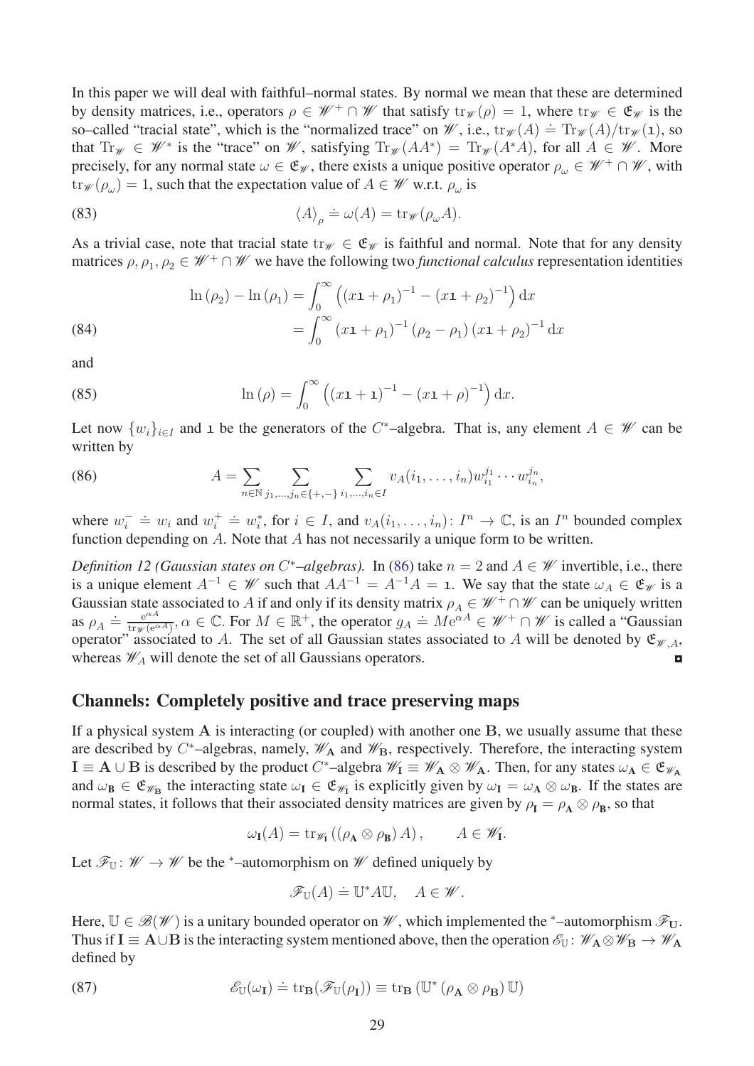In this paper we will deal with faithful–normal states. By normal we mean that these are determined by density matrices, i.e., operators $\rho \in \mathscr{W}^+ \cap \mathscr{W}$ that satisfy $\mathrm{tr}_{\mathscr{W}}(\rho) = 1$, where $\mathrm{tr}_{\mathscr{W}} \in \mathfrak{E}_{\mathscr{W}}$ is the so–called "tracial state", which is the "normalized trace" on $\mathscr{W}$, i.e., $\mathrm{tr}_{\mathscr{W}}(A) \doteq \mathrm{Tr}_{\mathscr{W}}(A)/\mathrm{tr}_{\mathscr{W}}(\mathbb{1})$, so that $\mathrm{Tr}_{\mathscr{W}} \in \mathscr{W}^*$ is the "trace" on $\mathscr{W}$, satisfying $\mathrm{Tr}_{\mathscr{W}}(AA^*) = \mathrm{Tr}_{\mathscr{W}}(A^*A)$, for all $A \in \mathscr{W}$. More precisely, for any normal state $\omega \in \mathfrak{E}_{\mathscr{W}}$, there exists a unique positive operator $\rho_\omega \in \mathscr{W}^+ \cap \mathscr{W}$, with $\mathrm{tr}_{\mathscr{W}}(\rho_\omega) = 1$, such that the expectation value of $A \in \mathscr{W}$ w.r.t. $\rho_\omega$ is

$$\langle A \rangle_\rho \doteq \omega(A) = \mathrm{tr}_{\mathscr{W}}(\rho_\omega A). \tag{83}$$

As a trivial case, note that tracial state $\mathrm{tr}_{\mathscr{W}} \in \mathfrak{E}_{\mathscr{W}}$ is faithful and normal. Note that for any density matrices $\rho, \rho_1, \rho_2 \in \mathscr{W}^+ \cap \mathscr{W}$ we have the following two *functional calculus* representation identities

$$\begin{aligned} \ln(\rho_2) - \ln(\rho_1) &= \int_0^\infty \left( (x\mathbb{1} + \rho_1)^{-1} - (x\mathbb{1} + \rho_2)^{-1} \right) \mathrm{d}x \\ &= \int_0^\infty (x\mathbb{1} + \rho_1)^{-1} (\rho_2 - \rho_1) (x\mathbb{1} + \rho_2)^{-1} \mathrm{d}x \end{aligned} \tag{84}$$

and

$$\ln(\rho) = \int_0^\infty \left( (x\mathbb{1} + \mathbb{1})^{-1} - (x\mathbb{1} + \rho)^{-1} \right) \mathrm{d}x. \tag{85}$$

Let now $\{w_i\}_{i\in I}$ and $\mathbb{1}$ be the generators of the $C^*$–algebra. That is, any element $A \in \mathscr{W}$ can be written by

$$A = \sum_{n\in\mathbb{N}} \sum_{j_1,\ldots,j_n\in\{+,-\}} \sum_{i_1,\ldots,i_n\in I} v_A(i_1,\ldots,i_n) w_{i_1}^{j_1} \cdots w_{i_n}^{j_n}, \tag{86}$$

where $w_i^- \doteq w_i$ and $w_i^+ \doteq w_i^*$, for $i \in I$, and $v_A(i_1,\ldots,i_n)\colon I^n \to \mathbb{C}$, is an $I^n$ bounded complex function depending on $A$. Note that $A$ has not necessarily a unique form to be written.

*Definition 12 (Gaussian states on $C^*$–algebras).* In (86) take $n = 2$ and $A \in \mathscr{W}$ invertible, i.e., there is a unique element $A^{-1} \in \mathscr{W}$ such that $AA^{-1} = A^{-1}A = \mathbb{1}$. We say that the state $\omega_A \in \mathfrak{E}_{\mathscr{W}}$ is a Gaussian state associated to $A$ if and only if its density matrix $\rho_A \in \mathscr{W}^+ \cap \mathscr{W}$ can be uniquely written as $\rho_A \doteq \frac{\mathrm{e}^{\alpha A}}{\mathrm{tr}_{\mathscr{W}}(\mathrm{e}^{\alpha A})}$, $\alpha \in \mathbb{C}$. For $M \in \mathbb{R}^+$, the operator $g_A \doteq M\mathrm{e}^{\alpha A} \in \mathscr{W}^+ \cap \mathscr{W}$ is called a "Gaussian operator" associated to $A$. The set of all Gaussian states associated to $A$ will be denoted by $\mathfrak{E}_{\mathscr{W},A}$, whereas $\mathscr{W}_A$ will denote the set of all Gaussians operators. ◘

## Channels: Completely positive and trace preserving maps

If a physical system $\mathbf{A}$ is interacting (or coupled) with another one $\mathbf{B}$, we usually assume that these are described by $C^*$–algebras, namely, $\mathscr{W}_{\mathbf{A}}$ and $\mathscr{W}_{\mathbf{B}}$, respectively. Therefore, the interacting system $\mathbf{I} \equiv \mathbf{A} \cup \mathbf{B}$ is described by the product $C^*$–algebra $\mathscr{W}_{\mathbf{I}} \equiv \mathscr{W}_{\mathbf{A}} \otimes \mathscr{W}_{\mathbf{A}}$. Then, for any states $\omega_{\mathbf{A}} \in \mathfrak{E}_{\mathscr{W}_{\mathbf{A}}}$ and $\omega_{\mathbf{B}} \in \mathfrak{E}_{\mathscr{W}_{\mathbf{B}}}$ the interacting state $\omega_{\mathbf{I}} \in \mathfrak{E}_{\mathscr{W}_{\mathbf{I}}}$ is explicitly given by $\omega_{\mathbf{I}} = \omega_{\mathbf{A}} \otimes \omega_{\mathbf{B}}$. If the states are normal states, it follows that their associated density matrices are given by $\rho_{\mathbf{I}} = \rho_{\mathbf{A}} \otimes \rho_{\mathbf{B}}$, so that

$$\omega_{\mathbf{I}}(A) = \mathrm{tr}_{\mathscr{W}_{\mathbf{I}}}\left( (\rho_{\mathbf{A}} \otimes \rho_{\mathbf{B}}) A \right), \qquad A \in \mathscr{W}_{\mathbf{I}}.$$

Let $\mathscr{F}_{\mathbb{U}}\colon \mathscr{W} \to \mathscr{W}$ be the $^*$–automorphism on $\mathscr{W}$ defined uniquely by

$$\mathscr{F}_{\mathbb{U}}(A) \doteq \mathbb{U}^* A \mathbb{U}, \quad A \in \mathscr{W}.$$

Here, $\mathbb{U} \in \mathscr{B}(\mathscr{W})$ is a unitary bounded operator on $\mathscr{W}$, which implemented the $^*$–automorphism $\mathscr{F}_{\mathbf{U}}$. Thus if $\mathbf{I} \equiv \mathbf{A} \cup \mathbf{B}$ is the interacting system mentioned above, then the operation $\mathscr{E}_{\mathbb{U}}\colon \mathscr{W}_{\mathbf{A}} \otimes \mathscr{W}_{\mathbf{B}} \to \mathscr{W}_{\mathbf{A}}$ defined by

$$\mathscr{E}_{\mathbb{U}}(\omega_{\mathbf{I}}) \doteq \mathrm{tr}_{\mathbf{B}}(\mathscr{F}_{\mathbb{U}}(\rho_{\mathbf{I}})) \equiv \mathrm{tr}_{\mathbf{B}}\left( \mathbb{U}^* (\rho_{\mathbf{A}} \otimes \rho_{\mathbf{B}}) \mathbb{U} \right) \tag{87}$$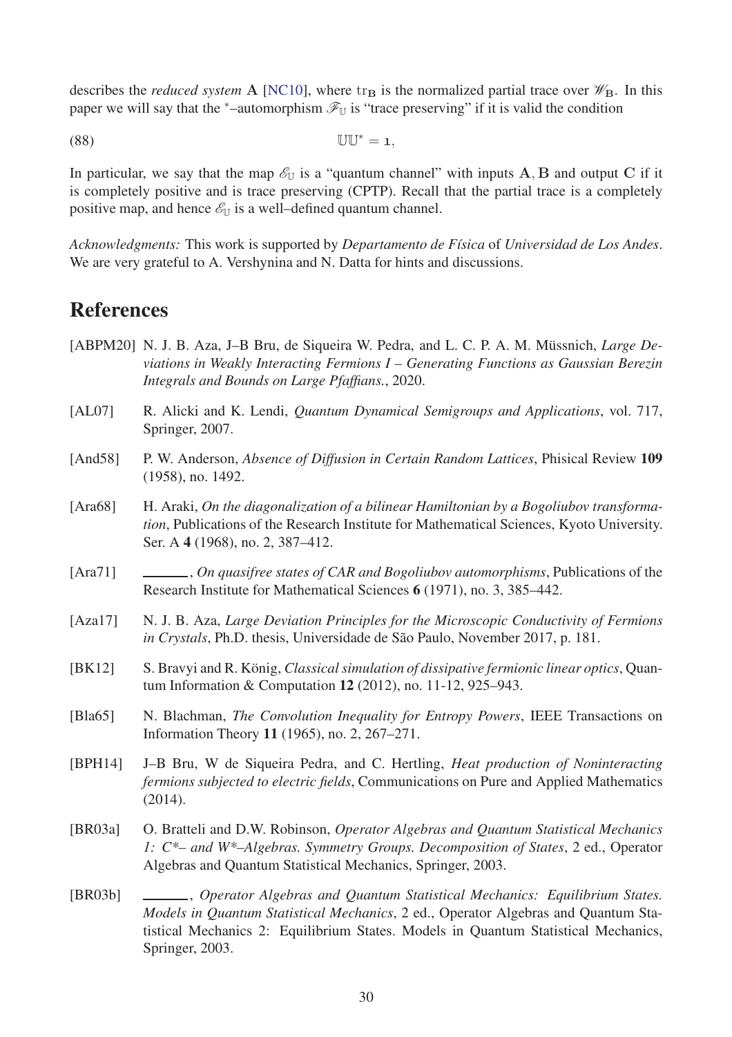describes the *reduced system* $\mathbf{A}$ [NC10], where $\mathrm{tr}_{\mathbf{B}}$ is the normalized partial trace over $\mathscr{W}_{\mathbf{B}}$. In this paper we will say that the $^*$–automorphism $\mathscr{F}_{\mathbb{U}}$ is "trace preserving" if it is valid the condition

$$\mathbb{U}\mathbb{U}^* = \mathbf{1}, \tag{88}$$

In particular, we say that the map $\mathscr{E}_{\mathbb{U}}$ is a "quantum channel" with inputs $\mathbf{A}, \mathbf{B}$ and output $\mathbf{C}$ if it is completely positive and is trace preserving (CPTP). Recall that the partial trace is a completely positive map, and hence $\mathscr{E}_{\mathbb{U}}$ is a well–defined quantum channel.

*Acknowledgments:* This work is supported by *Departamento de Física* of *Universidad de Los Andes*. We are very grateful to A. Vershynina and N. Datta for hints and discussions.

# References

[ABPM20] N. J. B. Aza, J–B Bru, de Siqueira W. Pedra, and L. C. P. A. M. Müssnich, *Large Deviations in Weakly Interacting Fermions I – Generating Functions as Gaussian Berezin Integrals and Bounds on Large Pfaffians.*, 2020.

[AL07] R. Alicki and K. Lendi, *Quantum Dynamical Semigroups and Applications*, vol. 717, Springer, 2007.

[And58] P. W. Anderson, *Absence of Diffusion in Certain Random Lattices*, Phisical Review **109** (1958), no. 1492.

[Ara68] H. Araki, *On the diagonalization of a bilinear Hamiltonian by a Bogoliubov transformation*, Publications of the Research Institute for Mathematical Sciences, Kyoto University. Ser. A **4** (1968), no. 2, 387–412.

[Ara71] ______, *On quasifree states of CAR and Bogoliubov automorphisms*, Publications of the Research Institute for Mathematical Sciences **6** (1971), no. 3, 385–442.

[Aza17] N. J. B. Aza, *Large Deviation Principles for the Microscopic Conductivity of Fermions in Crystals*, Ph.D. thesis, Universidade de São Paulo, November 2017, p. 181.

[BK12] S. Bravyi and R. König, *Classical simulation of dissipative fermionic linear optics*, Quantum Information & Computation **12** (2012), no. 11-12, 925–943.

[Bla65] N. Blachman, *The Convolution Inequality for Entropy Powers*, IEEE Transactions on Information Theory **11** (1965), no. 2, 267–271.

[BPH14] J–B Bru, W de Siqueira Pedra, and C. Hertling, *Heat production of Noninteracting fermions subjected to electric fields*, Communications on Pure and Applied Mathematics (2014).

[BR03a] O. Bratteli and D.W. Robinson, *Operator Algebras and Quantum Statistical Mechanics 1: C\*– and W\*–Algebras. Symmetry Groups. Decomposition of States*, 2 ed., Operator Algebras and Quantum Statistical Mechanics, Springer, 2003.

[BR03b] ______, *Operator Algebras and Quantum Statistical Mechanics: Equilibrium States. Models in Quantum Statistical Mechanics*, 2 ed., Operator Algebras and Quantum Statistical Mechanics 2: Equilibrium States. Models in Quantum Statistical Mechanics, Springer, 2003.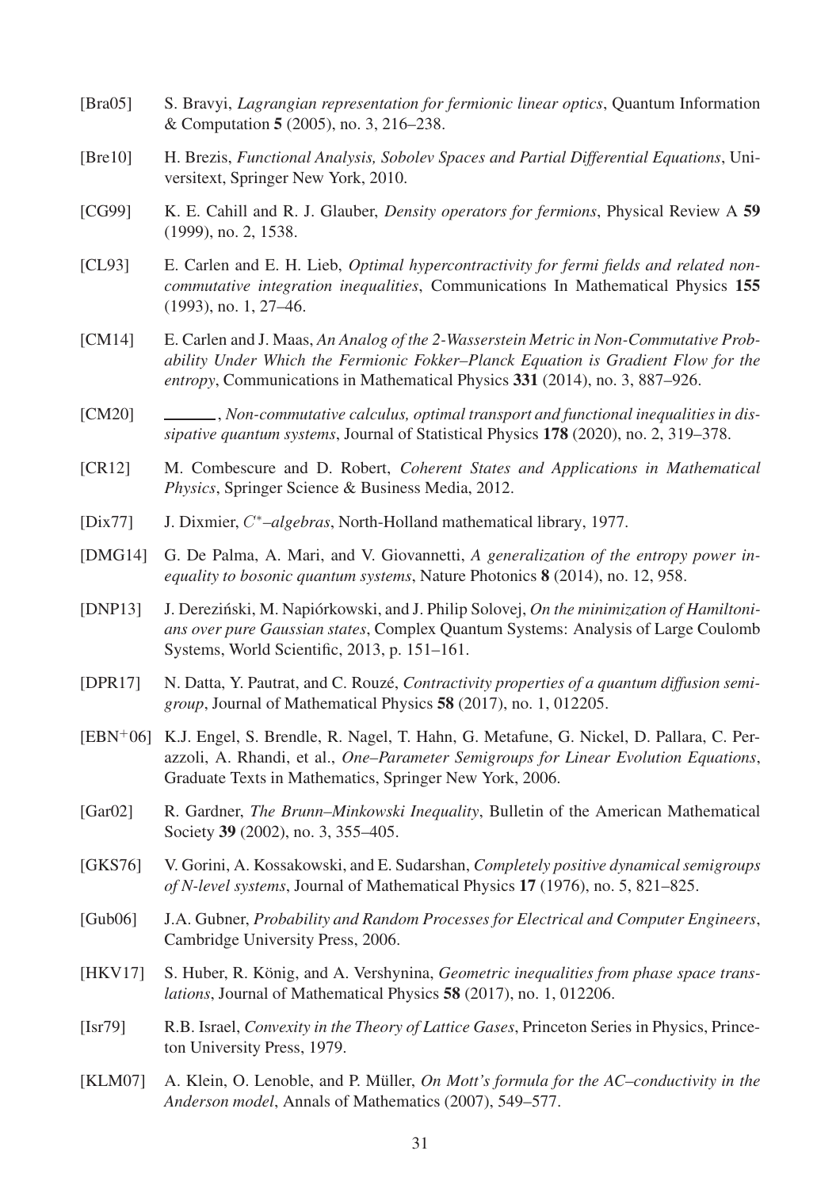[Bra05] S. Bravyi, *Lagrangian representation for fermionic linear optics*, Quantum Information & Computation **5** (2005), no. 3, 216–238.

[Bre10] H. Brezis, *Functional Analysis, Sobolev Spaces and Partial Differential Equations*, Universitext, Springer New York, 2010.

[CG99] K. E. Cahill and R. J. Glauber, *Density operators for fermions*, Physical Review A **59** (1999), no. 2, 1538.

[CL93] E. Carlen and E. H. Lieb, *Optimal hypercontractivity for fermi fields and related noncommutative integration inequalities*, Communications In Mathematical Physics **155** (1993), no. 1, 27–46.

[CM14] E. Carlen and J. Maas, *An Analog of the 2-Wasserstein Metric in Non-Commutative Probability Under Which the Fermionic Fokker–Planck Equation is Gradient Flow for the entropy*, Communications in Mathematical Physics **331** (2014), no. 3, 887–926.

[CM20] ______, *Non-commutative calculus, optimal transport and functional inequalities in dissipative quantum systems*, Journal of Statistical Physics **178** (2020), no. 2, 319–378.

[CR12] M. Combescure and D. Robert, *Coherent States and Applications in Mathematical Physics*, Springer Science & Business Media, 2012.

[Dix77] J. Dixmier, *$C^*$–algebras*, North-Holland mathematical library, 1977.

[DMG14] G. De Palma, A. Mari, and V. Giovannetti, *A generalization of the entropy power inequality to bosonic quantum systems*, Nature Photonics **8** (2014), no. 12, 958.

[DNP13] J. Dereziński, M. Napiórkowski, and J. Philip Solovej, *On the minimization of Hamiltonians over pure Gaussian states*, Complex Quantum Systems: Analysis of Large Coulomb Systems, World Scientific, 2013, p. 151–161.

[DPR17] N. Datta, Y. Pautrat, and C. Rouzé, *Contractivity properties of a quantum diffusion semigroup*, Journal of Mathematical Physics **58** (2017), no. 1, 012205.

[EBN+06] K.J. Engel, S. Brendle, R. Nagel, T. Hahn, G. Metafune, G. Nickel, D. Pallara, C. Perazzoli, A. Rhandi, et al., *One–Parameter Semigroups for Linear Evolution Equations*, Graduate Texts in Mathematics, Springer New York, 2006.

[Gar02] R. Gardner, *The Brunn–Minkowski Inequality*, Bulletin of the American Mathematical Society **39** (2002), no. 3, 355–405.

[GKS76] V. Gorini, A. Kossakowski, and E. Sudarshan, *Completely positive dynamical semigroups of N-level systems*, Journal of Mathematical Physics **17** (1976), no. 5, 821–825.

[Gub06] J.A. Gubner, *Probability and Random Processes for Electrical and Computer Engineers*, Cambridge University Press, 2006.

[HKV17] S. Huber, R. König, and A. Vershynina, *Geometric inequalities from phase space translations*, Journal of Mathematical Physics **58** (2017), no. 1, 012206.

[Isr79] R.B. Israel, *Convexity in the Theory of Lattice Gases*, Princeton Series in Physics, Princeton University Press, 1979.

[KLM07] A. Klein, O. Lenoble, and P. Müller, *On Mott's formula for the AC–conductivity in the Anderson model*, Annals of Mathematics (2007), 549–577.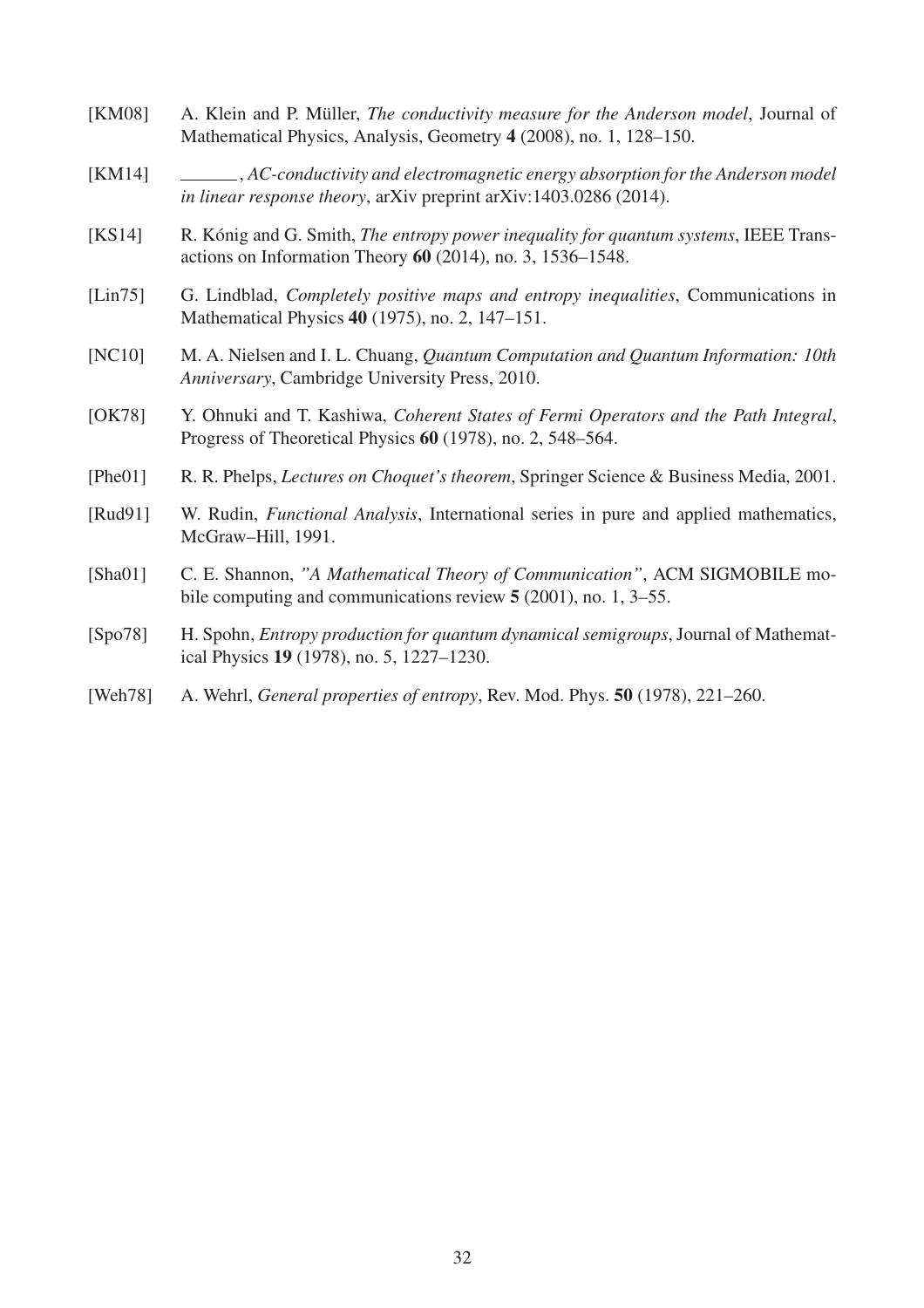[KM08] A. Klein and P. Müller, *The conductivity measure for the Anderson model*, Journal of Mathematical Physics, Analysis, Geometry **4** (2008), no. 1, 128–150.

[KM14] ______, *AC-conductivity and electromagnetic energy absorption for the Anderson model in linear response theory*, arXiv preprint arXiv:1403.0286 (2014).

[KS14] R. Kónig and G. Smith, *The entropy power inequality for quantum systems*, IEEE Transactions on Information Theory **60** (2014), no. 3, 1536–1548.

[Lin75] G. Lindblad, *Completely positive maps and entropy inequalities*, Communications in Mathematical Physics **40** (1975), no. 2, 147–151.

[NC10] M. A. Nielsen and I. L. Chuang, *Quantum Computation and Quantum Information: 10th Anniversary*, Cambridge University Press, 2010.

[OK78] Y. Ohnuki and T. Kashiwa, *Coherent States of Fermi Operators and the Path Integral*, Progress of Theoretical Physics **60** (1978), no. 2, 548–564.

[Phe01] R. R. Phelps, *Lectures on Choquet's theorem*, Springer Science & Business Media, 2001.

[Rud91] W. Rudin, *Functional Analysis*, International series in pure and applied mathematics, McGraw–Hill, 1991.

[Sha01] C. E. Shannon, *"A Mathematical Theory of Communication"*, ACM SIGMOBILE mobile computing and communications review **5** (2001), no. 1, 3–55.

[Spo78] H. Spohn, *Entropy production for quantum dynamical semigroups*, Journal of Mathematical Physics **19** (1978), no. 5, 1227–1230.

[Weh78] A. Wehrl, *General properties of entropy*, Rev. Mod. Phys. **50** (1978), 221–260.